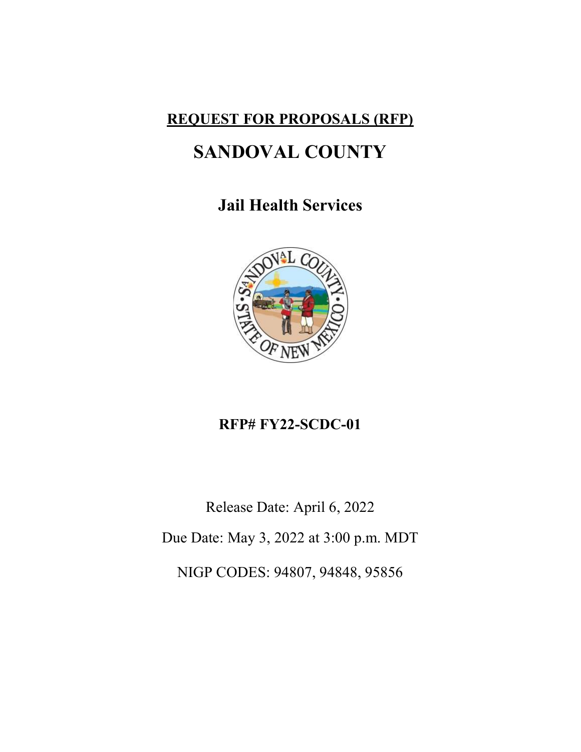**REQUEST FOR PROPOSALS (RFP)**

# SANDOVAL COUNTY

## Jail Health Services

**RFP# FY22-SCDC-01**

Release Date: April 6, 2022

Due Date: May 3, 2022 at 3:00 p.m. MDT

NIGP CODES: 94807, 94848, 95856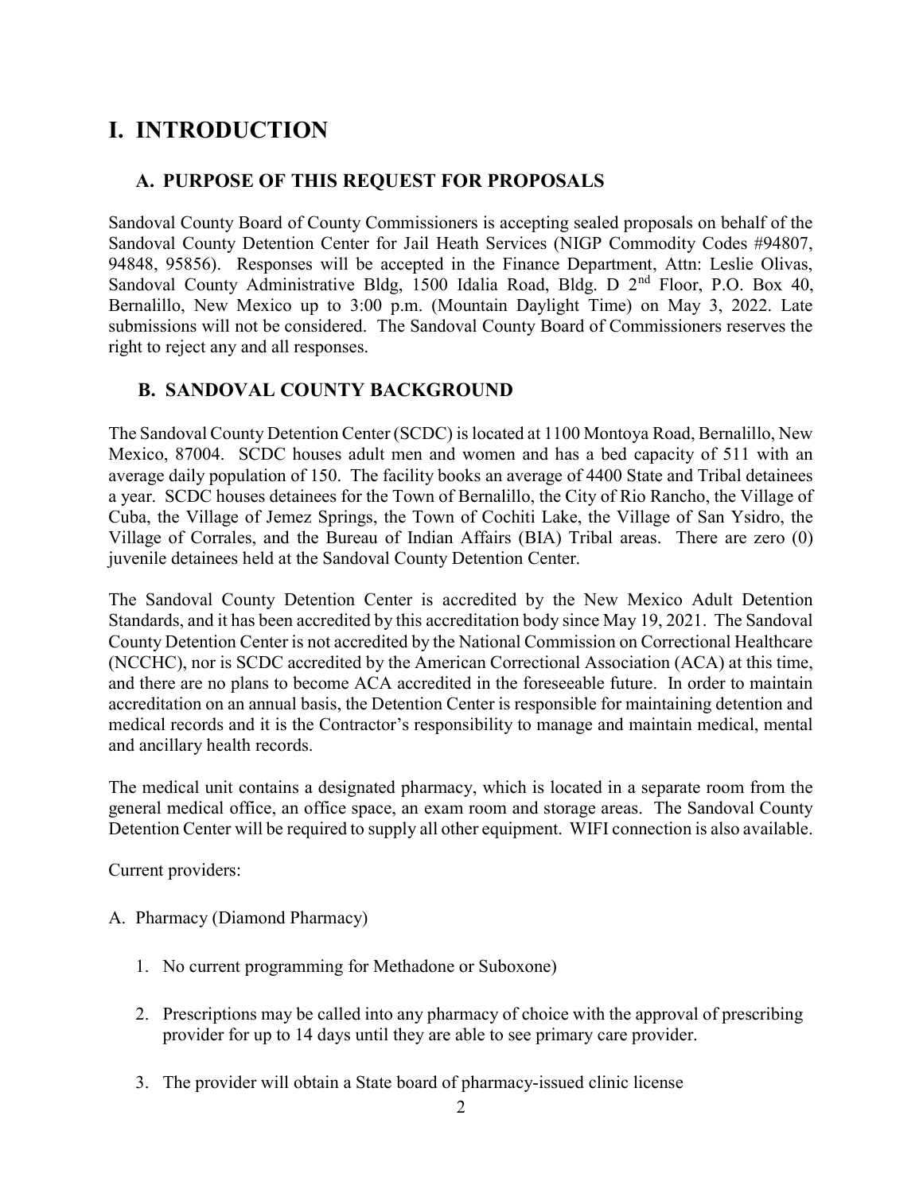# I. INTRODUCTION

## A. PURPOSE OF THIS REQUEST FOR PROPOSALS

Sandoval County Board of County Commissioners is accepting sealed proposals on behalf of the Sandoval County Detention Center for Jail Heath Services (NIGP Commodity Codes #94807, 94848, 95856). Responses will be accepted in the Finance Department, Attn: Leslie Olivas, Sandoval County Administrative Bldg, 1500 Idalia Road, Bldg. D 2nd Floor, P.O. Box 40, Bernalillo, New Mexico up to 3:00 p.m. (Mountain Daylight Time) on May 3, 2022. Late submissions will not be considered. The Sandoval County Board of Commissioners reserves the right to reject any and all responses.

## B. SANDOVAL COUNTY BACKGROUND

The Sandoval County Detention Center (SCDC) is located at 1100 Montoya Road, Bernalillo, New Mexico, 87004. SCDC houses adult men and women and has a bed capacity of 511 with an average daily population of 150. The facility books an average of 4400 State and Tribal detainees a year. SCDC houses detainees for the Town of Bernalillo, the City of Rio Rancho, the Village of Cuba, the Village of Jemez Springs, the Town of Cochiti Lake, the Village of San Ysidro, the Village of Corrales, and the Bureau of Indian Affairs (BIA) Tribal areas. There are zero (0) juvenile detainees held at the Sandoval County Detention Center.

The Sandoval County Detention Center is accredited by the New Mexico Adult Detention Standards, and it has been accredited by this accreditation body since May 19, 2021. The Sandoval County Detention Center is not accredited by the National Commission on Correctional Healthcare (NCCHC), nor is SCDC accredited by the American Correctional Association (ACA) at this time, and there are no plans to become ACA accredited in the foreseeable future. In order to maintain accreditation on an annual basis, the Detention Center is responsible for maintaining detention and medical records and it is the Contractor's responsibility to manage and maintain medical, mental and ancillary health records.

The medical unit contains a designated pharmacy, which is located in a separate room from the general medical office, an office space, an exam room and storage areas. The Sandoval County Detention Center will be required to supply all other equipment. WIFI connection is also available.

Current providers:

A. Pharmacy (Diamond Pharmacy)

1. No current programming for Methadone or Suboxone)
2. Prescriptions may be called into any pharmacy of choice with the approval of prescribing provider for up to 14 days until they are able to see primary care provider.
3. The provider will obtain a State board of pharmacy-issued clinic license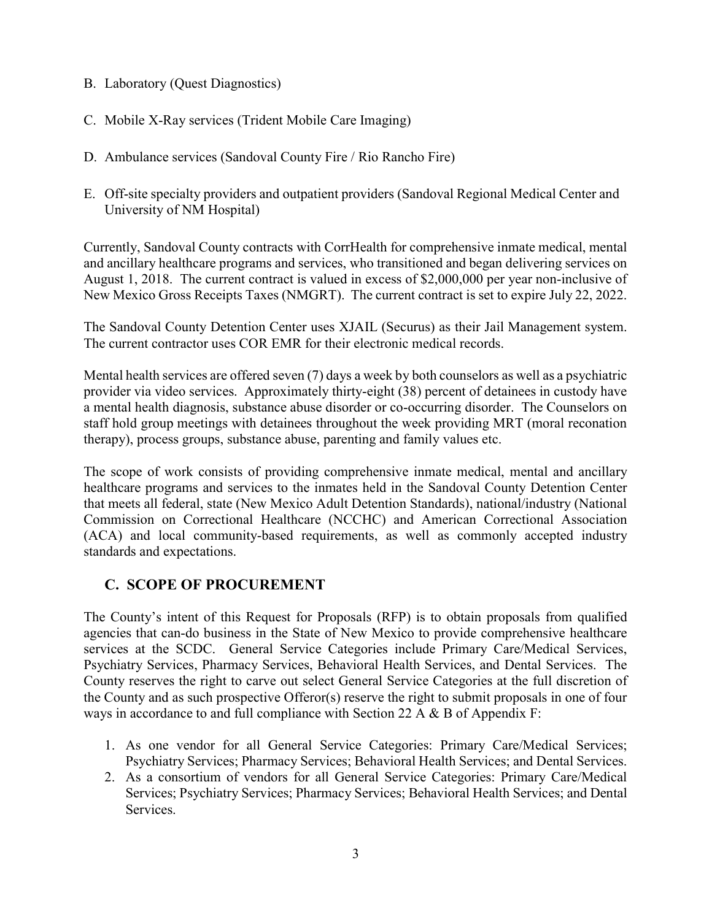B. Laboratory (Quest Diagnostics)

C. Mobile X-Ray services (Trident Mobile Care Imaging)

D. Ambulance services (Sandoval County Fire / Rio Rancho Fire)

E. Off-site specialty providers and outpatient providers (Sandoval Regional Medical Center and University of NM Hospital)

Currently, Sandoval County contracts with CorrHealth for comprehensive inmate medical, mental and ancillary healthcare programs and services, who transitioned and began delivering services on August 1, 2018. The current contract is valued in excess of $2,000,000 per year non-inclusive of New Mexico Gross Receipts Taxes (NMGRT). The current contract is set to expire July 22, 2022.

The Sandoval County Detention Center uses XJAIL (Securus) as their Jail Management system. The current contractor uses COR EMR for their electronic medical records.

Mental health services are offered seven (7) days a week by both counselors as well as a psychiatric provider via video services. Approximately thirty-eight (38) percent of detainees in custody have a mental health diagnosis, substance abuse disorder or co-occurring disorder. The Counselors on staff hold group meetings with detainees throughout the week providing MRT (moral reconation therapy), process groups, substance abuse, parenting and family values etc.

The scope of work consists of providing comprehensive inmate medical, mental and ancillary healthcare programs and services to the inmates held in the Sandoval County Detention Center that meets all federal, state (New Mexico Adult Detention Standards), national/industry (National Commission on Correctional Healthcare (NCCHC) and American Correctional Association (ACA) and local community-based requirements, as well as commonly accepted industry standards and expectations.

## C. SCOPE OF PROCUREMENT

The County's intent of this Request for Proposals (RFP) is to obtain proposals from qualified agencies that can-do business in the State of New Mexico to provide comprehensive healthcare services at the SCDC. General Service Categories include Primary Care/Medical Services, Psychiatry Services, Pharmacy Services, Behavioral Health Services, and Dental Services. The County reserves the right to carve out select General Service Categories at the full discretion of the County and as such prospective Offeror(s) reserve the right to submit proposals in one of four ways in accordance to and full compliance with Section 22 A & B of Appendix F:

1. As one vendor for all General Service Categories: Primary Care/Medical Services; Psychiatry Services; Pharmacy Services; Behavioral Health Services; and Dental Services.
2. As a consortium of vendors for all General Service Categories: Primary Care/Medical Services; Psychiatry Services; Pharmacy Services; Behavioral Health Services; and Dental Services.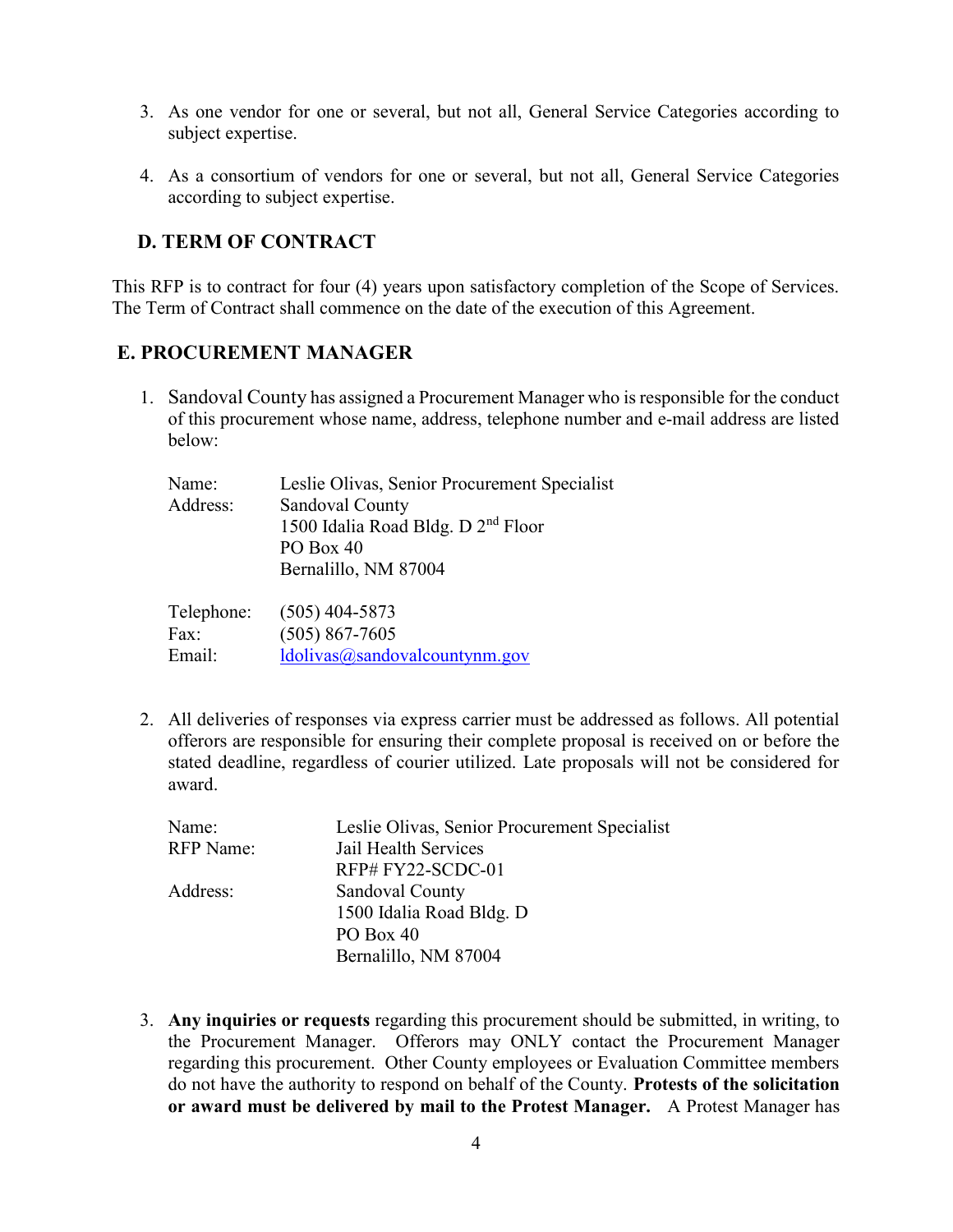3. As one vendor for one or several, but not all, General Service Categories according to subject expertise.

4. As a consortium of vendors for one or several, but not all, General Service Categories according to subject expertise.

## D. TERM OF CONTRACT

This RFP is to contract for four (4) years upon satisfactory completion of the Scope of Services. The Term of Contract shall commence on the date of the execution of this Agreement.

## E. PROCUREMENT MANAGER

1. Sandoval County has assigned a Procurement Manager who is responsible for the conduct of this procurement whose name, address, telephone number and e-mail address are listed below:

   Name: Leslie Olivas, Senior Procurement Specialist
   Address: Sandoval County
   1500 Idalia Road Bldg. D 2nd Floor
   PO Box 40
   Bernalillo, NM 87004

   Telephone: (505) 404-5873
   Fax: (505) 867-7605
   Email: ldolivas@sandovalcountynm.gov

2. All deliveries of responses via express carrier must be addressed as follows. All potential offerors are responsible for ensuring their complete proposal is received on or before the stated deadline, regardless of courier utilized. Late proposals will not be considered for award.

   Name: Leslie Olivas, Senior Procurement Specialist
   RFP Name: Jail Health Services
   RFP# FY22-SCDC-01
   Address: Sandoval County
   1500 Idalia Road Bldg. D
   PO Box 40
   Bernalillo, NM 87004

3. **Any inquiries or requests** regarding this procurement should be submitted, in writing, to the Procurement Manager. Offerors may ONLY contact the Procurement Manager regarding this procurement. Other County employees or Evaluation Committee members do not have the authority to respond on behalf of the County. **Protests of the solicitation or award must be delivered by mail to the Protest Manager.** A Protest Manager has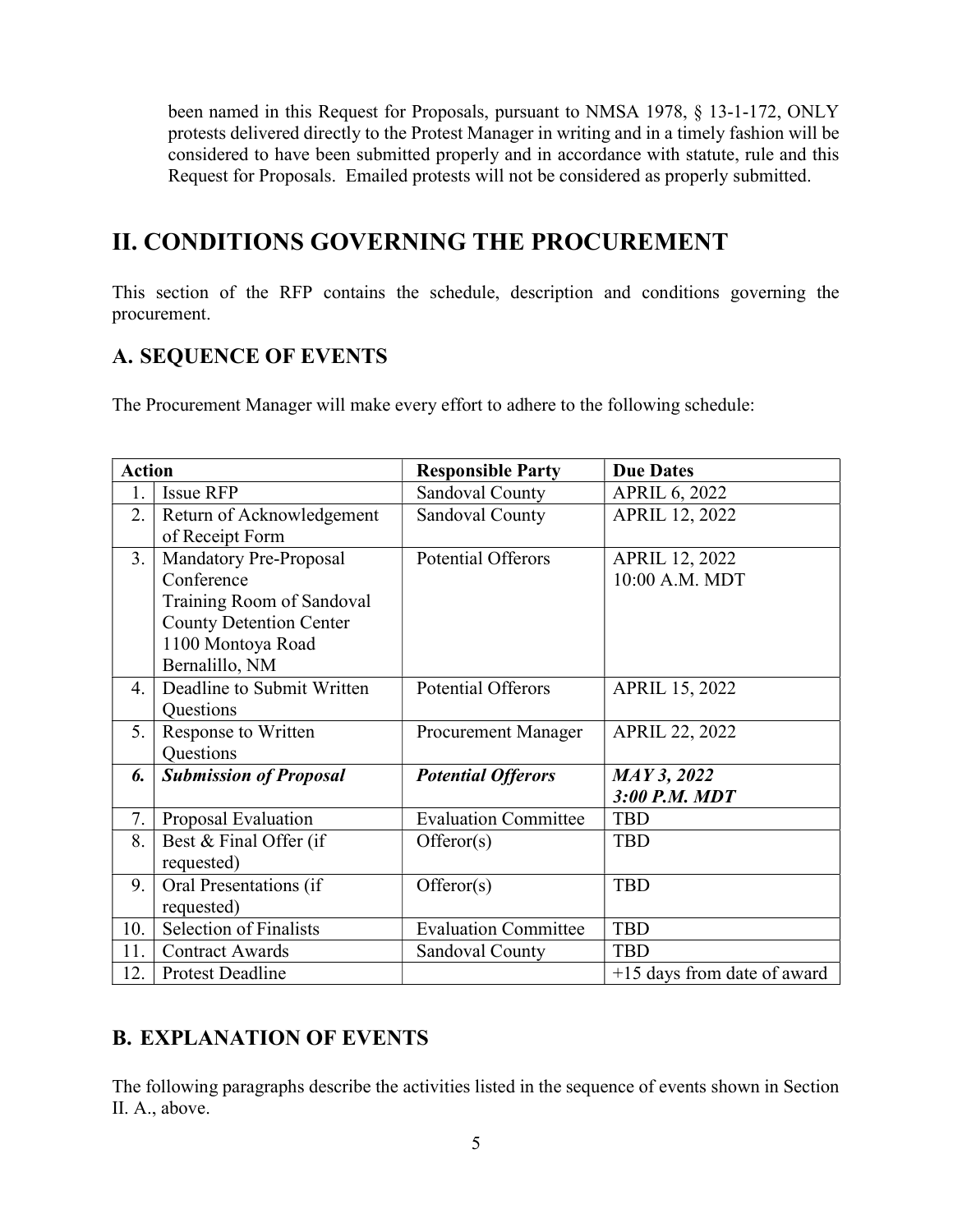been named in this Request for Proposals, pursuant to NMSA 1978, § 13-1-172, ONLY protests delivered directly to the Protest Manager in writing and in a timely fashion will be considered to have been submitted properly and in accordance with statute, rule and this Request for Proposals. Emailed protests will not be considered as properly submitted.

# II. CONDITIONS GOVERNING THE PROCUREMENT

This section of the RFP contains the schedule, description and conditions governing the procurement.

## A. SEQUENCE OF EVENTS

The Procurement Manager will make every effort to adhere to the following schedule:

| Action | | Responsible Party | Due Dates |
|---|---|---|---|
| 1. | Issue RFP | Sandoval County | APRIL 6, 2022 |
| 2. | Return of Acknowledgement of Receipt Form | Sandoval County | APRIL 12, 2022 |
| 3. | Mandatory Pre-Proposal Conference<br>Training Room of Sandoval County Detention Center<br>1100 Montoya Road<br>Bernalillo, NM | Potential Offerors | APRIL 12, 2022<br>10:00 A.M. MDT |
| 4. | Deadline to Submit Written Questions | Potential Offerors | APRIL 15, 2022 |
| 5. | Response to Written Questions | Procurement Manager | APRIL 22, 2022 |
| ***6.*** | ***Submission of Proposal*** | ***Potential Offerors*** | ***MAY 3, 2022<br>3:00 P.M. MDT*** |
| 7. | Proposal Evaluation | Evaluation Committee | TBD |
| 8. | Best & Final Offer (if requested) | Offeror(s) | TBD |
| 9. | Oral Presentations (if requested) | Offeror(s) | TBD |
| 10. | Selection of Finalists | Evaluation Committee | TBD |
| 11. | Contract Awards | Sandoval County | TBD |
| 12. | Protest Deadline | | +15 days from date of award |

## B. EXPLANATION OF EVENTS

The following paragraphs describe the activities listed in the sequence of events shown in Section II. A., above.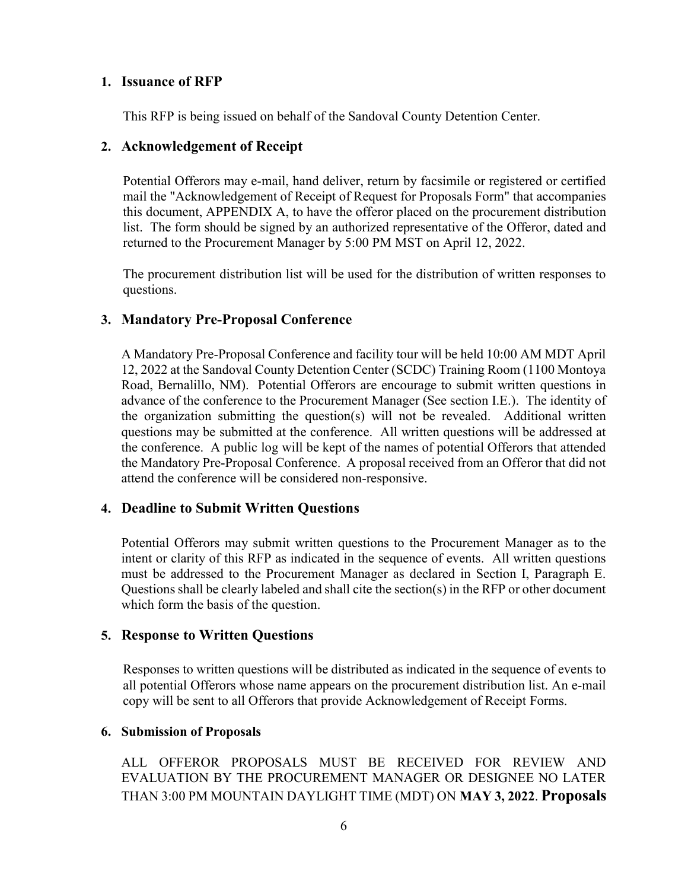## 1. Issuance of RFP

This RFP is being issued on behalf of the Sandoval County Detention Center.

## 2. Acknowledgement of Receipt

Potential Offerors may e-mail, hand deliver, return by facsimile or registered or certified mail the "Acknowledgement of Receipt of Request for Proposals Form" that accompanies this document, APPENDIX A, to have the offeror placed on the procurement distribution list. The form should be signed by an authorized representative of the Offeror, dated and returned to the Procurement Manager by 5:00 PM MST on April 12, 2022.

The procurement distribution list will be used for the distribution of written responses to questions.

## 3. Mandatory Pre-Proposal Conference

A Mandatory Pre-Proposal Conference and facility tour will be held 10:00 AM MDT April 12, 2022 at the Sandoval County Detention Center (SCDC) Training Room (1100 Montoya Road, Bernalillo, NM). Potential Offerors are encourage to submit written questions in advance of the conference to the Procurement Manager (See section I.E.). The identity of the organization submitting the question(s) will not be revealed. Additional written questions may be submitted at the conference. All written questions will be addressed at the conference. A public log will be kept of the names of potential Offerors that attended the Mandatory Pre-Proposal Conference. A proposal received from an Offeror that did not attend the conference will be considered non-responsive.

## 4. Deadline to Submit Written Questions

Potential Offerors may submit written questions to the Procurement Manager as to the intent or clarity of this RFP as indicated in the sequence of events. All written questions must be addressed to the Procurement Manager as declared in Section I, Paragraph E. Questions shall be clearly labeled and shall cite the section(s) in the RFP or other document which form the basis of the question.

## 5. Response to Written Questions

Responses to written questions will be distributed as indicated in the sequence of events to all potential Offerors whose name appears on the procurement distribution list. An e-mail copy will be sent to all Offerors that provide Acknowledgement of Receipt Forms.

## 6. Submission of Proposals

ALL OFFEROR PROPOSALS MUST BE RECEIVED FOR REVIEW AND EVALUATION BY THE PROCUREMENT MANAGER OR DESIGNEE NO LATER THAN 3:00 PM MOUNTAIN DAYLIGHT TIME (MDT) ON **MAY 3, 2022**. **Proposals**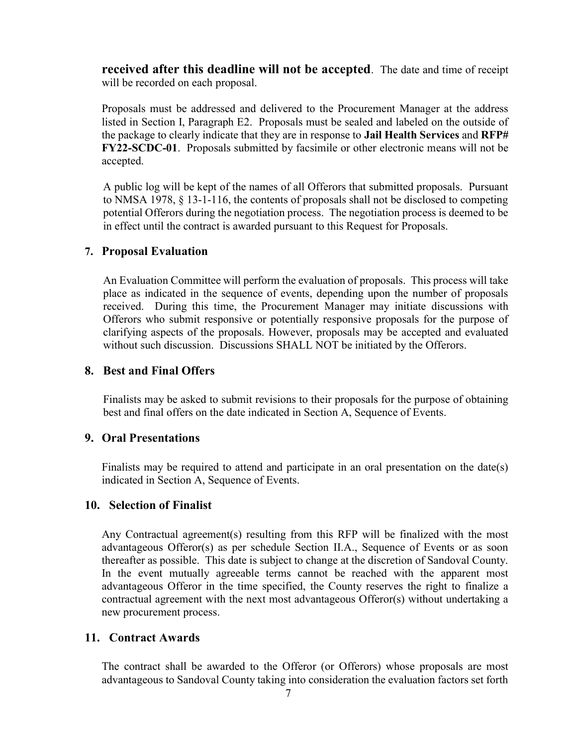**received after this deadline will not be accepted**. The date and time of receipt will be recorded on each proposal.

Proposals must be addressed and delivered to the Procurement Manager at the address listed in Section I, Paragraph E2. Proposals must be sealed and labeled on the outside of the package to clearly indicate that they are in response to **Jail Health Services** and **RFP# FY22-SCDC-01**. Proposals submitted by facsimile or other electronic means will not be accepted.

A public log will be kept of the names of all Offerors that submitted proposals. Pursuant to NMSA 1978, § 13-1-116, the contents of proposals shall not be disclosed to competing potential Offerors during the negotiation process. The negotiation process is deemed to be in effect until the contract is awarded pursuant to this Request for Proposals.

### 7. Proposal Evaluation

An Evaluation Committee will perform the evaluation of proposals. This process will take place as indicated in the sequence of events, depending upon the number of proposals received. During this time, the Procurement Manager may initiate discussions with Offerors who submit responsive or potentially responsive proposals for the purpose of clarifying aspects of the proposals. However, proposals may be accepted and evaluated without such discussion. Discussions SHALL NOT be initiated by the Offerors.

### 8. Best and Final Offers

Finalists may be asked to submit revisions to their proposals for the purpose of obtaining best and final offers on the date indicated in Section A, Sequence of Events.

### 9. Oral Presentations

Finalists may be required to attend and participate in an oral presentation on the date(s) indicated in Section A, Sequence of Events.

### 10. Selection of Finalist

Any Contractual agreement(s) resulting from this RFP will be finalized with the most advantageous Offeror(s) as per schedule Section II.A., Sequence of Events or as soon thereafter as possible. This date is subject to change at the discretion of Sandoval County. In the event mutually agreeable terms cannot be reached with the apparent most advantageous Offeror in the time specified, the County reserves the right to finalize a contractual agreement with the next most advantageous Offeror(s) without undertaking a new procurement process.

### 11. Contract Awards

The contract shall be awarded to the Offeror (or Offerors) whose proposals are most advantageous to Sandoval County taking into consideration the evaluation factors set forth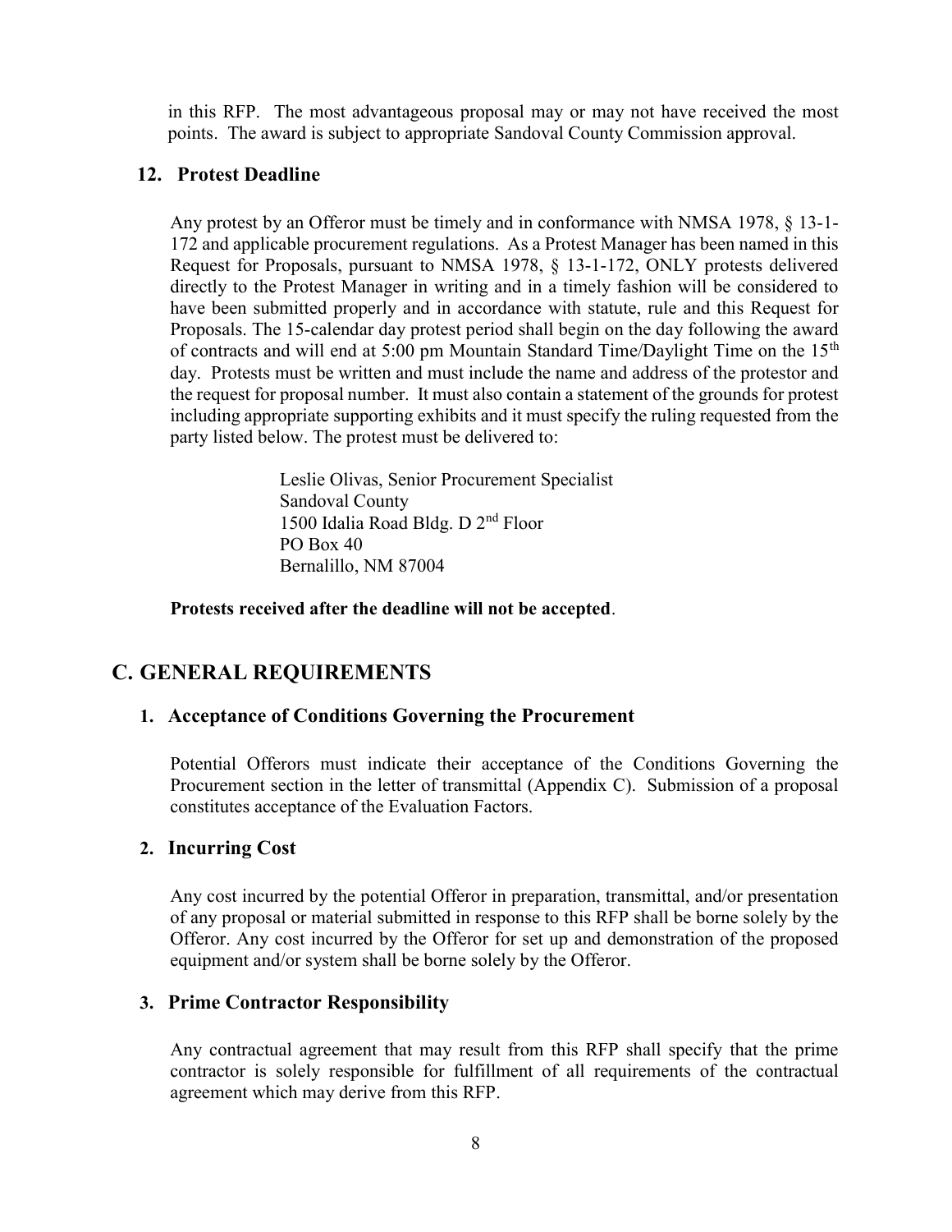in this RFP. The most advantageous proposal may or may not have received the most points. The award is subject to appropriate Sandoval County Commission approval.

### 12. Protest Deadline

Any protest by an Offeror must be timely and in conformance with NMSA 1978, § 13-1-172 and applicable procurement regulations. As a Protest Manager has been named in this Request for Proposals, pursuant to NMSA 1978, § 13-1-172, ONLY protests delivered directly to the Protest Manager in writing and in a timely fashion will be considered to have been submitted properly and in accordance with statute, rule and this Request for Proposals. The 15-calendar day protest period shall begin on the day following the award of contracts and will end at 5:00 pm Mountain Standard Time/Daylight Time on the 15th day. Protests must be written and must include the name and address of the protestor and the request for proposal number. It must also contain a statement of the grounds for protest including appropriate supporting exhibits and it must specify the ruling requested from the party listed below. The protest must be delivered to:

Leslie Olivas, Senior Procurement Specialist
Sandoval County
1500 Idalia Road Bldg. D 2nd Floor
PO Box 40
Bernalillo, NM 87004

**Protests received after the deadline will not be accepted**.

## C. GENERAL REQUIREMENTS

### 1. Acceptance of Conditions Governing the Procurement

Potential Offerors must indicate their acceptance of the Conditions Governing the Procurement section in the letter of transmittal (Appendix C). Submission of a proposal constitutes acceptance of the Evaluation Factors.

### 2. Incurring Cost

Any cost incurred by the potential Offeror in preparation, transmittal, and/or presentation of any proposal or material submitted in response to this RFP shall be borne solely by the Offeror. Any cost incurred by the Offeror for set up and demonstration of the proposed equipment and/or system shall be borne solely by the Offeror.

### 3. Prime Contractor Responsibility

Any contractual agreement that may result from this RFP shall specify that the prime contractor is solely responsible for fulfillment of all requirements of the contractual agreement which may derive from this RFP.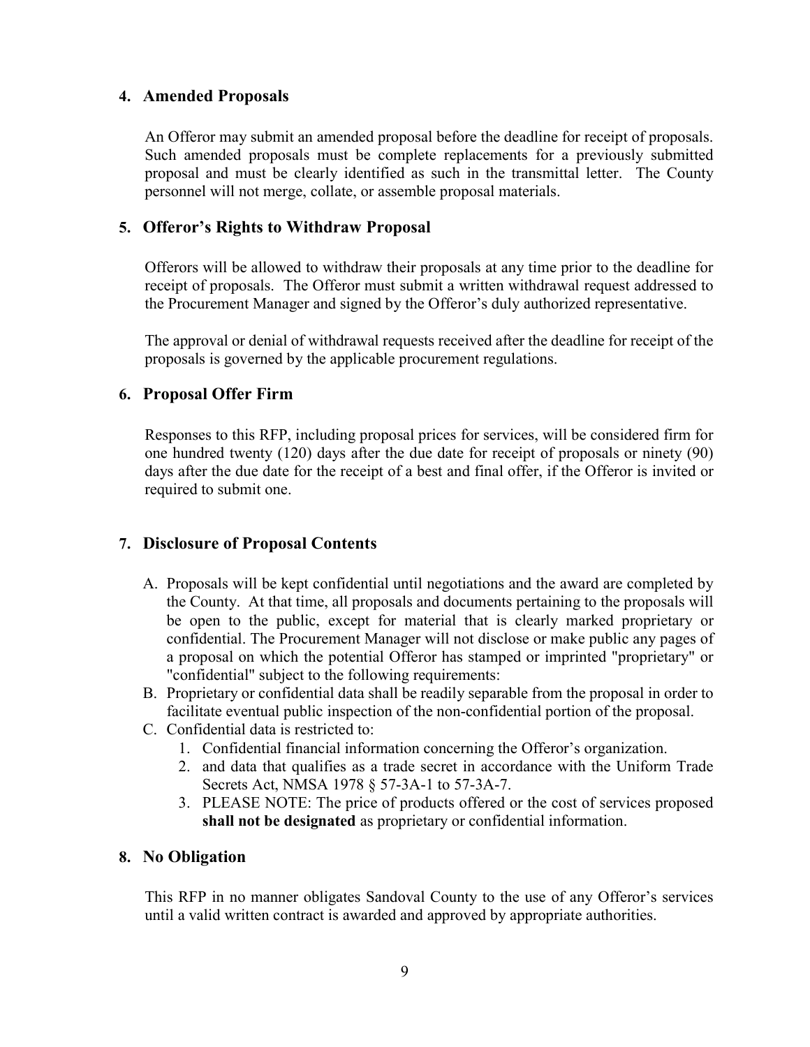## 4. Amended Proposals

An Offeror may submit an amended proposal before the deadline for receipt of proposals. Such amended proposals must be complete replacements for a previously submitted proposal and must be clearly identified as such in the transmittal letter. The County personnel will not merge, collate, or assemble proposal materials.

## 5. Offeror's Rights to Withdraw Proposal

Offerors will be allowed to withdraw their proposals at any time prior to the deadline for receipt of proposals. The Offeror must submit a written withdrawal request addressed to the Procurement Manager and signed by the Offeror's duly authorized representative.

The approval or denial of withdrawal requests received after the deadline for receipt of the proposals is governed by the applicable procurement regulations.

## 6. Proposal Offer Firm

Responses to this RFP, including proposal prices for services, will be considered firm for one hundred twenty (120) days after the due date for receipt of proposals or ninety (90) days after the due date for the receipt of a best and final offer, if the Offeror is invited or required to submit one.

## 7. Disclosure of Proposal Contents

A. Proposals will be kept confidential until negotiations and the award are completed by the County. At that time, all proposals and documents pertaining to the proposals will be open to the public, except for material that is clearly marked proprietary or confidential. The Procurement Manager will not disclose or make public any pages of a proposal on which the potential Offeror has stamped or imprinted "proprietary" or "confidential" subject to the following requirements:

B. Proprietary or confidential data shall be readily separable from the proposal in order to facilitate eventual public inspection of the non-confidential portion of the proposal.

C. Confidential data is restricted to:
   1. Confidential financial information concerning the Offeror's organization.
   2. and data that qualifies as a trade secret in accordance with the Uniform Trade Secrets Act, NMSA 1978 § 57-3A-1 to 57-3A-7.
   3. PLEASE NOTE: The price of products offered or the cost of services proposed **shall not be designated** as proprietary or confidential information.

## 8. No Obligation

This RFP in no manner obligates Sandoval County to the use of any Offeror's services until a valid written contract is awarded and approved by appropriate authorities.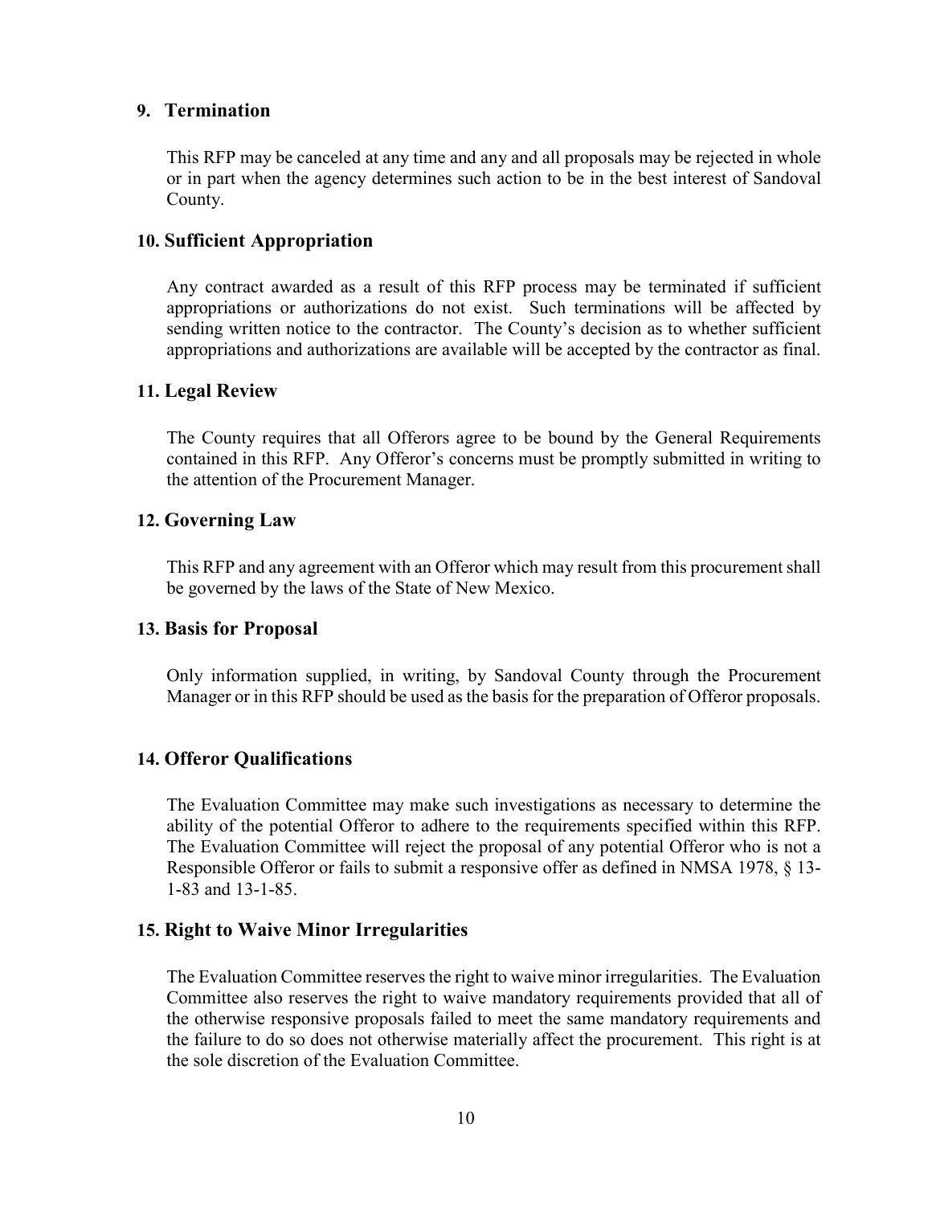### 9. Termination

This RFP may be canceled at any time and any and all proposals may be rejected in whole or in part when the agency determines such action to be in the best interest of Sandoval County.

### 10. Sufficient Appropriation

Any contract awarded as a result of this RFP process may be terminated if sufficient appropriations or authorizations do not exist. Such terminations will be affected by sending written notice to the contractor. The County's decision as to whether sufficient appropriations and authorizations are available will be accepted by the contractor as final.

### 11. Legal Review

The County requires that all Offerors agree to be bound by the General Requirements contained in this RFP. Any Offeror's concerns must be promptly submitted in writing to the attention of the Procurement Manager.

### 12. Governing Law

This RFP and any agreement with an Offeror which may result from this procurement shall be governed by the laws of the State of New Mexico.

### 13. Basis for Proposal

Only information supplied, in writing, by Sandoval County through the Procurement Manager or in this RFP should be used as the basis for the preparation of Offeror proposals.

### 14. Offeror Qualifications

The Evaluation Committee may make such investigations as necessary to determine the ability of the potential Offeror to adhere to the requirements specified within this RFP. The Evaluation Committee will reject the proposal of any potential Offeror who is not a Responsible Offeror or fails to submit a responsive offer as defined in NMSA 1978, § 13-1-83 and 13-1-85.

### 15. Right to Waive Minor Irregularities

The Evaluation Committee reserves the right to waive minor irregularities. The Evaluation Committee also reserves the right to waive mandatory requirements provided that all of the otherwise responsive proposals failed to meet the same mandatory requirements and the failure to do so does not otherwise materially affect the procurement. This right is at the sole discretion of the Evaluation Committee.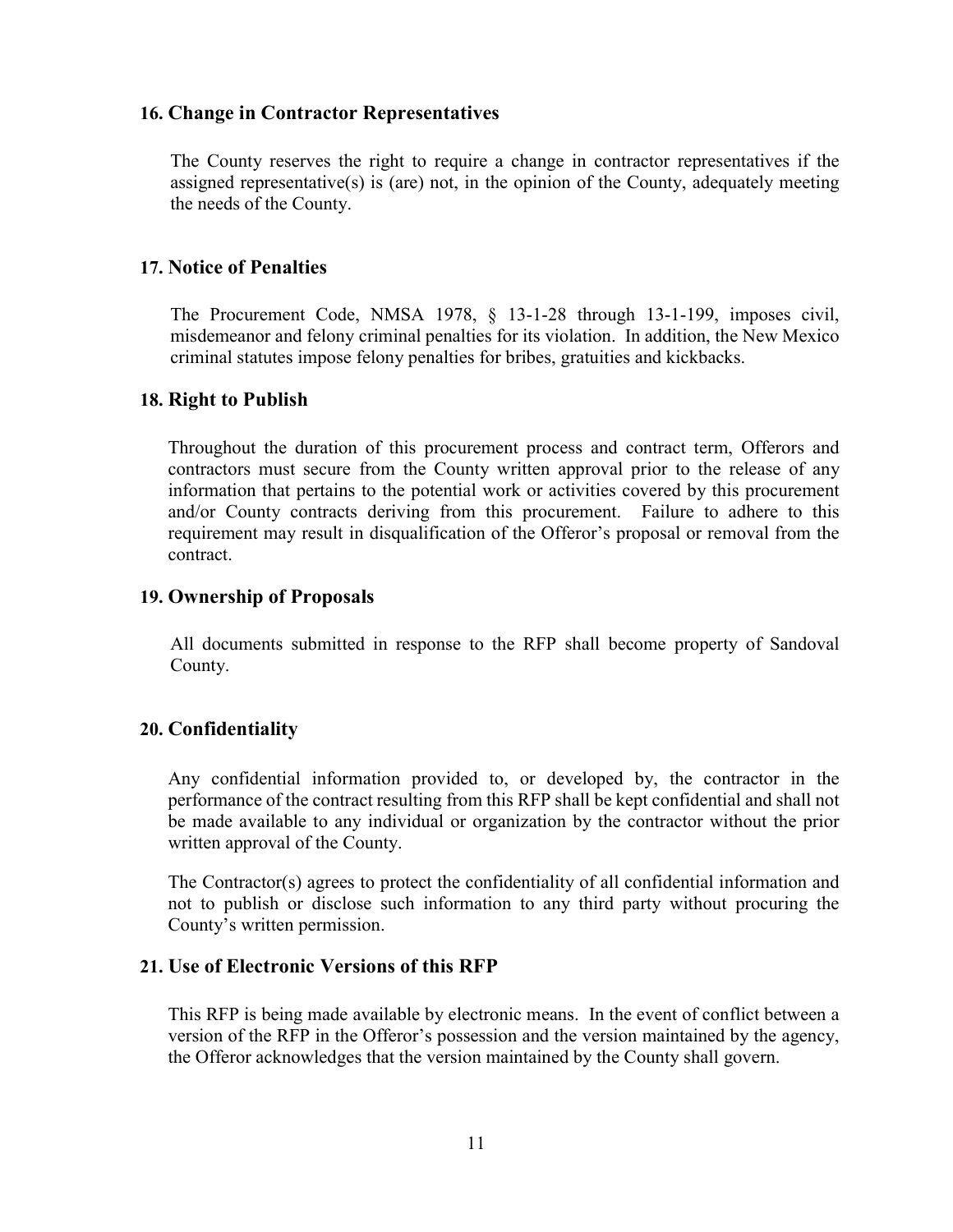### 16. Change in Contractor Representatives

The County reserves the right to require a change in contractor representatives if the assigned representative(s) is (are) not, in the opinion of the County, adequately meeting the needs of the County.

### 17. Notice of Penalties

The Procurement Code, NMSA 1978, § 13-1-28 through 13-1-199, imposes civil, misdemeanor and felony criminal penalties for its violation. In addition, the New Mexico criminal statutes impose felony penalties for bribes, gratuities and kickbacks.

### 18. Right to Publish

Throughout the duration of this procurement process and contract term, Offerors and contractors must secure from the County written approval prior to the release of any information that pertains to the potential work or activities covered by this procurement and/or County contracts deriving from this procurement. Failure to adhere to this requirement may result in disqualification of the Offeror's proposal or removal from the contract.

### 19. Ownership of Proposals

All documents submitted in response to the RFP shall become property of Sandoval County.

### 20. Confidentiality

Any confidential information provided to, or developed by, the contractor in the performance of the contract resulting from this RFP shall be kept confidential and shall not be made available to any individual or organization by the contractor without the prior written approval of the County.

The Contractor(s) agrees to protect the confidentiality of all confidential information and not to publish or disclose such information to any third party without procuring the County's written permission.

### 21. Use of Electronic Versions of this RFP

This RFP is being made available by electronic means. In the event of conflict between a version of the RFP in the Offeror's possession and the version maintained by the agency, the Offeror acknowledges that the version maintained by the County shall govern.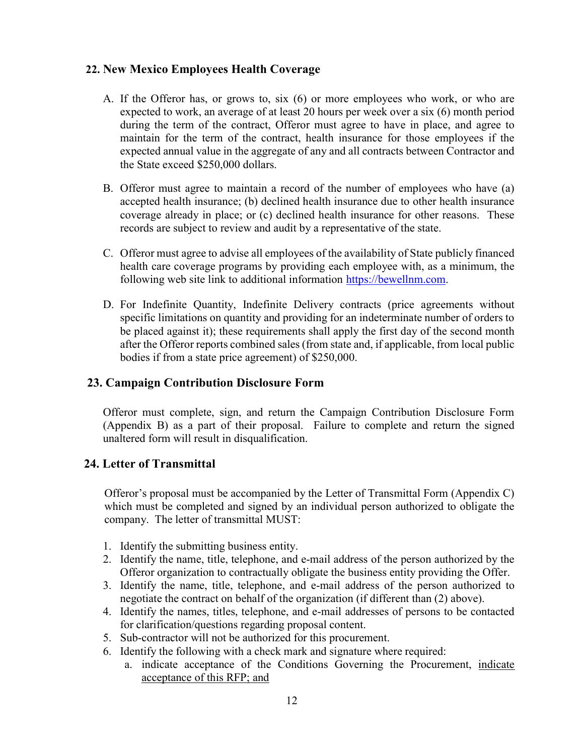## 22. New Mexico Employees Health Coverage

A. If the Offeror has, or grows to, six (6) or more employees who work, or who are expected to work, an average of at least 20 hours per week over a six (6) month period during the term of the contract, Offeror must agree to have in place, and agree to maintain for the term of the contract, health insurance for those employees if the expected annual value in the aggregate of any and all contracts between Contractor and the State exceed $250,000 dollars.

B. Offeror must agree to maintain a record of the number of employees who have (a) accepted health insurance; (b) declined health insurance due to other health insurance coverage already in place; or (c) declined health insurance for other reasons. These records are subject to review and audit by a representative of the state.

C. Offeror must agree to advise all employees of the availability of State publicly financed health care coverage programs by providing each employee with, as a minimum, the following web site link to additional information [https://bewellnm.com](https://bewellnm.com).

D. For Indefinite Quantity, Indefinite Delivery contracts (price agreements without specific limitations on quantity and providing for an indeterminate number of orders to be placed against it); these requirements shall apply the first day of the second month after the Offeror reports combined sales (from state and, if applicable, from local public bodies if from a state price agreement) of $250,000.

## 23. Campaign Contribution Disclosure Form

Offeror must complete, sign, and return the Campaign Contribution Disclosure Form (Appendix B) as a part of their proposal. Failure to complete and return the signed unaltered form will result in disqualification.

## 24. Letter of Transmittal

Offeror's proposal must be accompanied by the Letter of Transmittal Form (Appendix C) which must be completed and signed by an individual person authorized to obligate the company. The letter of transmittal MUST:

1. Identify the submitting business entity.
2. Identify the name, title, telephone, and e-mail address of the person authorized by the Offeror organization to contractually obligate the business entity providing the Offer.
3. Identify the name, title, telephone, and e-mail address of the person authorized to negotiate the contract on behalf of the organization (if different than (2) above).
4. Identify the names, titles, telephone, and e-mail addresses of persons to be contacted for clarification/questions regarding proposal content.
5. Sub-contractor will not be authorized for this procurement.
6. Identify the following with a check mark and signature where required:
   a. indicate acceptance of the Conditions Governing the Procurement, <u>indicate acceptance of this RFP; and</u>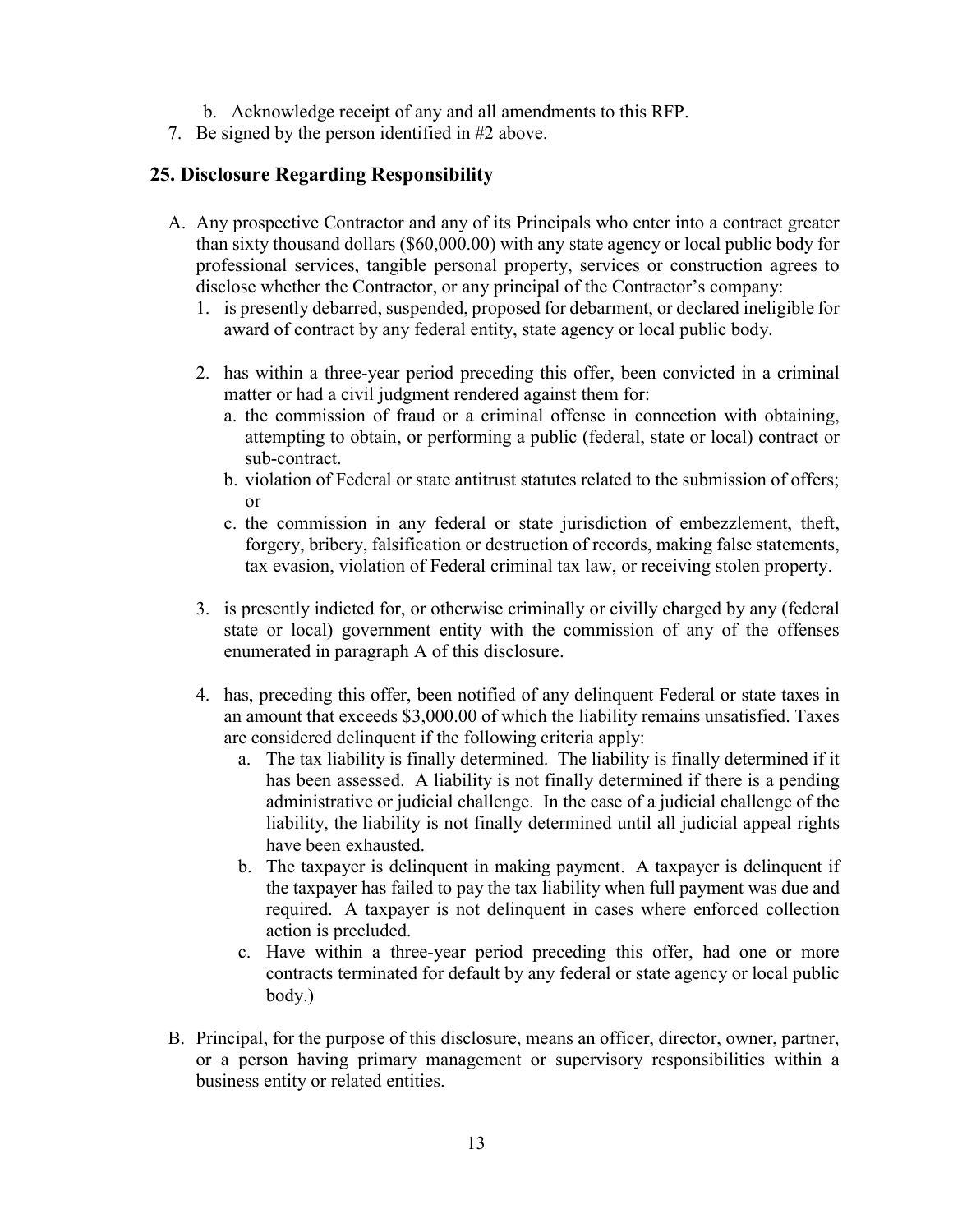b. Acknowledge receipt of any and all amendments to this RFP.

7. Be signed by the person identified in #2 above.

## 25. Disclosure Regarding Responsibility

A. Any prospective Contractor and any of its Principals who enter into a contract greater than sixty thousand dollars ($60,000.00) with any state agency or local public body for professional services, tangible personal property, services or construction agrees to disclose whether the Contractor, or any principal of the Contractor's company:

   1. is presently debarred, suspended, proposed for debarment, or declared ineligible for award of contract by any federal entity, state agency or local public body.

   2. has within a three-year period preceding this offer, been convicted in a criminal matter or had a civil judgment rendered against them for:
      a. the commission of fraud or a criminal offense in connection with obtaining, attempting to obtain, or performing a public (federal, state or local) contract or sub-contract.
      b. violation of Federal or state antitrust statutes related to the submission of offers; or
      c. the commission in any federal or state jurisdiction of embezzlement, theft, forgery, bribery, falsification or destruction of records, making false statements, tax evasion, violation of Federal criminal tax law, or receiving stolen property.

   3. is presently indicted for, or otherwise criminally or civilly charged by any (federal state or local) government entity with the commission of any of the offenses enumerated in paragraph A of this disclosure.

   4. has, preceding this offer, been notified of any delinquent Federal or state taxes in an amount that exceeds $3,000.00 of which the liability remains unsatisfied. Taxes are considered delinquent if the following criteria apply:
      a. The tax liability is finally determined. The liability is finally determined if it has been assessed. A liability is not finally determined if there is a pending administrative or judicial challenge. In the case of a judicial challenge of the liability, the liability is not finally determined until all judicial appeal rights have been exhausted.
      b. The taxpayer is delinquent in making payment. A taxpayer is delinquent if the taxpayer has failed to pay the tax liability when full payment was due and required. A taxpayer is not delinquent in cases where enforced collection action is precluded.
      c. Have within a three-year period preceding this offer, had one or more contracts terminated for default by any federal or state agency or local public body.)

B. Principal, for the purpose of this disclosure, means an officer, director, owner, partner, or a person having primary management or supervisory responsibilities within a business entity or related entities.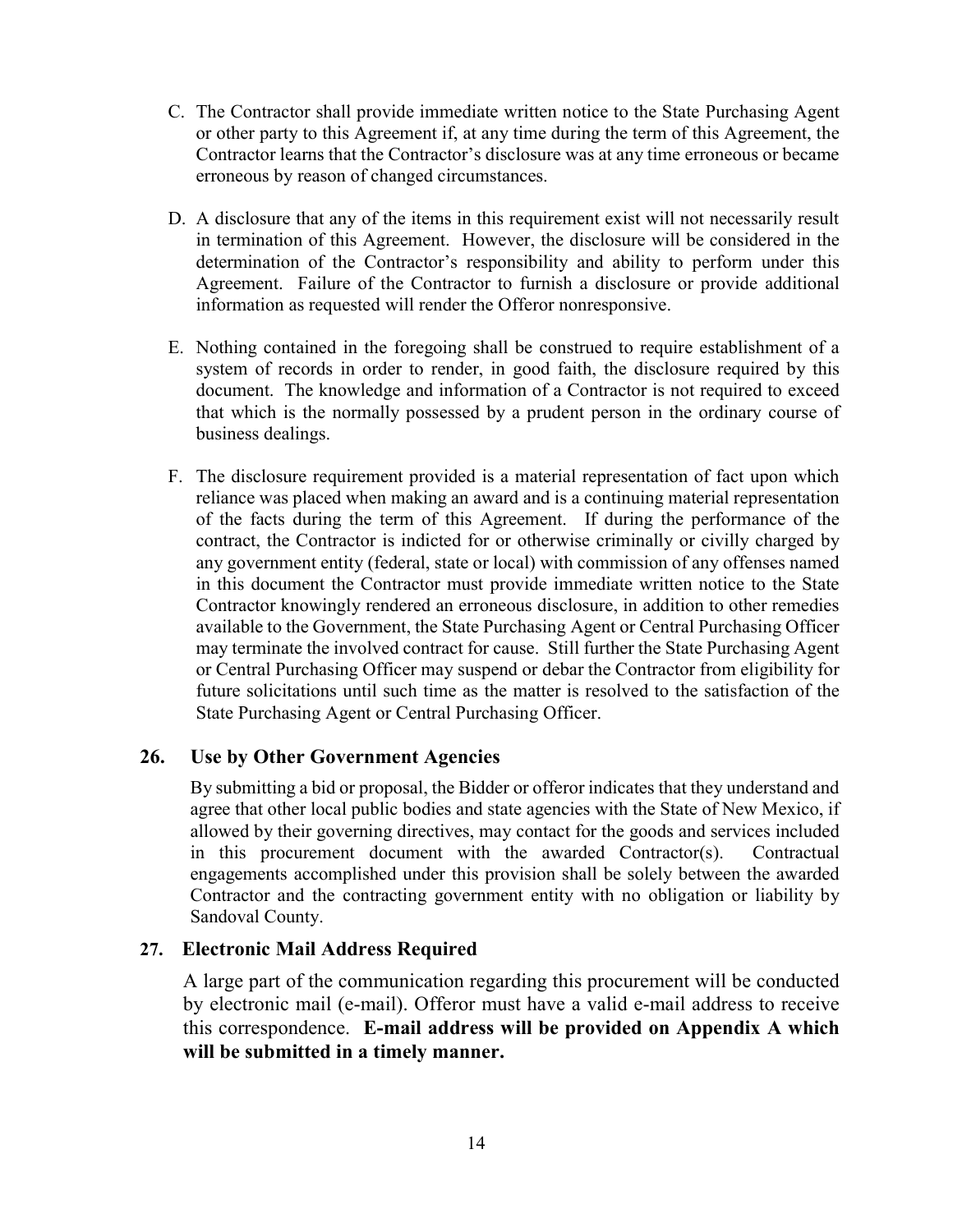C. The Contractor shall provide immediate written notice to the State Purchasing Agent or other party to this Agreement if, at any time during the term of this Agreement, the Contractor learns that the Contractor's disclosure was at any time erroneous or became erroneous by reason of changed circumstances.

D. A disclosure that any of the items in this requirement exist will not necessarily result in termination of this Agreement. However, the disclosure will be considered in the determination of the Contractor's responsibility and ability to perform under this Agreement. Failure of the Contractor to furnish a disclosure or provide additional information as requested will render the Offeror nonresponsive.

E. Nothing contained in the foregoing shall be construed to require establishment of a system of records in order to render, in good faith, the disclosure required by this document. The knowledge and information of a Contractor is not required to exceed that which is the normally possessed by a prudent person in the ordinary course of business dealings.

F. The disclosure requirement provided is a material representation of fact upon which reliance was placed when making an award and is a continuing material representation of the facts during the term of this Agreement. If during the performance of the contract, the Contractor is indicted for or otherwise criminally or civilly charged by any government entity (federal, state or local) with commission of any offenses named in this document the Contractor must provide immediate written notice to the State Contractor knowingly rendered an erroneous disclosure, in addition to other remedies available to the Government, the State Purchasing Agent or Central Purchasing Officer may terminate the involved contract for cause. Still further the State Purchasing Agent or Central Purchasing Officer may suspend or debar the Contractor from eligibility for future solicitations until such time as the matter is resolved to the satisfaction of the State Purchasing Agent or Central Purchasing Officer.

## 26. Use by Other Government Agencies

By submitting a bid or proposal, the Bidder or offeror indicates that they understand and agree that other local public bodies and state agencies with the State of New Mexico, if allowed by their governing directives, may contact for the goods and services included in this procurement document with the awarded Contractor(s). Contractual engagements accomplished under this provision shall be solely between the awarded Contractor and the contracting government entity with no obligation or liability by Sandoval County.

## 27. Electronic Mail Address Required

A large part of the communication regarding this procurement will be conducted by electronic mail (e-mail). Offeror must have a valid e-mail address to receive this correspondence. **E-mail address will be provided on Appendix A which will be submitted in a timely manner.**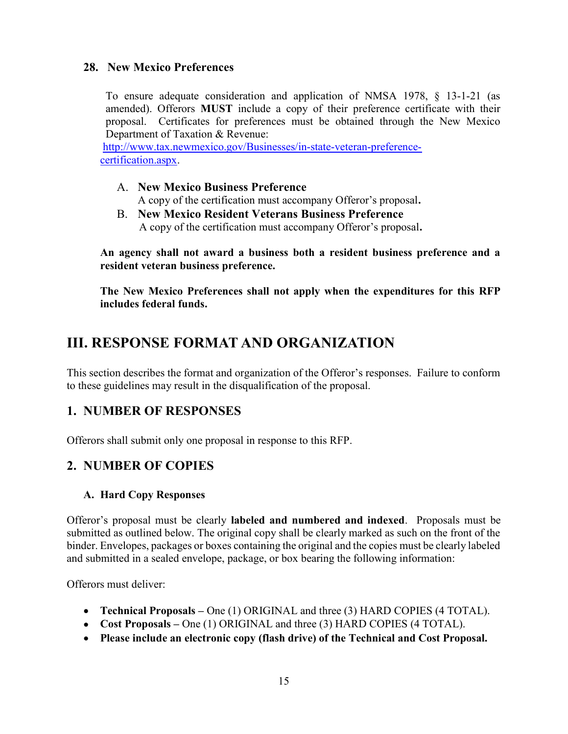### 28. New Mexico Preferences

To ensure adequate consideration and application of NMSA 1978, § 13-1-21 (as amended). Offerors **MUST** include a copy of their preference certificate with their proposal. Certificates for preferences must be obtained through the New Mexico Department of Taxation & Revenue: [http://www.tax.newmexico.gov/Businesses/in-state-veteran-preference-certification.aspx](http://www.tax.newmexico.gov/Businesses/in-state-veteran-preference-certification.aspx).

A. **New Mexico Business Preference**
   A copy of the certification must accompany Offeror's proposal**.**

B. **New Mexico Resident Veterans Business Preference**
   A copy of the certification must accompany Offeror's proposal**.**

**An agency shall not award a business both a resident business preference and a resident veteran business preference.**

**The New Mexico Preferences shall not apply when the expenditures for this RFP includes federal funds.**

# III. RESPONSE FORMAT AND ORGANIZATION

This section describes the format and organization of the Offeror's responses. Failure to conform to these guidelines may result in the disqualification of the proposal.

## 1. NUMBER OF RESPONSES

Offerors shall submit only one proposal in response to this RFP.

## 2. NUMBER OF COPIES

### A. Hard Copy Responses

Offeror's proposal must be clearly **labeled and numbered and indexed**. Proposals must be submitted as outlined below. The original copy shall be clearly marked as such on the front of the binder. Envelopes, packages or boxes containing the original and the copies must be clearly labeled and submitted in a sealed envelope, package, or box bearing the following information:

Offerors must deliver:

- **Technical Proposals –** One (1) ORIGINAL and three (3) HARD COPIES (4 TOTAL).
- **Cost Proposals –** One (1) ORIGINAL and three (3) HARD COPIES (4 TOTAL).
- **Please include an electronic copy (flash drive) of the Technical and Cost Proposal.**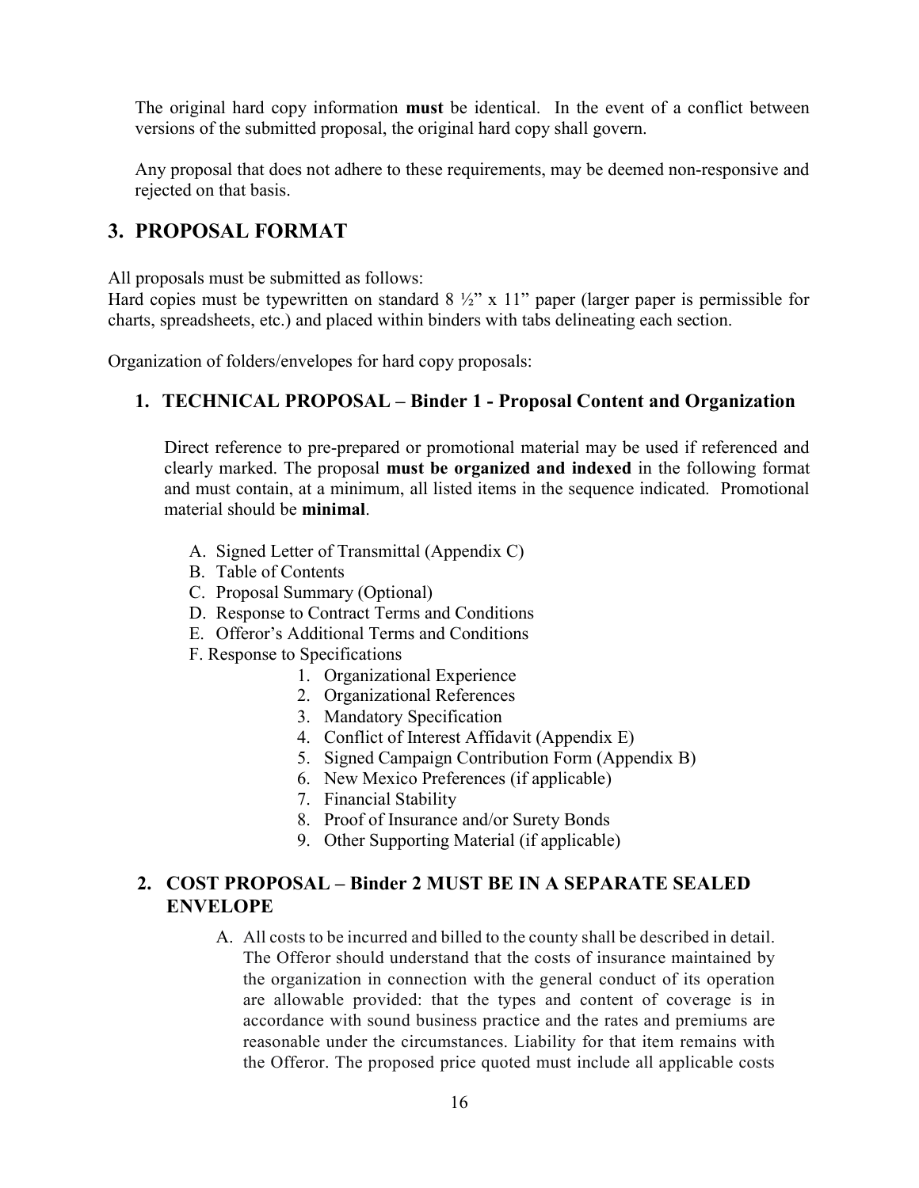The original hard copy information **must** be identical. In the event of a conflict between versions of the submitted proposal, the original hard copy shall govern.

Any proposal that does not adhere to these requirements, may be deemed non-responsive and rejected on that basis.

## 3. PROPOSAL FORMAT

All proposals must be submitted as follows:
Hard copies must be typewritten on standard 8 ½" x 11" paper (larger paper is permissible for charts, spreadsheets, etc.) and placed within binders with tabs delineating each section.

Organization of folders/envelopes for hard copy proposals:

### 1. TECHNICAL PROPOSAL – Binder 1 - Proposal Content and Organization

Direct reference to pre-prepared or promotional material may be used if referenced and clearly marked. The proposal **must be organized and indexed** in the following format and must contain, at a minimum, all listed items in the sequence indicated. Promotional material should be **minimal**.

A. Signed Letter of Transmittal (Appendix C)
B. Table of Contents
C. Proposal Summary (Optional)
D. Response to Contract Terms and Conditions
E. Offeror's Additional Terms and Conditions
F. Response to Specifications
   1. Organizational Experience
   2. Organizational References
   3. Mandatory Specification
   4. Conflict of Interest Affidavit (Appendix E)
   5. Signed Campaign Contribution Form (Appendix B)
   6. New Mexico Preferences (if applicable)
   7. Financial Stability
   8. Proof of Insurance and/or Surety Bonds
   9. Other Supporting Material (if applicable)

### 2. COST PROPOSAL – Binder 2 MUST BE IN A SEPARATE SEALED ENVELOPE

A. All costs to be incurred and billed to the county shall be described in detail. The Offeror should understand that the costs of insurance maintained by the organization in connection with the general conduct of its operation are allowable provided: that the types and content of coverage is in accordance with sound business practice and the rates and premiums are reasonable under the circumstances. Liability for that item remains with the Offeror. The proposed price quoted must include all applicable costs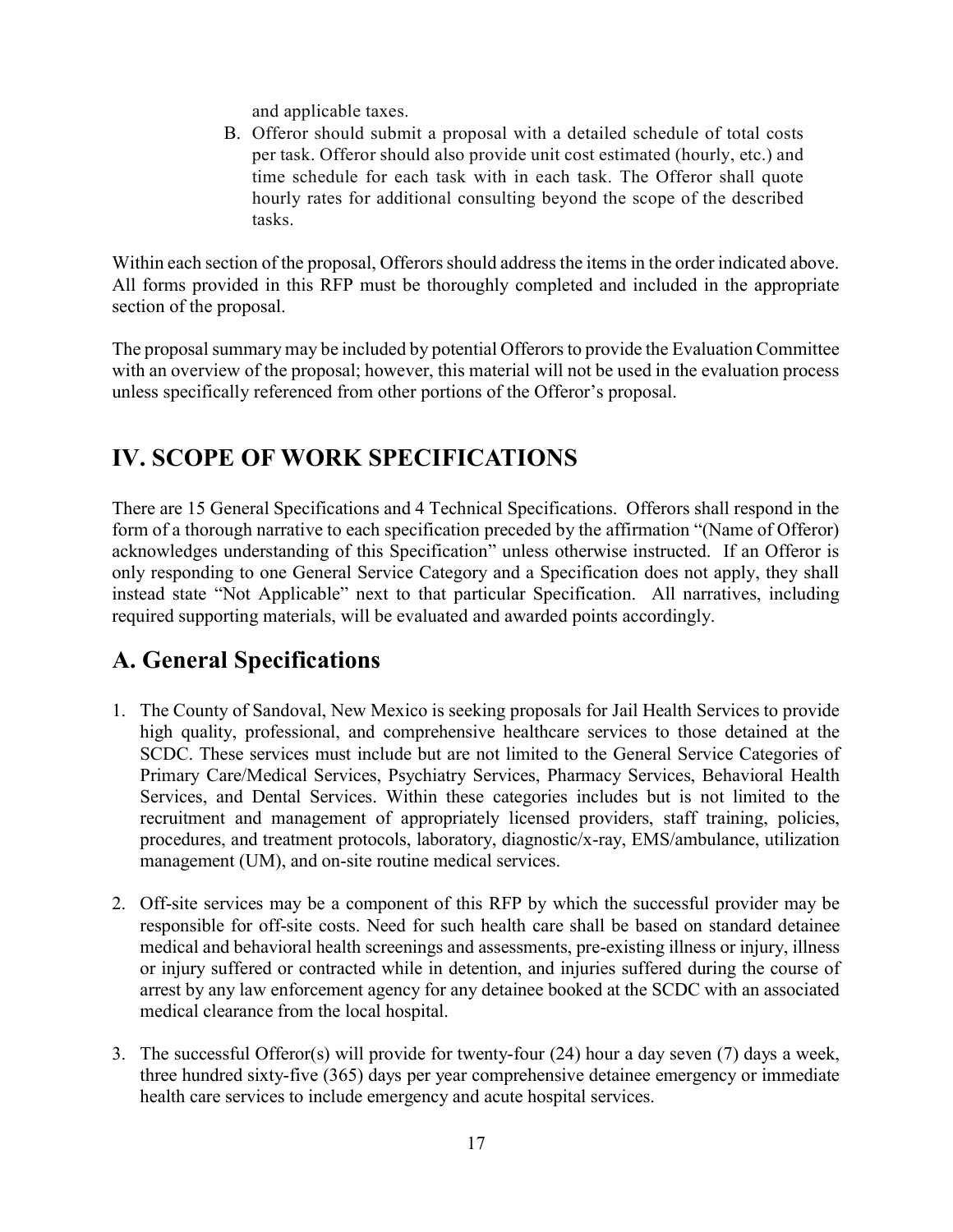and applicable taxes.

B. Offeror should submit a proposal with a detailed schedule of total costs per task. Offeror should also provide unit cost estimated (hourly, etc.) and time schedule for each task with in each task. The Offeror shall quote hourly rates for additional consulting beyond the scope of the described tasks.

Within each section of the proposal, Offerors should address the items in the order indicated above. All forms provided in this RFP must be thoroughly completed and included in the appropriate section of the proposal.

The proposal summary may be included by potential Offerors to provide the Evaluation Committee with an overview of the proposal; however, this material will not be used in the evaluation process unless specifically referenced from other portions of the Offeror's proposal.

# IV. SCOPE OF WORK SPECIFICATIONS

There are 15 General Specifications and 4 Technical Specifications. Offerors shall respond in the form of a thorough narrative to each specification preceded by the affirmation "(Name of Offeror) acknowledges understanding of this Specification" unless otherwise instructed. If an Offeror is only responding to one General Service Category and a Specification does not apply, they shall instead state "Not Applicable" next to that particular Specification. All narratives, including required supporting materials, will be evaluated and awarded points accordingly.

## A. General Specifications

1. The County of Sandoval, New Mexico is seeking proposals for Jail Health Services to provide high quality, professional, and comprehensive healthcare services to those detained at the SCDC. These services must include but are not limited to the General Service Categories of Primary Care/Medical Services, Psychiatry Services, Pharmacy Services, Behavioral Health Services, and Dental Services. Within these categories includes but is not limited to the recruitment and management of appropriately licensed providers, staff training, policies, procedures, and treatment protocols, laboratory, diagnostic/x-ray, EMS/ambulance, utilization management (UM), and on-site routine medical services.

2. Off-site services may be a component of this RFP by which the successful provider may be responsible for off-site costs. Need for such health care shall be based on standard detainee medical and behavioral health screenings and assessments, pre-existing illness or injury, illness or injury suffered or contracted while in detention, and injuries suffered during the course of arrest by any law enforcement agency for any detainee booked at the SCDC with an associated medical clearance from the local hospital.

3. The successful Offeror(s) will provide for twenty-four (24) hour a day seven (7) days a week, three hundred sixty-five (365) days per year comprehensive detainee emergency or immediate health care services to include emergency and acute hospital services.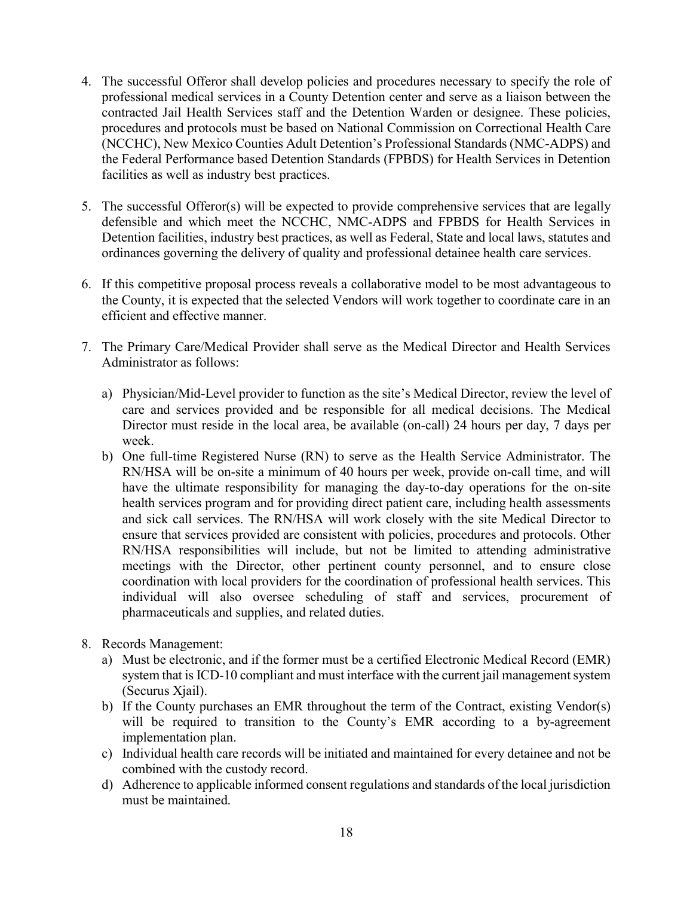4. The successful Offeror shall develop policies and procedures necessary to specify the role of professional medical services in a County Detention center and serve as a liaison between the contracted Jail Health Services staff and the Detention Warden or designee. These policies, procedures and protocols must be based on National Commission on Correctional Health Care (NCCHC), New Mexico Counties Adult Detention's Professional Standards (NMC-ADPS) and the Federal Performance based Detention Standards (FPBDS) for Health Services in Detention facilities as well as industry best practices.

5. The successful Offeror(s) will be expected to provide comprehensive services that are legally defensible and which meet the NCCHC, NMC-ADPS and FPBDS for Health Services in Detention facilities, industry best practices, as well as Federal, State and local laws, statutes and ordinances governing the delivery of quality and professional detainee health care services.

6. If this competitive proposal process reveals a collaborative model to be most advantageous to the County, it is expected that the selected Vendors will work together to coordinate care in an efficient and effective manner.

7. The Primary Care/Medical Provider shall serve as the Medical Director and Health Services Administrator as follows:

   a) Physician/Mid-Level provider to function as the site's Medical Director, review the level of care and services provided and be responsible for all medical decisions. The Medical Director must reside in the local area, be available (on-call) 24 hours per day, 7 days per week.
   b) One full-time Registered Nurse (RN) to serve as the Health Service Administrator. The RN/HSA will be on-site a minimum of 40 hours per week, provide on-call time, and will have the ultimate responsibility for managing the day-to-day operations for the on-site health services program and for providing direct patient care, including health assessments and sick call services. The RN/HSA will work closely with the site Medical Director to ensure that services provided are consistent with policies, procedures and protocols. Other RN/HSA responsibilities will include, but not be limited to attending administrative meetings with the Director, other pertinent county personnel, and to ensure close coordination with local providers for the coordination of professional health services. This individual will also oversee scheduling of staff and services, procurement of pharmaceuticals and supplies, and related duties.

8. Records Management:
   a) Must be electronic, and if the former must be a certified Electronic Medical Record (EMR) system that is ICD-10 compliant and must interface with the current jail management system (Securus Xjail).
   b) If the County purchases an EMR throughout the term of the Contract, existing Vendor(s) will be required to transition to the County's EMR according to a by-agreement implementation plan.
   c) Individual health care records will be initiated and maintained for every detainee and not be combined with the custody record.
   d) Adherence to applicable informed consent regulations and standards of the local jurisdiction must be maintained.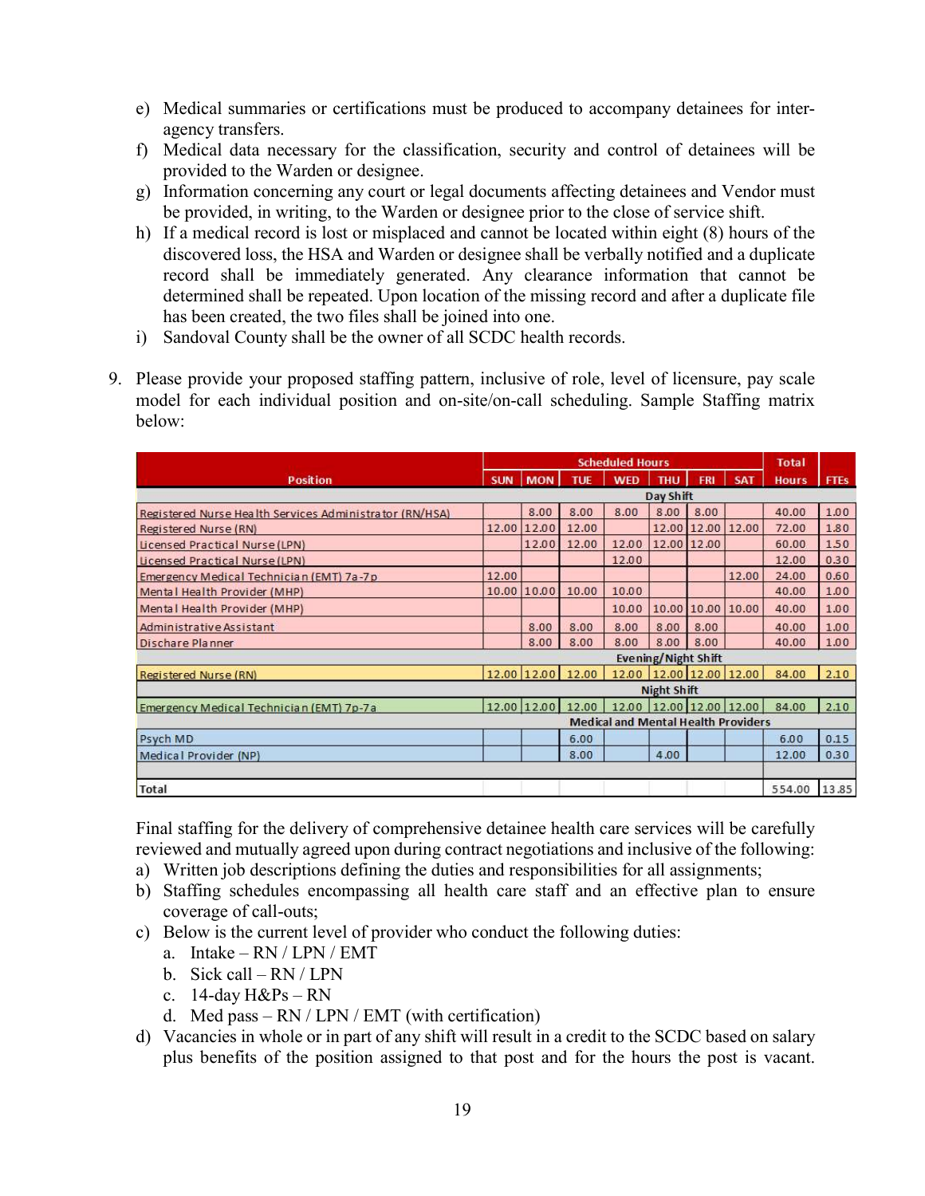e) Medical summaries or certifications must be produced to accompany detainees for inter-agency transfers.
f) Medical data necessary for the classification, security and control of detainees will be provided to the Warden or designee.
g) Information concerning any court or legal documents affecting detainees and Vendor must be provided, in writing, to the Warden or designee prior to the close of service shift.
h) If a medical record is lost or misplaced and cannot be located within eight (8) hours of the discovered loss, the HSA and Warden or designee shall be verbally notified and a duplicate record shall be immediately generated. Any clearance information that cannot be determined shall be repeated. Upon location of the missing record and after a duplicate file has been created, the two files shall be joined into one.
i) Sandoval County shall be the owner of all SCDC health records.

9. Please provide your proposed staffing pattern, inclusive of role, level of licensure, pay scale model for each individual position and on-site/on-call scheduling. Sample Staffing matrix below:

| Position | Scheduled Hours | | | | | | | Total | |
|---|---|---|---|---|---|---|---|---|---|
| | SUN | MON | TUE | WED | THU | FRI | SAT | Hours | FTEs |
| **Day Shift** | | | | | | | | | |
| Registered Nurse Health Services Administrator (RN/HSA) | | 8.00 | 8.00 | 8.00 | 8.00 | 8.00 | | 40.00 | 1.00 |
| Registered Nurse (RN) | 12.00 | 12.00 | 12.00 | | 12.00 | 12.00 | 12.00 | 72.00 | 1.80 |
| Licensed Practical Nurse (LPN) | | 12.00 | 12.00 | 12.00 | 12.00 | 12.00 | | 60.00 | 1.50 |
| Licensed Practical Nurse (LPN) | | | | 12.00 | | | | 12.00 | 0.30 |
| Emergency Medical Technician (EMT) 7a-7p | 12.00 | | | | | | 12.00 | 24.00 | 0.60 |
| Mental Health Provider (MHP) | 10.00 | 10.00 | 10.00 | 10.00 | | | | 40.00 | 1.00 |
| Mental Health Provider (MHP) | | | | 10.00 | 10.00 | 10.00 | 10.00 | 40.00 | 1.00 |
| Administrative Assistant | | 8.00 | 8.00 | 8.00 | 8.00 | 8.00 | | 40.00 | 1.00 |
| Dischare Planner | | 8.00 | 8.00 | 8.00 | 8.00 | 8.00 | | 40.00 | 1.00 |
| **Evening/Night Shift** | | | | | | | | | |
| Registered Nurse (RN) | 12.00 | 12.00 | 12.00 | 12.00 | 12.00 | 12.00 | 12.00 | 84.00 | 2.10 |
| **Night Shift** | | | | | | | | | |
| Emergency Medical Technician (EMT) 7p-7a | 12.00 | 12.00 | 12.00 | 12.00 | 12.00 | 12.00 | 12.00 | 84.00 | 2.10 |
| **Medical and Mental Health Providers** | | | | | | | | | |
| Psych MD | | | 6.00 | | | | | 6.00 | 0.15 |
| Medical Provider (NP) | | | 8.00 | | 4.00 | | | 12.00 | 0.30 |
| | | | | | | | | | |
| Total | | | | | | | | 554.00 | 13.85 |

Final staffing for the delivery of comprehensive detainee health care services will be carefully reviewed and mutually agreed upon during contract negotiations and inclusive of the following:

a) Written job descriptions defining the duties and responsibilities for all assignments;
b) Staffing schedules encompassing all health care staff and an effective plan to ensure coverage of call-outs;
c) Below is the current level of provider who conduct the following duties:
   a. Intake – RN / LPN / EMT
   b. Sick call – RN / LPN
   c. 14-day H&Ps – RN
   d. Med pass – RN / LPN / EMT (with certification)
d) Vacancies in whole or in part of any shift will result in a credit to the SCDC based on salary plus benefits of the position assigned to that post and for the hours the post is vacant.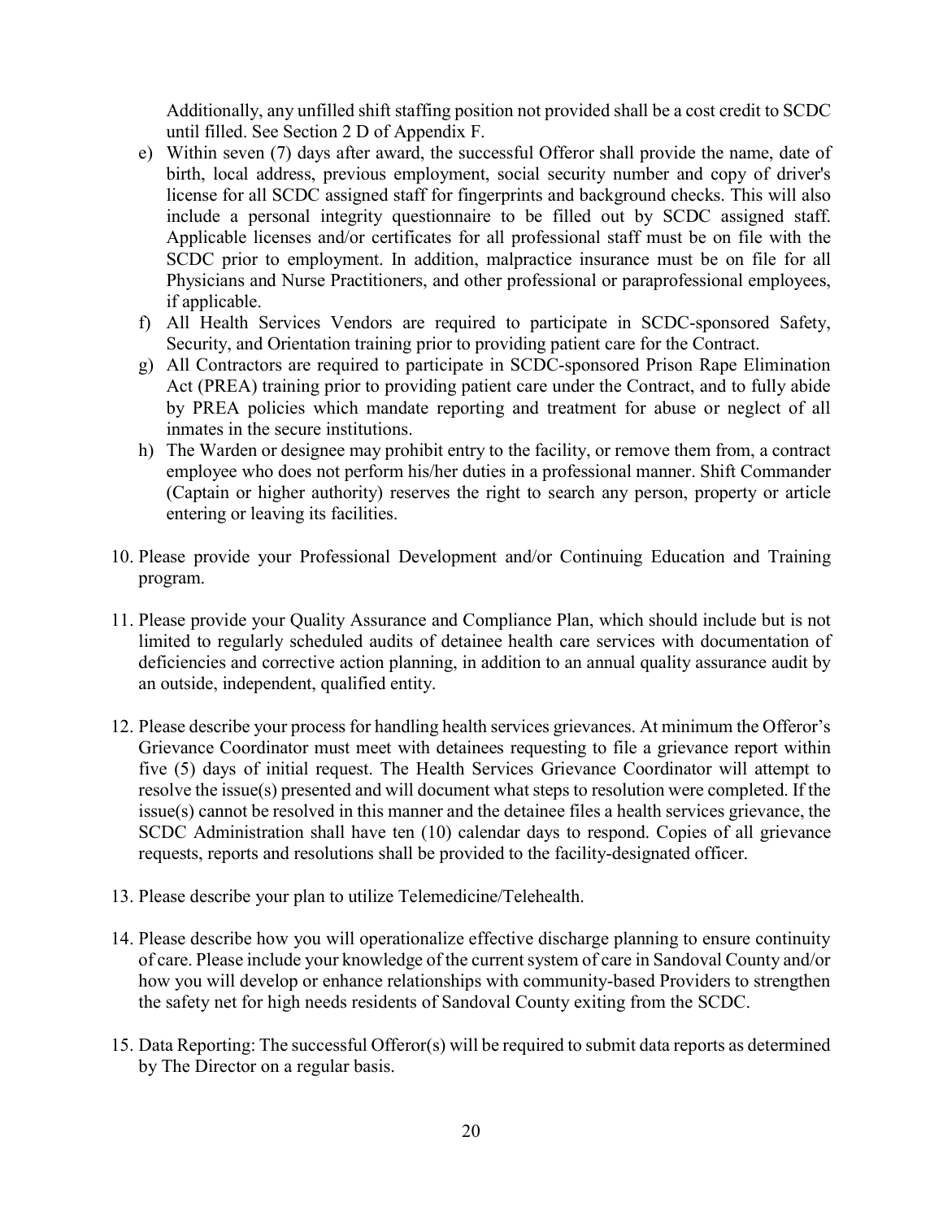Additionally, any unfilled shift staffing position not provided shall be a cost credit to SCDC until filled. See Section 2 D of Appendix F.

e) Within seven (7) days after award, the successful Offeror shall provide the name, date of birth, local address, previous employment, social security number and copy of driver's license for all SCDC assigned staff for fingerprints and background checks. This will also include a personal integrity questionnaire to be filled out by SCDC assigned staff. Applicable licenses and/or certificates for all professional staff must be on file with the SCDC prior to employment. In addition, malpractice insurance must be on file for all Physicians and Nurse Practitioners, and other professional or paraprofessional employees, if applicable.

f) All Health Services Vendors are required to participate in SCDC-sponsored Safety, Security, and Orientation training prior to providing patient care for the Contract.

g) All Contractors are required to participate in SCDC-sponsored Prison Rape Elimination Act (PREA) training prior to providing patient care under the Contract, and to fully abide by PREA policies which mandate reporting and treatment for abuse or neglect of all inmates in the secure institutions.

h) The Warden or designee may prohibit entry to the facility, or remove them from, a contract employee who does not perform his/her duties in a professional manner. Shift Commander (Captain or higher authority) reserves the right to search any person, property or article entering or leaving its facilities.

10. Please provide your Professional Development and/or Continuing Education and Training program.

11. Please provide your Quality Assurance and Compliance Plan, which should include but is not limited to regularly scheduled audits of detainee health care services with documentation of deficiencies and corrective action planning, in addition to an annual quality assurance audit by an outside, independent, qualified entity.

12. Please describe your process for handling health services grievances. At minimum the Offeror's Grievance Coordinator must meet with detainees requesting to file a grievance report within five (5) days of initial request. The Health Services Grievance Coordinator will attempt to resolve the issue(s) presented and will document what steps to resolution were completed. If the issue(s) cannot be resolved in this manner and the detainee files a health services grievance, the SCDC Administration shall have ten (10) calendar days to respond. Copies of all grievance requests, reports and resolutions shall be provided to the facility-designated officer.

13. Please describe your plan to utilize Telemedicine/Telehealth.

14. Please describe how you will operationalize effective discharge planning to ensure continuity of care. Please include your knowledge of the current system of care in Sandoval County and/or how you will develop or enhance relationships with community-based Providers to strengthen the safety net for high needs residents of Sandoval County exiting from the SCDC.

15. Data Reporting: The successful Offeror(s) will be required to submit data reports as determined by The Director on a regular basis.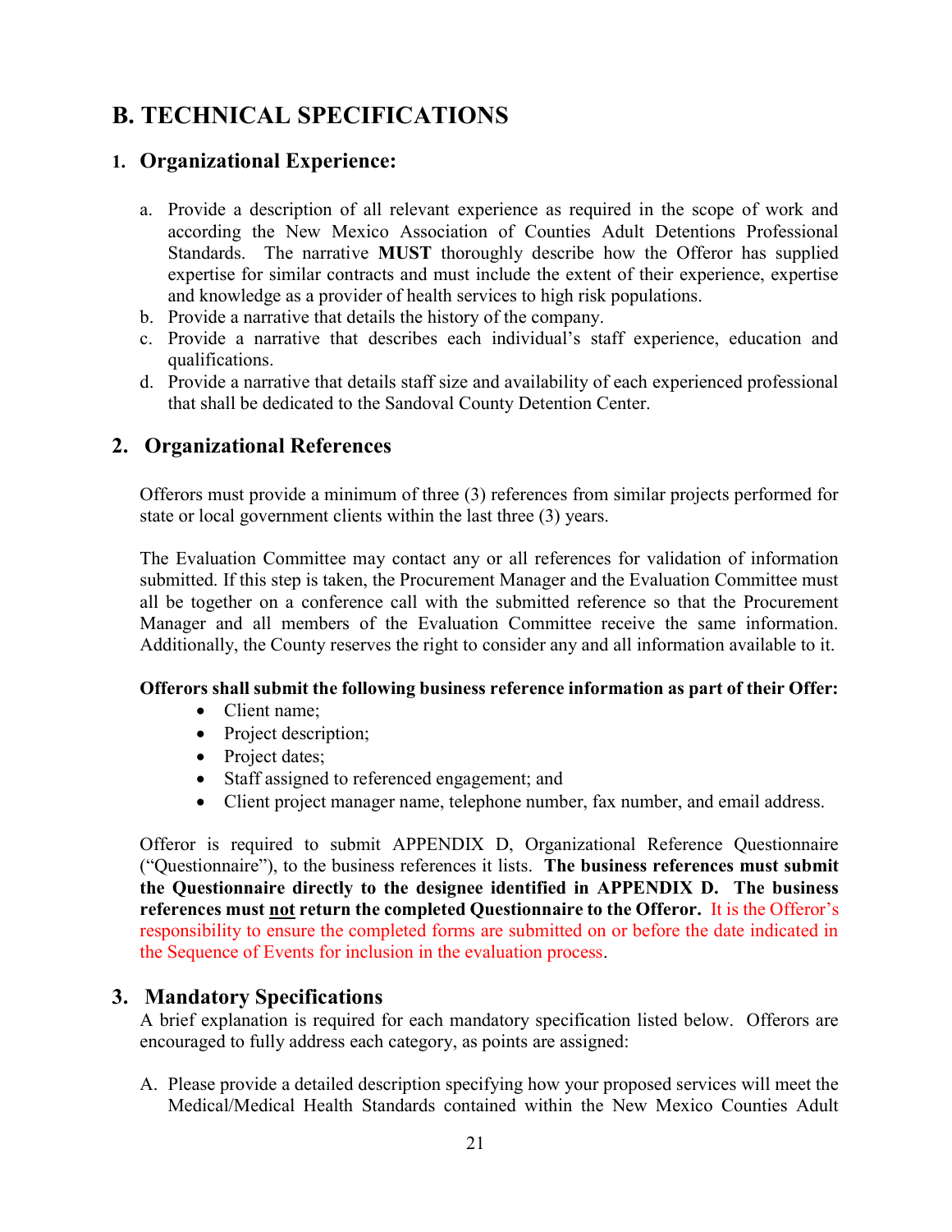# B. TECHNICAL SPECIFICATIONS

## 1. Organizational Experience:

a. Provide a description of all relevant experience as required in the scope of work and according the New Mexico Association of Counties Adult Detentions Professional Standards. The narrative **MUST** thoroughly describe how the Offeror has supplied expertise for similar contracts and must include the extent of their experience, expertise and knowledge as a provider of health services to high risk populations.

b. Provide a narrative that details the history of the company.

c. Provide a narrative that describes each individual's staff experience, education and qualifications.

d. Provide a narrative that details staff size and availability of each experienced professional that shall be dedicated to the Sandoval County Detention Center.

## 2. Organizational References

Offerors must provide a minimum of three (3) references from similar projects performed for state or local government clients within the last three (3) years.

The Evaluation Committee may contact any or all references for validation of information submitted. If this step is taken, the Procurement Manager and the Evaluation Committee must all be together on a conference call with the submitted reference so that the Procurement Manager and all members of the Evaluation Committee receive the same information. Additionally, the County reserves the right to consider any and all information available to it.

**Offerors shall submit the following business reference information as part of their Offer:**

- Client name;
- Project description;
- Project dates;
- Staff assigned to referenced engagement; and
- Client project manager name, telephone number, fax number, and email address.

Offeror is required to submit APPENDIX D, Organizational Reference Questionnaire ("Questionnaire"), to the business references it lists. **The business references must submit the Questionnaire directly to the designee identified in APPENDIX D. The business references must <u>not</u> return the completed Questionnaire to the Offeror.** It is the Offeror's responsibility to ensure the completed forms are submitted on or before the date indicated in the Sequence of Events for inclusion in the evaluation process.

## 3. Mandatory Specifications

A brief explanation is required for each mandatory specification listed below. Offerors are encouraged to fully address each category, as points are assigned:

A. Please provide a detailed description specifying how your proposed services will meet the Medical/Medical Health Standards contained within the New Mexico Counties Adult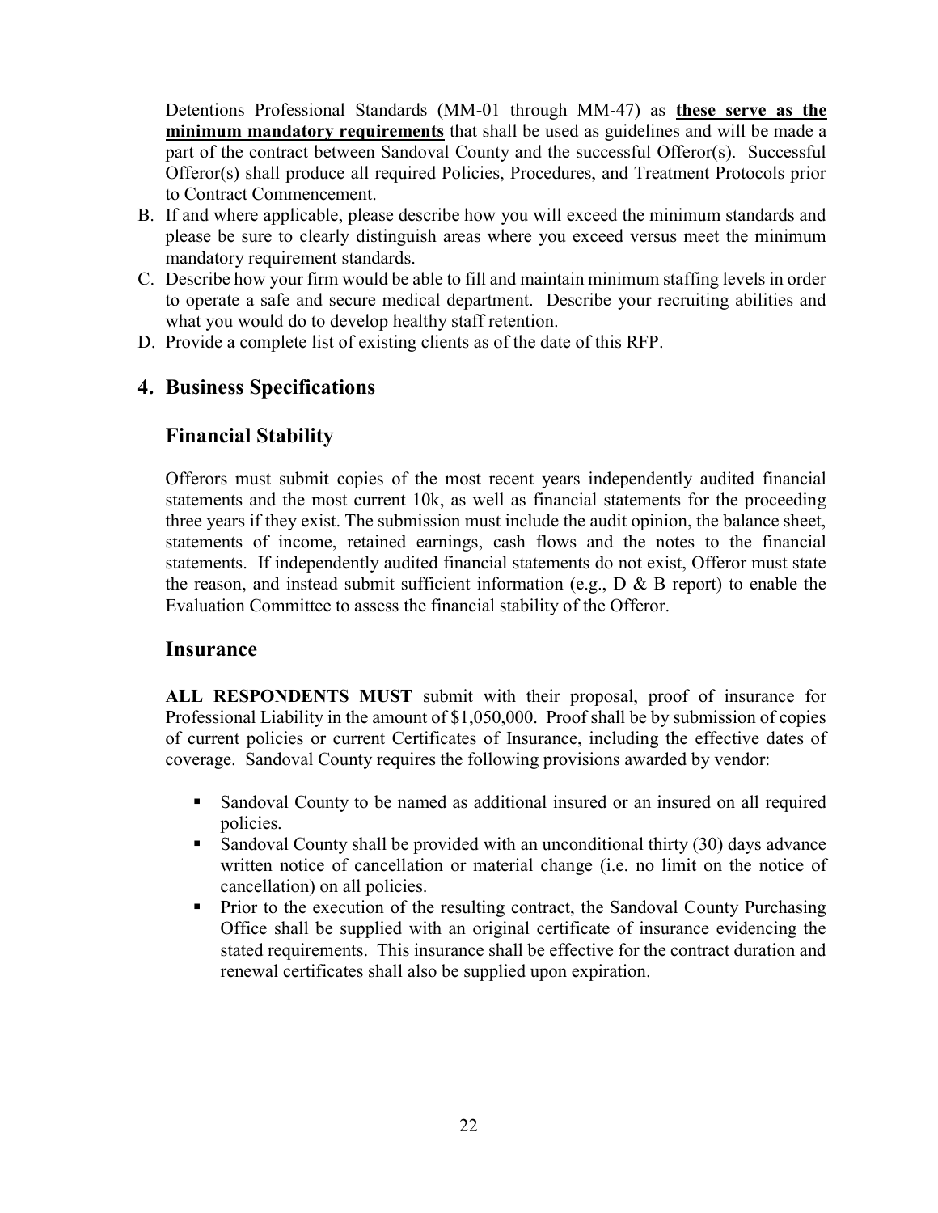Detentions Professional Standards (MM-01 through MM-47) as **these serve as the minimum mandatory requirements** that shall be used as guidelines and will be made a part of the contract between Sandoval County and the successful Offeror(s). Successful Offeror(s) shall produce all required Policies, Procedures, and Treatment Protocols prior to Contract Commencement.

B. If and where applicable, please describe how you will exceed the minimum standards and please be sure to clearly distinguish areas where you exceed versus meet the minimum mandatory requirement standards.
C. Describe how your firm would be able to fill and maintain minimum staffing levels in order to operate a safe and secure medical department. Describe your recruiting abilities and what you would do to develop healthy staff retention.
D. Provide a complete list of existing clients as of the date of this RFP.

## 4. Business Specifications

### Financial Stability

Offerors must submit copies of the most recent years independently audited financial statements and the most current 10k, as well as financial statements for the proceeding three years if they exist. The submission must include the audit opinion, the balance sheet, statements of income, retained earnings, cash flows and the notes to the financial statements. If independently audited financial statements do not exist, Offeror must state the reason, and instead submit sufficient information (e.g., D & B report) to enable the Evaluation Committee to assess the financial stability of the Offeror.

### Insurance

**ALL RESPONDENTS MUST** submit with their proposal, proof of insurance for Professional Liability in the amount of $1,050,000. Proof shall be by submission of copies of current policies or current Certificates of Insurance, including the effective dates of coverage. Sandoval County requires the following provisions awarded by vendor:

- Sandoval County to be named as additional insured or an insured on all required policies.
- Sandoval County shall be provided with an unconditional thirty (30) days advance written notice of cancellation or material change (i.e. no limit on the notice of cancellation) on all policies.
- Prior to the execution of the resulting contract, the Sandoval County Purchasing Office shall be supplied with an original certificate of insurance evidencing the stated requirements. This insurance shall be effective for the contract duration and renewal certificates shall also be supplied upon expiration.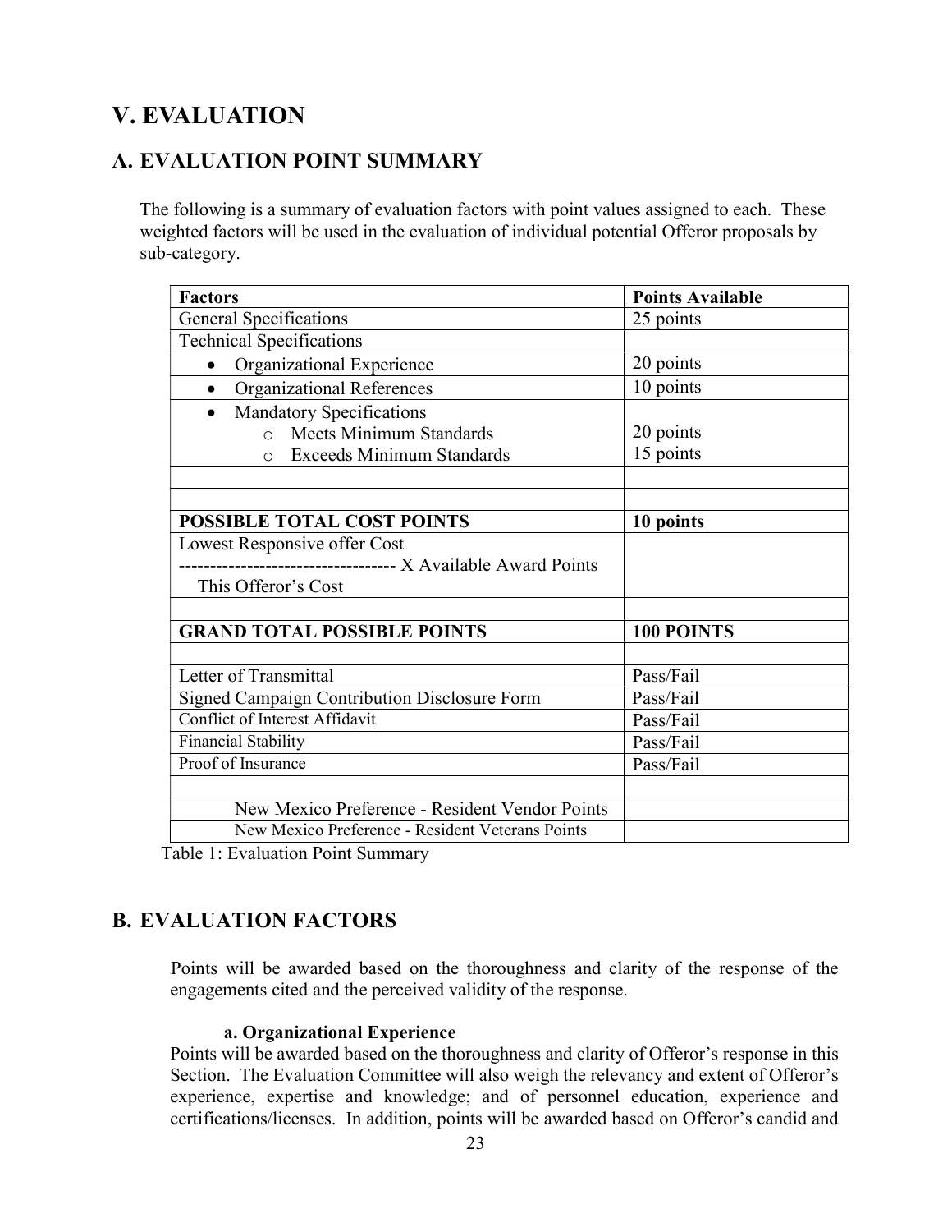# V. EVALUATION

## A. EVALUATION POINT SUMMARY

The following is a summary of evaluation factors with point values assigned to each. These weighted factors will be used in the evaluation of individual potential Offeror proposals by sub-category.

| Factors | Points Available |
| --- | --- |
| General Specifications | 25 points |
| Technical Specifications | |
| • Organizational Experience | 20 points |
| • Organizational References | 10 points |
| • Mandatory Specifications<br>o Meets Minimum Standards<br>o Exceeds Minimum Standards | <br>20 points<br>15 points |
| | |
| | |
| **POSSIBLE TOTAL COST POINTS** | **10 points** |
| Lowest Responsive offer Cost<br>----------------------------------- X Available Award Points<br>This Offeror's Cost | |
| | |
| **GRAND TOTAL POSSIBLE POINTS** | **100 POINTS** |
| | |
| Letter of Transmittal | Pass/Fail |
| Signed Campaign Contribution Disclosure Form | Pass/Fail |
| Conflict of Interest Affidavit | Pass/Fail |
| Financial Stability | Pass/Fail |
| Proof of Insurance | Pass/Fail |
| | |
| New Mexico Preference - Resident Vendor Points | |
| New Mexico Preference - Resident Veterans Points | |

Table 1: Evaluation Point Summary

## B. EVALUATION FACTORS

Points will be awarded based on the thoroughness and clarity of the response of the engagements cited and the perceived validity of the response.

**a. Organizational Experience**

Points will be awarded based on the thoroughness and clarity of Offeror's response in this Section. The Evaluation Committee will also weigh the relevancy and extent of Offeror's experience, expertise and knowledge; and of personnel education, experience and certifications/licenses. In addition, points will be awarded based on Offeror's candid and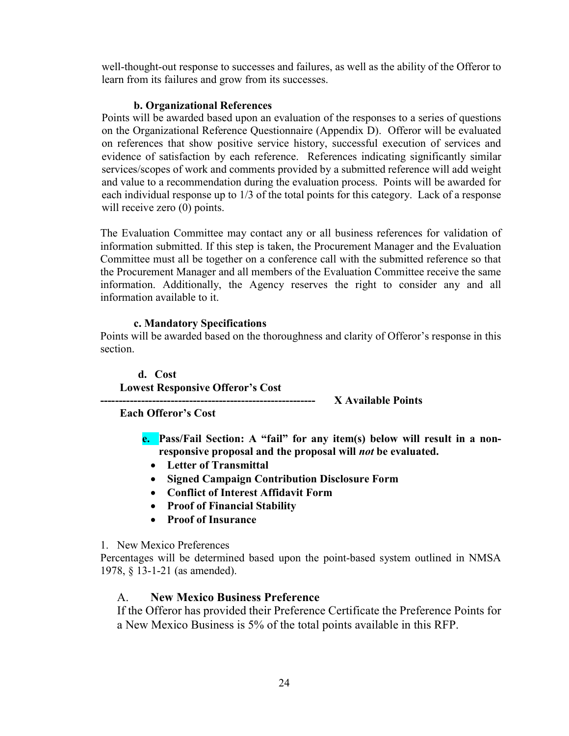well-thought-out response to successes and failures, as well as the ability of the Offeror to learn from its failures and grow from its successes.

**b. Organizational References**

Points will be awarded based upon an evaluation of the responses to a series of questions on the Organizational Reference Questionnaire (Appendix D). Offeror will be evaluated on references that show positive service history, successful execution of services and evidence of satisfaction by each reference. References indicating significantly similar services/scopes of work and comments provided by a submitted reference will add weight and value to a recommendation during the evaluation process. Points will be awarded for each individual response up to 1/3 of the total points for this category. Lack of a response will receive zero (0) points.

The Evaluation Committee may contact any or all business references for validation of information submitted. If this step is taken, the Procurement Manager and the Evaluation Committee must all be together on a conference call with the submitted reference so that the Procurement Manager and all members of the Evaluation Committee receive the same information. Additionally, the Agency reserves the right to consider any and all information available to it.

**c. Mandatory Specifications**

Points will be awarded based on the thoroughness and clarity of Offeror's response in this section.

**d. Cost**

$$\frac{\textbf{Lowest Responsive Offeror's Cost}}{\textbf{Each Offeror's Cost}} \textbf{ X Available Points}$$

**e. Pass/Fail Section: A "fail" for any item(s) below will result in a non-responsive proposal and the proposal will *not* be evaluated.**

- **Letter of Transmittal**
- **Signed Campaign Contribution Disclosure Form**
- **Conflict of Interest Affidavit Form**
- **Proof of Financial Stability**
- **Proof of Insurance**

1. New Mexico Preferences

Percentages will be determined based upon the point-based system outlined in NMSA 1978, § 13-1-21 (as amended).

### A. New Mexico Business Preference

If the Offeror has provided their Preference Certificate the Preference Points for a New Mexico Business is 5% of the total points available in this RFP.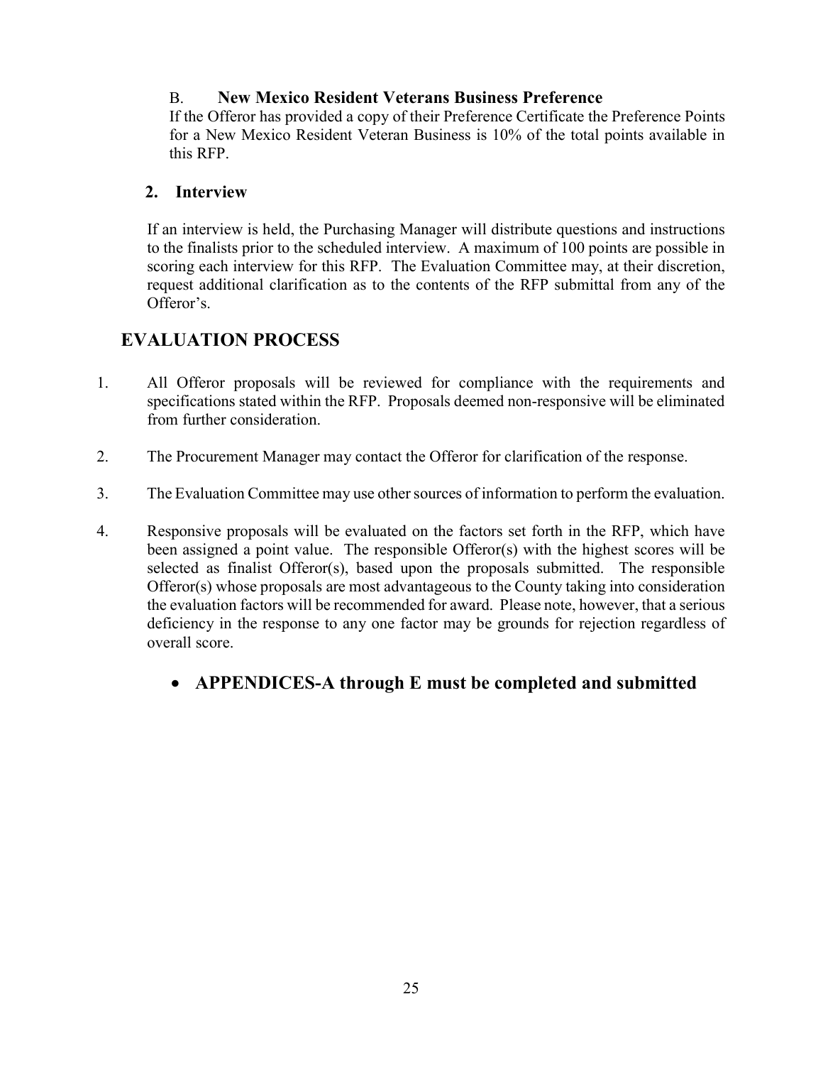B. **New Mexico Resident Veterans Business Preference**

If the Offeror has provided a copy of their Preference Certificate the Preference Points for a New Mexico Resident Veteran Business is 10% of the total points available in this RFP.

**2. Interview**

If an interview is held, the Purchasing Manager will distribute questions and instructions to the finalists prior to the scheduled interview. A maximum of 100 points are possible in scoring each interview for this RFP. The Evaluation Committee may, at their discretion, request additional clarification as to the contents of the RFP submittal from any of the Offeror's.

## EVALUATION PROCESS

1. All Offeror proposals will be reviewed for compliance with the requirements and specifications stated within the RFP. Proposals deemed non-responsive will be eliminated from further consideration.

2. The Procurement Manager may contact the Offeror for clarification of the response.

3. The Evaluation Committee may use other sources of information to perform the evaluation.

4. Responsive proposals will be evaluated on the factors set forth in the RFP, which have been assigned a point value. The responsible Offeror(s) with the highest scores will be selected as finalist Offeror(s), based upon the proposals submitted. The responsible Offeror(s) whose proposals are most advantageous to the County taking into consideration the evaluation factors will be recommended for award. Please note, however, that a serious deficiency in the response to any one factor may be grounds for rejection regardless of overall score.

- **APPENDICES-A through E must be completed and submitted**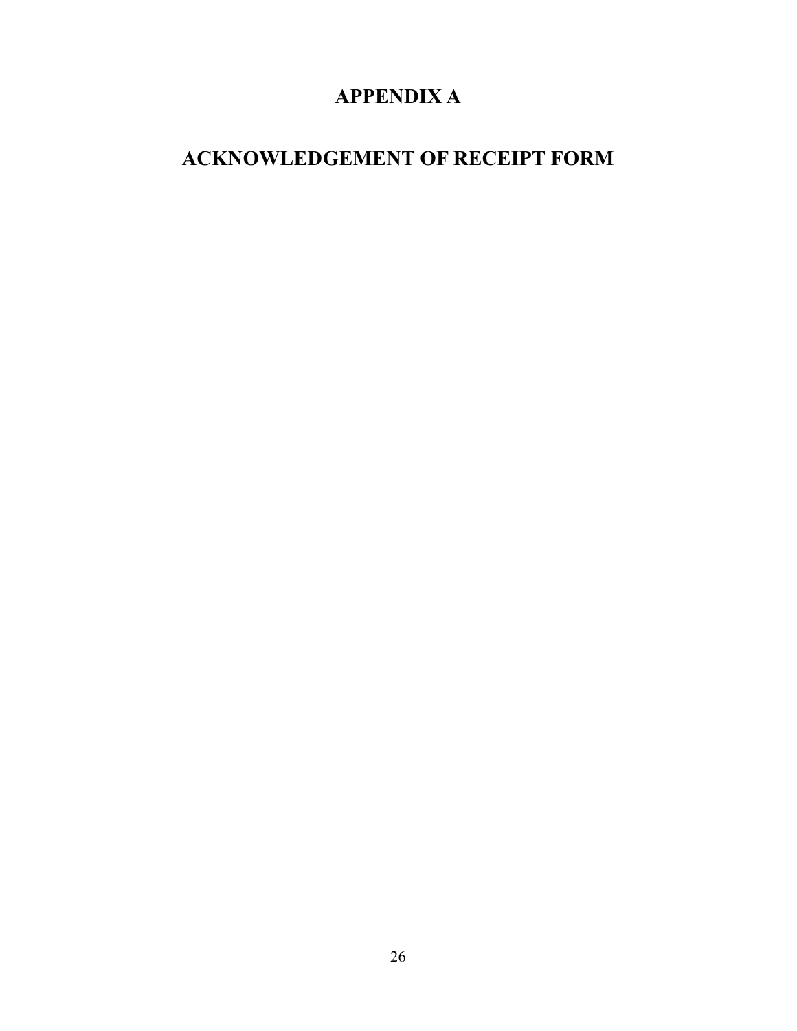# APPENDIX A

# ACKNOWLEDGEMENT OF RECEIPT FORM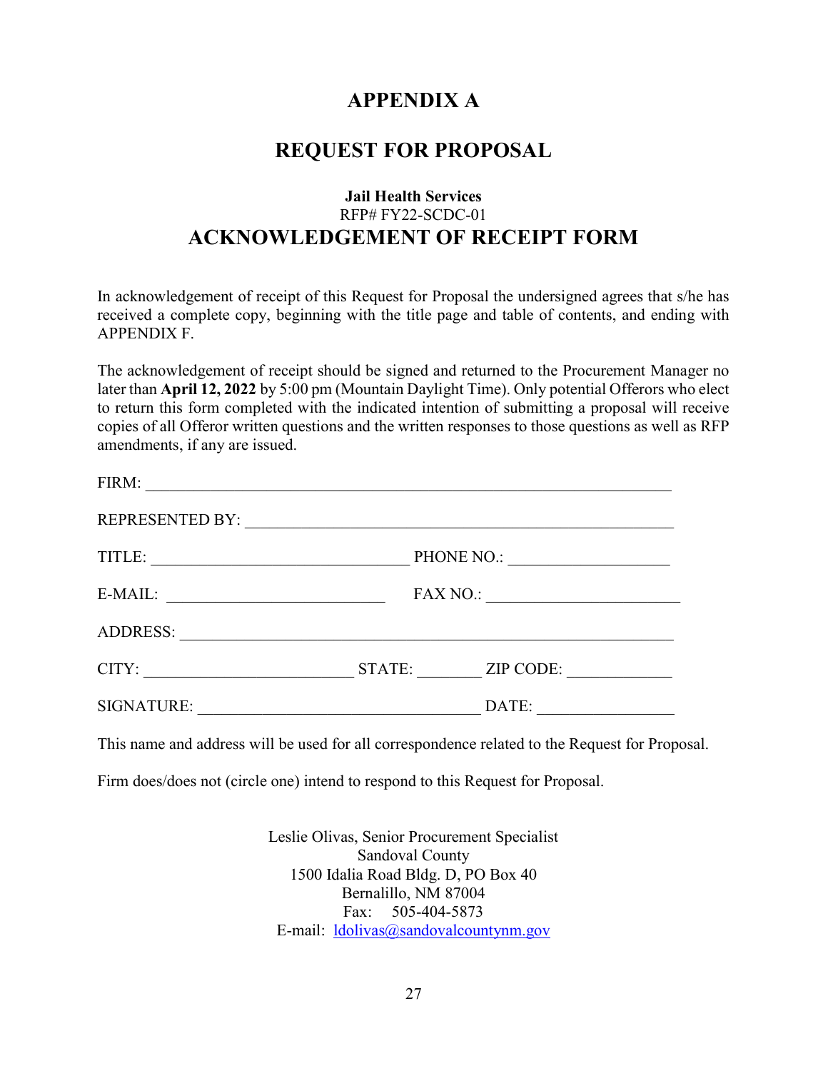# APPENDIX A

## REQUEST FOR PROPOSAL

**Jail Health Services**

RFP# FY22-SCDC-01

## ACKNOWLEDGEMENT OF RECEIPT FORM

In acknowledgement of receipt of this Request for Proposal the undersigned agrees that s/he has received a complete copy, beginning with the title page and table of contents, and ending with APPENDIX F.

The acknowledgement of receipt should be signed and returned to the Procurement Manager no later than **April 12, 2022** by 5:00 pm (Mountain Daylight Time). Only potential Offerors who elect to return this form completed with the indicated intention of submitting a proposal will receive copies of all Offeror written questions and the written responses to those questions as well as RFP amendments, if any are issued.

FIRM: ________________________________________________________________

REPRESENTED BY: ______________________________________________________

TITLE: ________________________________ PHONE NO.: ___________________

E-MAIL: ___________________________ FAX NO.: _______________________

ADDRESS: _____________________________________________________________

CITY: _________________________ STATE: ________ ZIP CODE: ____________

SIGNATURE: __________________________________ DATE: ________________

This name and address will be used for all correspondence related to the Request for Proposal.

Firm does/does not (circle one) intend to respond to this Request for Proposal.

Leslie Olivas, Senior Procurement Specialist
Sandoval County
1500 Idalia Road Bldg. D, PO Box 40
Bernalillo, NM 87004
Fax: 505-404-5873
E-mail: ldolivas@sandovalcountynm.gov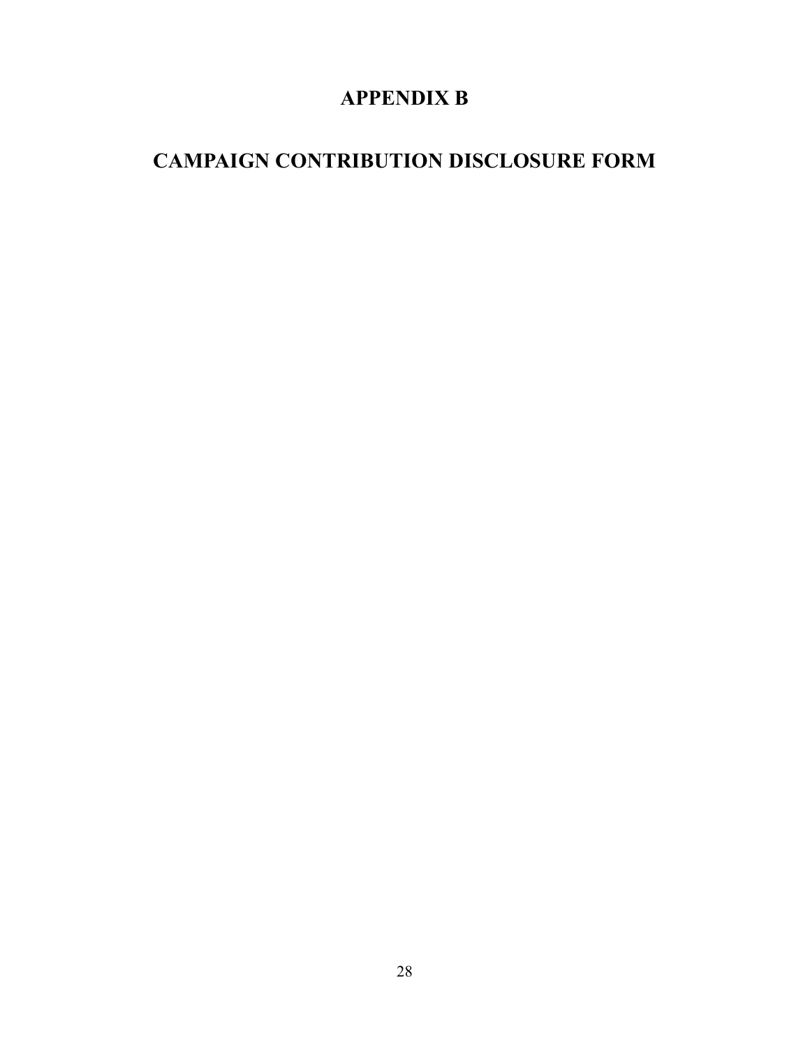# APPENDIX B

# CAMPAIGN CONTRIBUTION DISCLOSURE FORM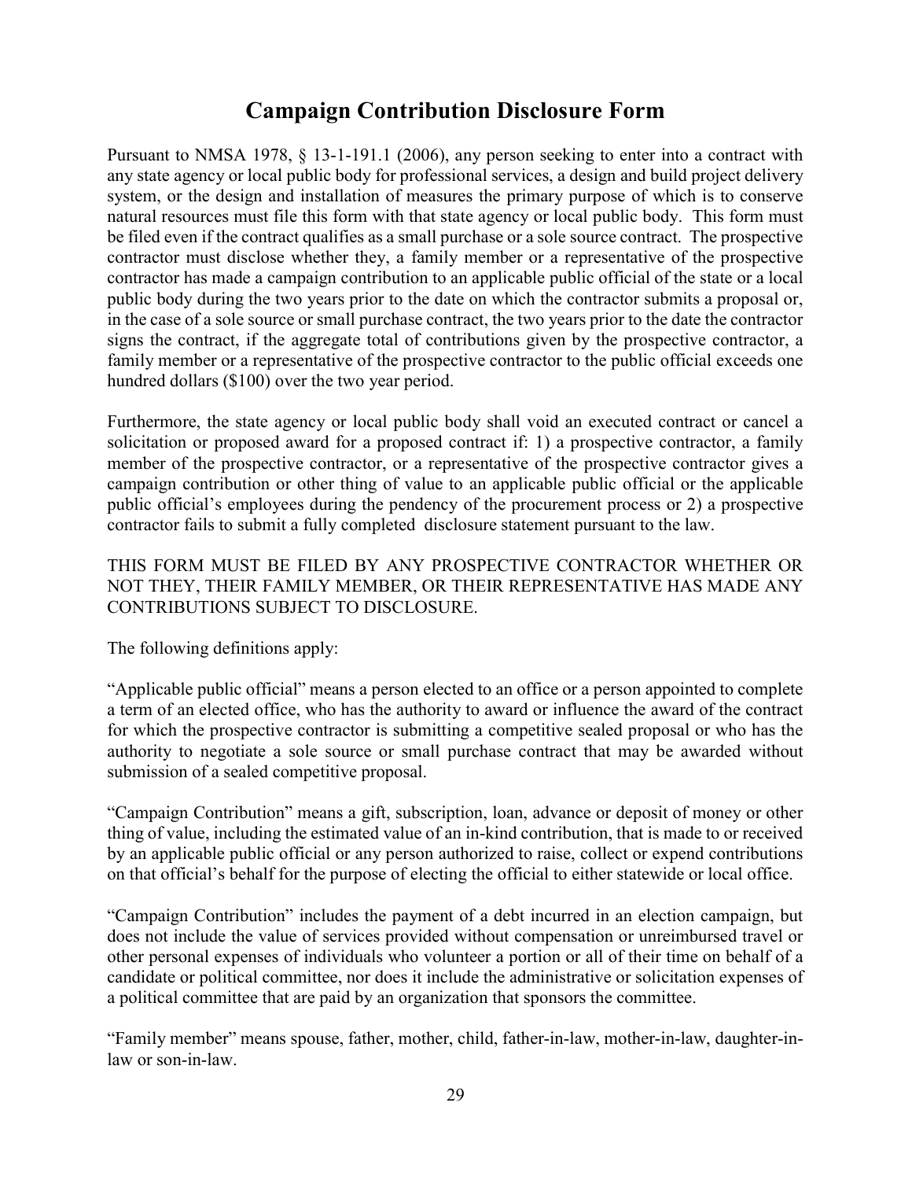# Campaign Contribution Disclosure Form

Pursuant to NMSA 1978, § 13-1-191.1 (2006), any person seeking to enter into a contract with any state agency or local public body for professional services, a design and build project delivery system, or the design and installation of measures the primary purpose of which is to conserve natural resources must file this form with that state agency or local public body. This form must be filed even if the contract qualifies as a small purchase or a sole source contract. The prospective contractor must disclose whether they, a family member or a representative of the prospective contractor has made a campaign contribution to an applicable public official of the state or a local public body during the two years prior to the date on which the contractor submits a proposal or, in the case of a sole source or small purchase contract, the two years prior to the date the contractor signs the contract, if the aggregate total of contributions given by the prospective contractor, a family member or a representative of the prospective contractor to the public official exceeds one hundred dollars ($100) over the two year period.

Furthermore, the state agency or local public body shall void an executed contract or cancel a solicitation or proposed award for a proposed contract if: 1) a prospective contractor, a family member of the prospective contractor, or a representative of the prospective contractor gives a campaign contribution or other thing of value to an applicable public official or the applicable public official's employees during the pendency of the procurement process or 2) a prospective contractor fails to submit a fully completed disclosure statement pursuant to the law.

THIS FORM MUST BE FILED BY ANY PROSPECTIVE CONTRACTOR WHETHER OR NOT THEY, THEIR FAMILY MEMBER, OR THEIR REPRESENTATIVE HAS MADE ANY CONTRIBUTIONS SUBJECT TO DISCLOSURE.

The following definitions apply:

"Applicable public official" means a person elected to an office or a person appointed to complete a term of an elected office, who has the authority to award or influence the award of the contract for which the prospective contractor is submitting a competitive sealed proposal or who has the authority to negotiate a sole source or small purchase contract that may be awarded without submission of a sealed competitive proposal.

"Campaign Contribution" means a gift, subscription, loan, advance or deposit of money or other thing of value, including the estimated value of an in-kind contribution, that is made to or received by an applicable public official or any person authorized to raise, collect or expend contributions on that official's behalf for the purpose of electing the official to either statewide or local office.

"Campaign Contribution" includes the payment of a debt incurred in an election campaign, but does not include the value of services provided without compensation or unreimbursed travel or other personal expenses of individuals who volunteer a portion or all of their time on behalf of a candidate or political committee, nor does it include the administrative or solicitation expenses of a political committee that are paid by an organization that sponsors the committee.

"Family member" means spouse, father, mother, child, father-in-law, mother-in-law, daughter-in-law or son-in-law.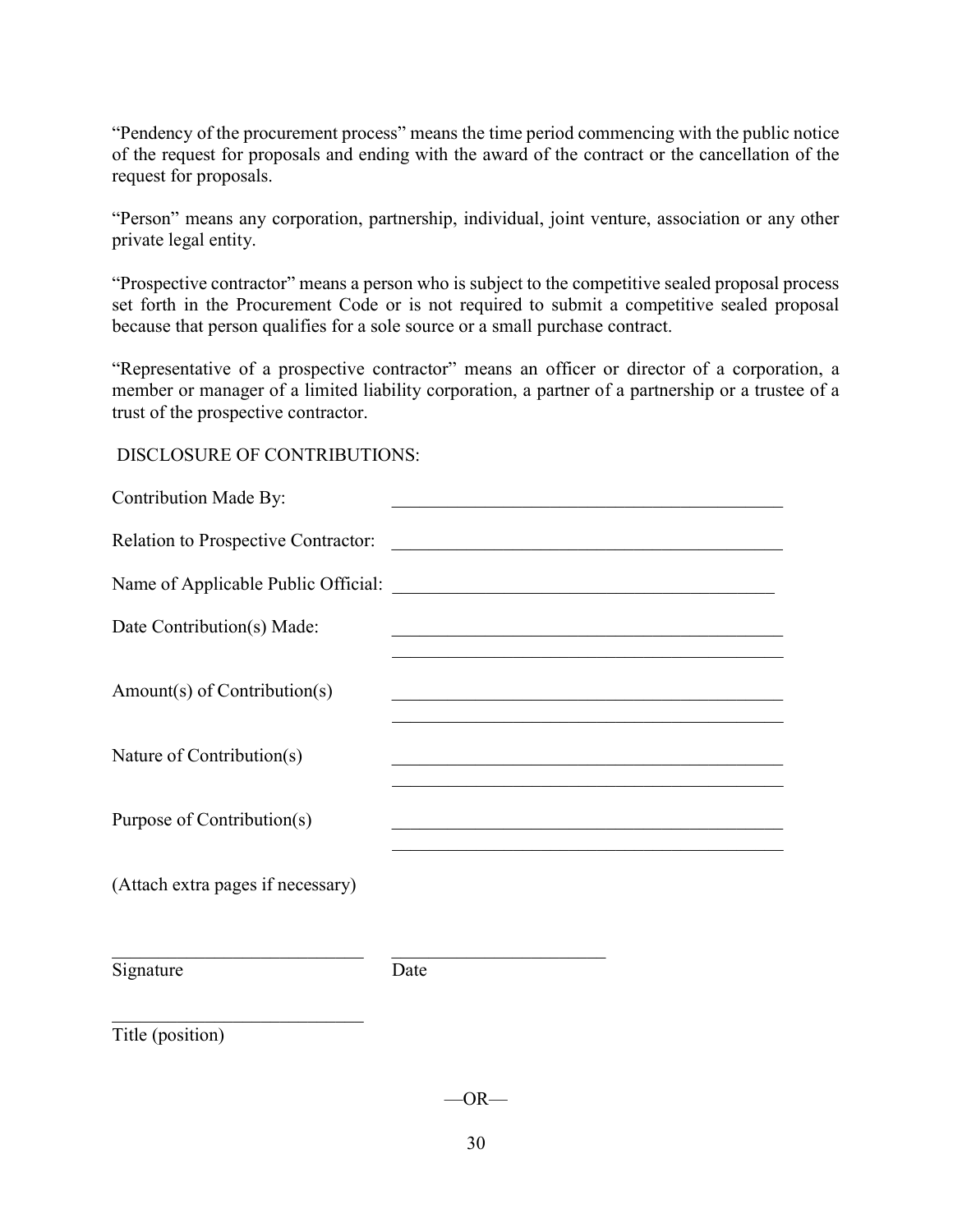"Pendency of the procurement process" means the time period commencing with the public notice of the request for proposals and ending with the award of the contract or the cancellation of the request for proposals.

"Person" means any corporation, partnership, individual, joint venture, association or any other private legal entity.

"Prospective contractor" means a person who is subject to the competitive sealed proposal process set forth in the Procurement Code or is not required to submit a competitive sealed proposal because that person qualifies for a sole source or a small purchase contract.

"Representative of a prospective contractor" means an officer or director of a corporation, a member or manager of a limited liability corporation, a partner of a partnership or a trustee of a trust of the prospective contractor.

DISCLOSURE OF CONTRIBUTIONS:

Contribution Made By: ____________________________________________

Relation to Prospective Contractor: ____________________________________________

Name of Applicable Public Official: ____________________________________________

Date Contribution(s) Made: ____________________________________________
____________________________________________

Amount(s) of Contribution(s) ____________________________________________
____________________________________________

Nature of Contribution(s) ____________________________________________
____________________________________________

Purpose of Contribution(s) ____________________________________________
____________________________________________

(Attach extra pages if necessary)

____________________________ ________________________
Signature Date

____________________________
Title (position)

—OR—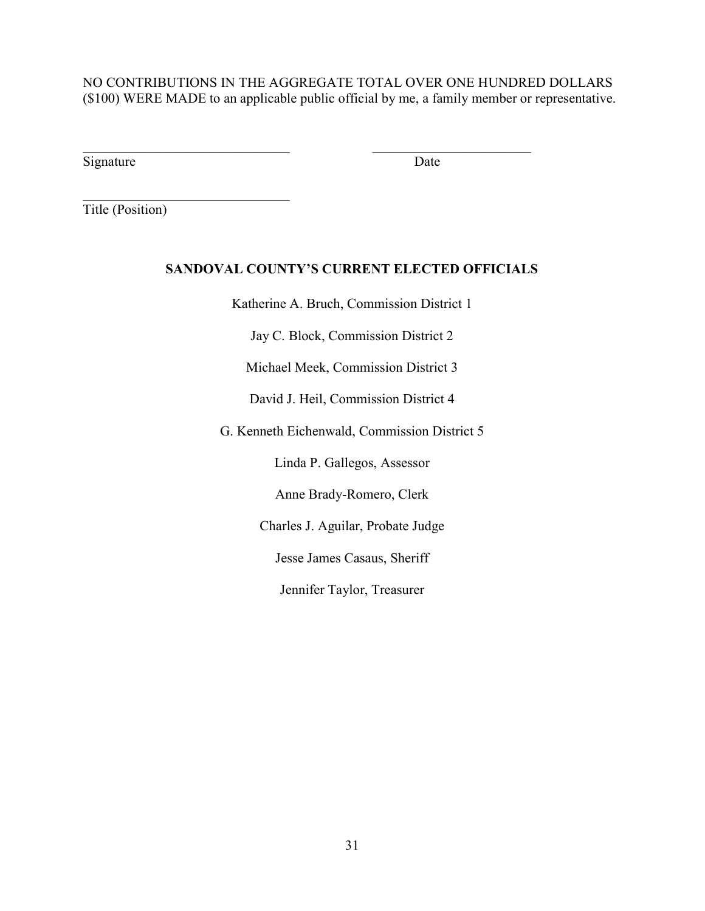NO CONTRIBUTIONS IN THE AGGREGATE TOTAL OVER ONE HUNDRED DOLLARS ($100) WERE MADE to an applicable public official by me, a family member or representative.

______________________________ ______________________

Signature Date

______________________________

Title (Position)

**SANDOVAL COUNTY'S CURRENT ELECTED OFFICIALS**

Katherine A. Bruch, Commission District 1

Jay C. Block, Commission District 2

Michael Meek, Commission District 3

David J. Heil, Commission District 4

G. Kenneth Eichenwald, Commission District 5

Linda P. Gallegos, Assessor

Anne Brady-Romero, Clerk

Charles J. Aguilar, Probate Judge

Jesse James Casaus, Sheriff

Jennifer Taylor, Treasurer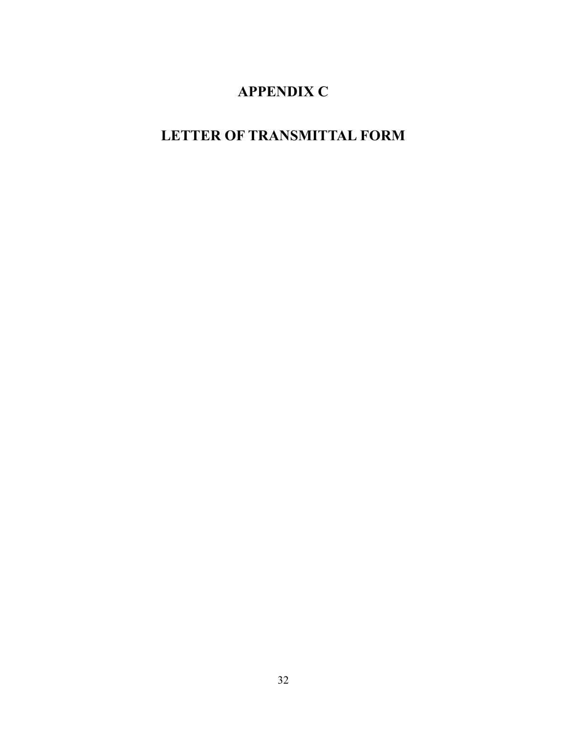# APPENDIX C

# LETTER OF TRANSMITTAL FORM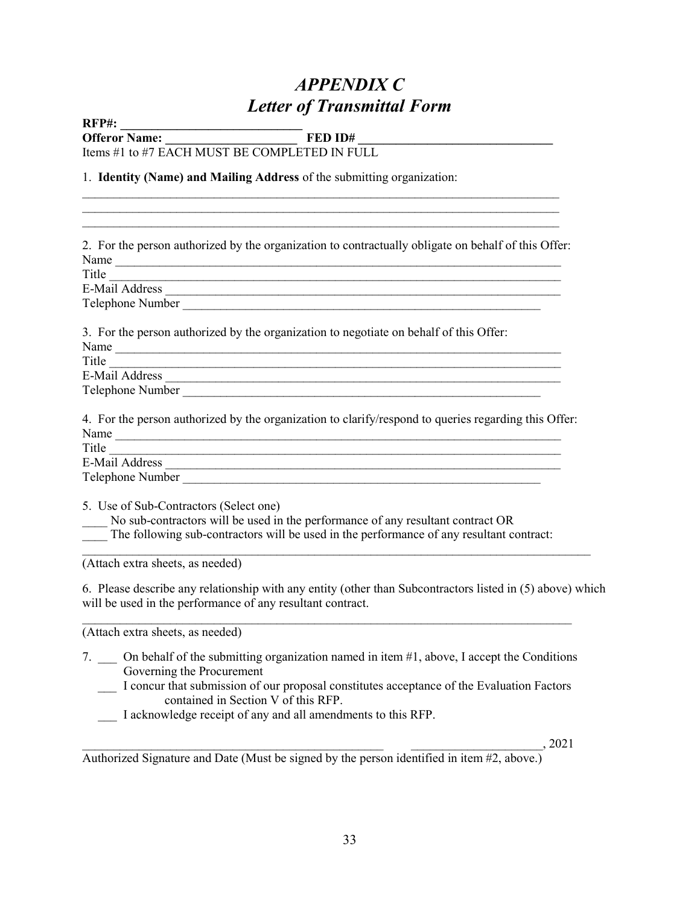# *APPENDIX C*
# *Letter of Transmittal Form*

**RFP#: ____________________________**
**Offeror Name: _____________________ FED ID# _______________________________**
Items #1 to #7 EACH MUST BE COMPLETED IN FULL

1. **Identity (Name) and Mailing Address** of the submitting organization:
_______________________________________________________________________________
_______________________________________________________________________________
_______________________________________________________________________________

2. For the person authorized by the organization to contractually obligate on behalf of this Offer:
Name ___________________________________________________________________________
Title ____________________________________________________________________________
E-Mail Address ___________________________________________________________________
Telephone Number _______________________________________________________________

3. For the person authorized by the organization to negotiate on behalf of this Offer:
Name ___________________________________________________________________________
Title ____________________________________________________________________________
E-Mail Address ___________________________________________________________________
Telephone Number _______________________________________________________________

4. For the person authorized by the organization to clarify/respond to queries regarding this Offer:
Name ___________________________________________________________________________
Title ____________________________________________________________________________
E-Mail Address ___________________________________________________________________
Telephone Number _______________________________________________________________

5. Use of Sub-Contractors (Select one)
____ No sub-contractors will be used in the performance of any resultant contract OR
____ The following sub-contractors will be used in the performance of any resultant contract:
_________________________________________________________________________________
(Attach extra sheets, as needed)

6. Please describe any relationship with any entity (other than Subcontractors listed in (5) above) which will be used in the performance of any resultant contract.
_________________________________________________________________________________
(Attach extra sheets, as needed)

7. ___ On behalf of the submitting organization named in item #1, above, I accept the Conditions Governing the Procurement
___ I concur that submission of our proposal constitutes acceptance of the Evaluation Factors contained in Section V of this RFP.
___ I acknowledge receipt of any and all amendments to this RFP.

_______________________________________________ ____________________, 2021
Authorized Signature and Date (Must be signed by the person identified in item #2, above.)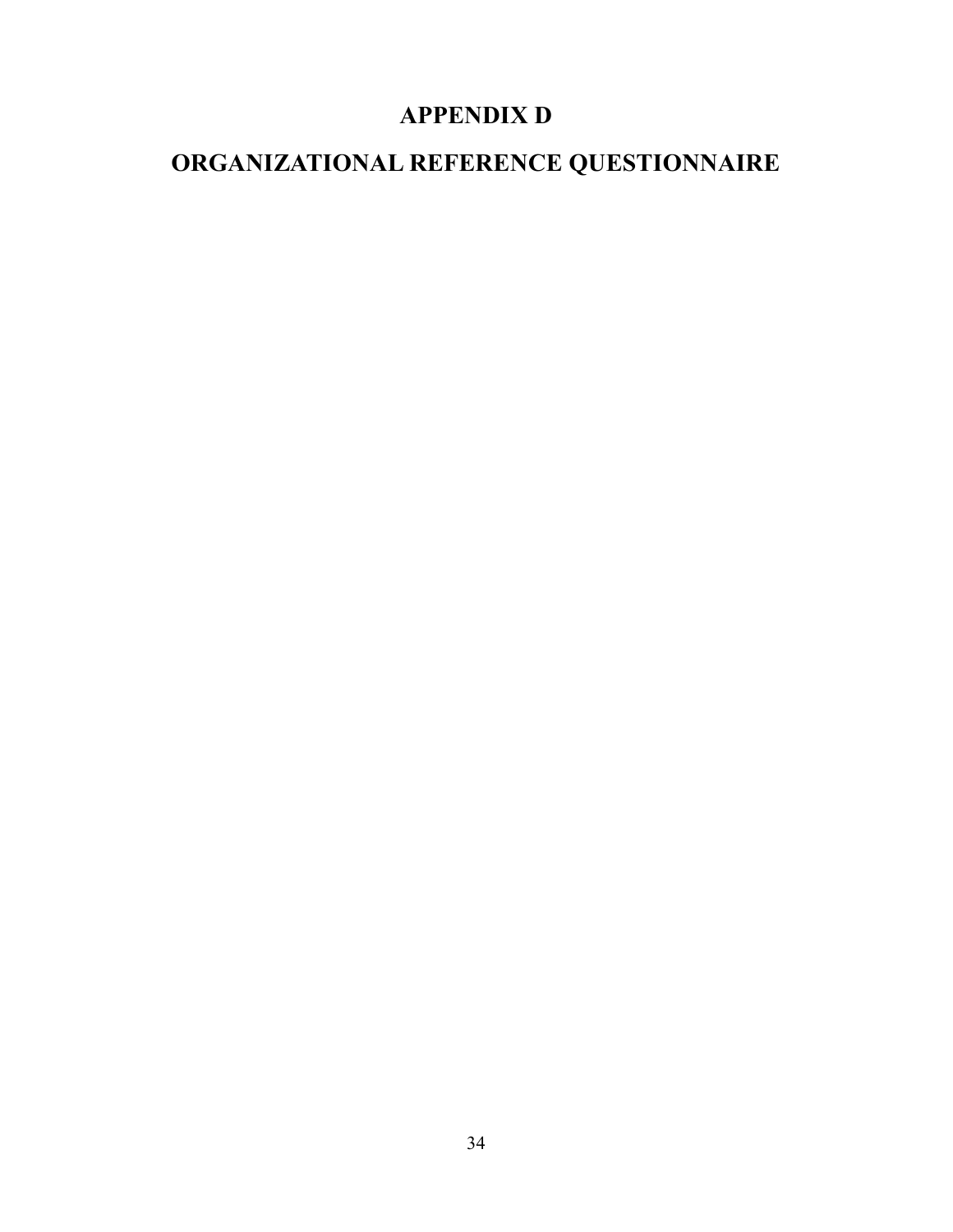# APPENDIX D

# ORGANIZATIONAL REFERENCE QUESTIONNAIRE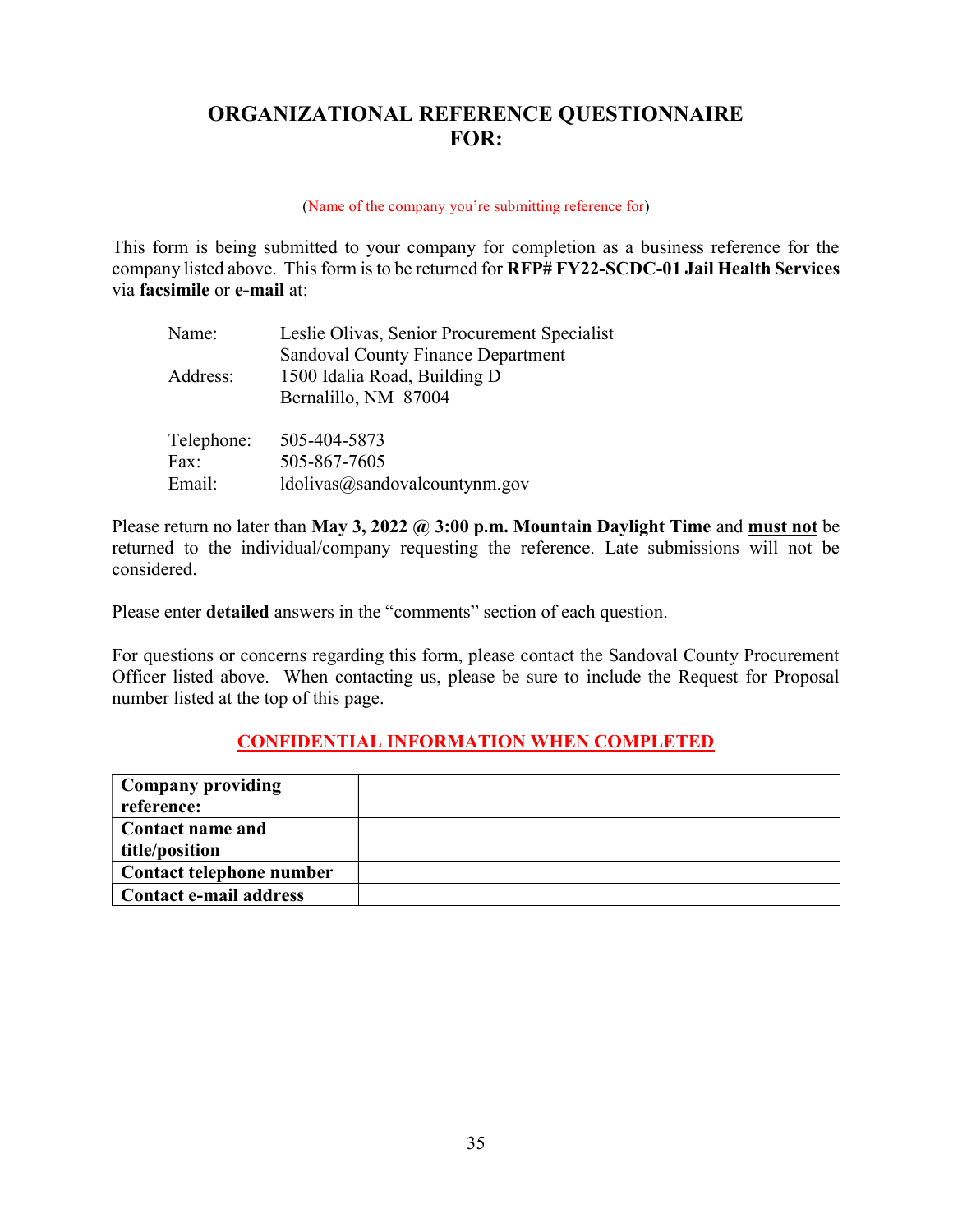# ORGANIZATIONAL REFERENCE QUESTIONNAIRE FOR:

\_\_\_\_\_\_\_\_\_\_\_\_\_\_\_\_\_\_\_\_\_\_\_\_\_\_\_\_\_\_\_\_\_\_\_\_\_\_\_\_

(Name of the company you're submitting reference for)

This form is being submitted to your company for completion as a business reference for the company listed above. This form is to be returned for **RFP# FY22-SCDC-01 Jail Health Services** via **facsimile** or **e-mail** at:

| | |
|---|---|
| Name: | Leslie Olivas, Senior Procurement Specialist |
| | Sandoval County Finance Department |
| Address: | 1500 Idalia Road, Building D |
| | Bernalillo, NM 87004 |
| Telephone: | 505-404-5873 |
| Fax: | 505-867-7605 |
| Email: | ldolivas@sandovalcountynm.gov |

Please return no later than **May 3, 2022 @ 3:00 p.m. Mountain Daylight Time** and **must not** be returned to the individual/company requesting the reference. Late submissions will not be considered.

Please enter **detailed** answers in the "comments" section of each question.

For questions or concerns regarding this form, please contact the Sandoval County Procurement Officer listed above. When contacting us, please be sure to include the Request for Proposal number listed at the top of this page.

**CONFIDENTIAL INFORMATION WHEN COMPLETED**

| | |
|---|---|
| **Company providing reference:** | |
| **Contact name and title/position** | |
| **Contact telephone number** | |
| **Contact e-mail address** | |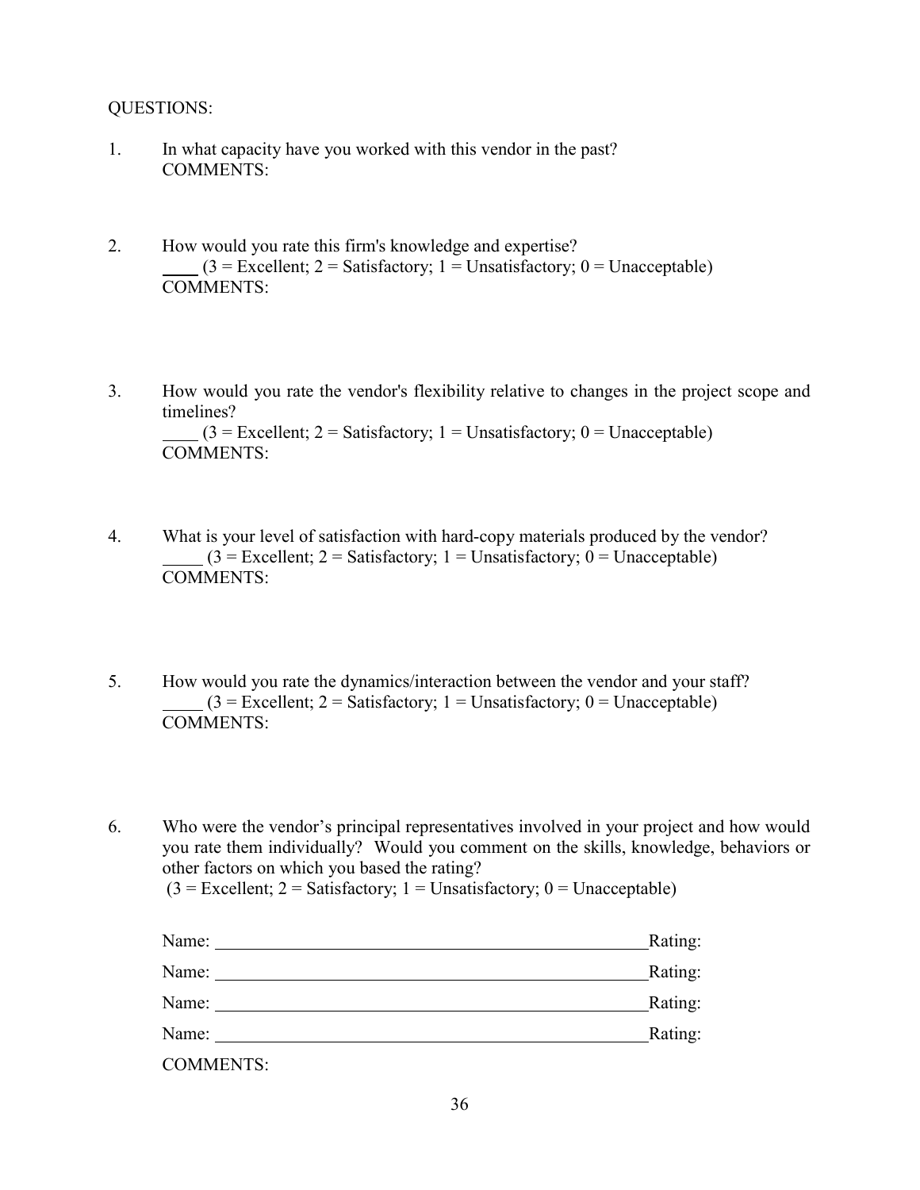QUESTIONS:

1. In what capacity have you worked with this vendor in the past?
   COMMENTS:

2. How would you rate this firm's knowledge and expertise?
   ____ (3 = Excellent; 2 = Satisfactory; 1 = Unsatisfactory; 0 = Unacceptable)
   COMMENTS:

3. How would you rate the vendor's flexibility relative to changes in the project scope and timelines?
   ____ (3 = Excellent; 2 = Satisfactory; 1 = Unsatisfactory; 0 = Unacceptable)
   COMMENTS:

4. What is your level of satisfaction with hard-copy materials produced by the vendor?
   _____ (3 = Excellent; 2 = Satisfactory; 1 = Unsatisfactory; 0 = Unacceptable)
   COMMENTS:

5. How would you rate the dynamics/interaction between the vendor and your staff?
   _____ (3 = Excellent; 2 = Satisfactory; 1 = Unsatisfactory; 0 = Unacceptable)
   COMMENTS:

6. Who were the vendor's principal representatives involved in your project and how would you rate them individually? Would you comment on the skills, knowledge, behaviors or other factors on which you based the rating?
   (3 = Excellent; 2 = Satisfactory; 1 = Unsatisfactory; 0 = Unacceptable)

   Name: ______________________________________________ Rating:

   Name: ______________________________________________ Rating:

   Name: ______________________________________________ Rating:

   Name: ______________________________________________ Rating:

   COMMENTS: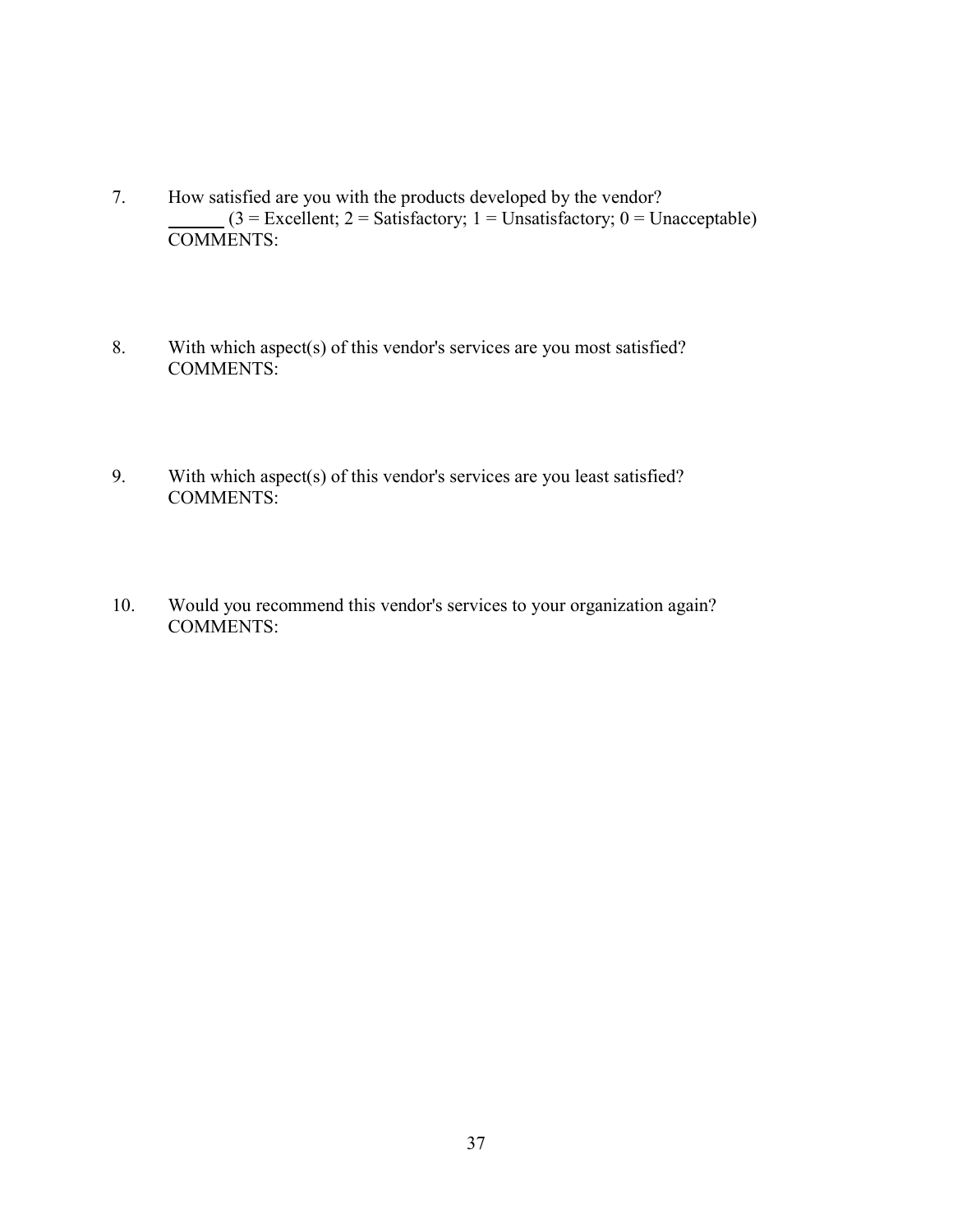7. How satisfied are you with the products developed by the vendor?
   ______ (3 = Excellent; 2 = Satisfactory; 1 = Unsatisfactory; 0 = Unacceptable)
   COMMENTS:

8. With which aspect(s) of this vendor's services are you most satisfied?
   COMMENTS:

9. With which aspect(s) of this vendor's services are you least satisfied?
   COMMENTS:

10. Would you recommend this vendor's services to your organization again?
    COMMENTS: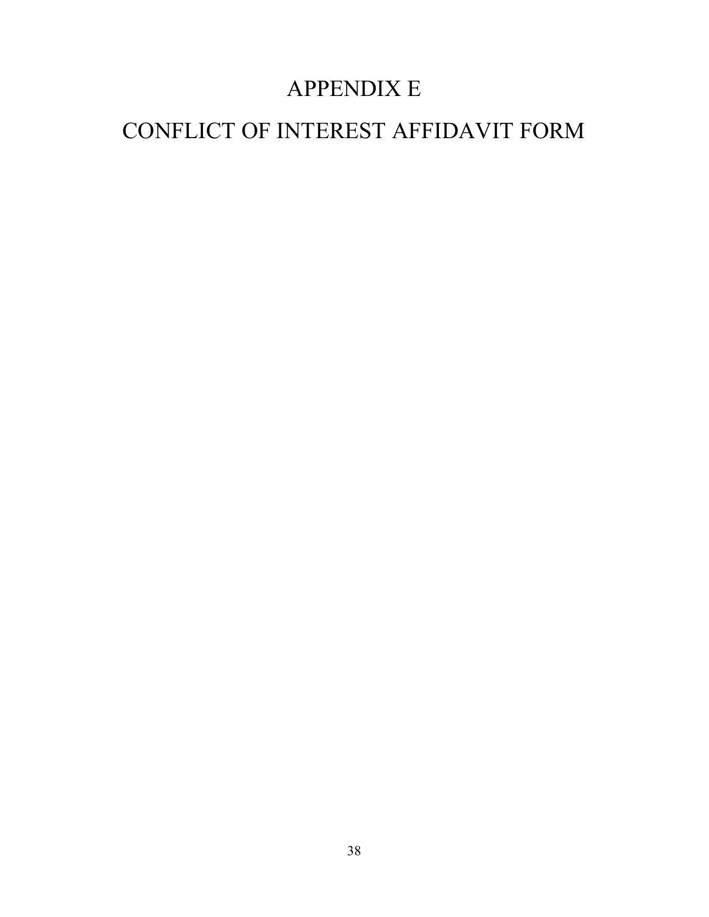# APPENDIX E

# CONFLICT OF INTEREST AFFIDAVIT FORM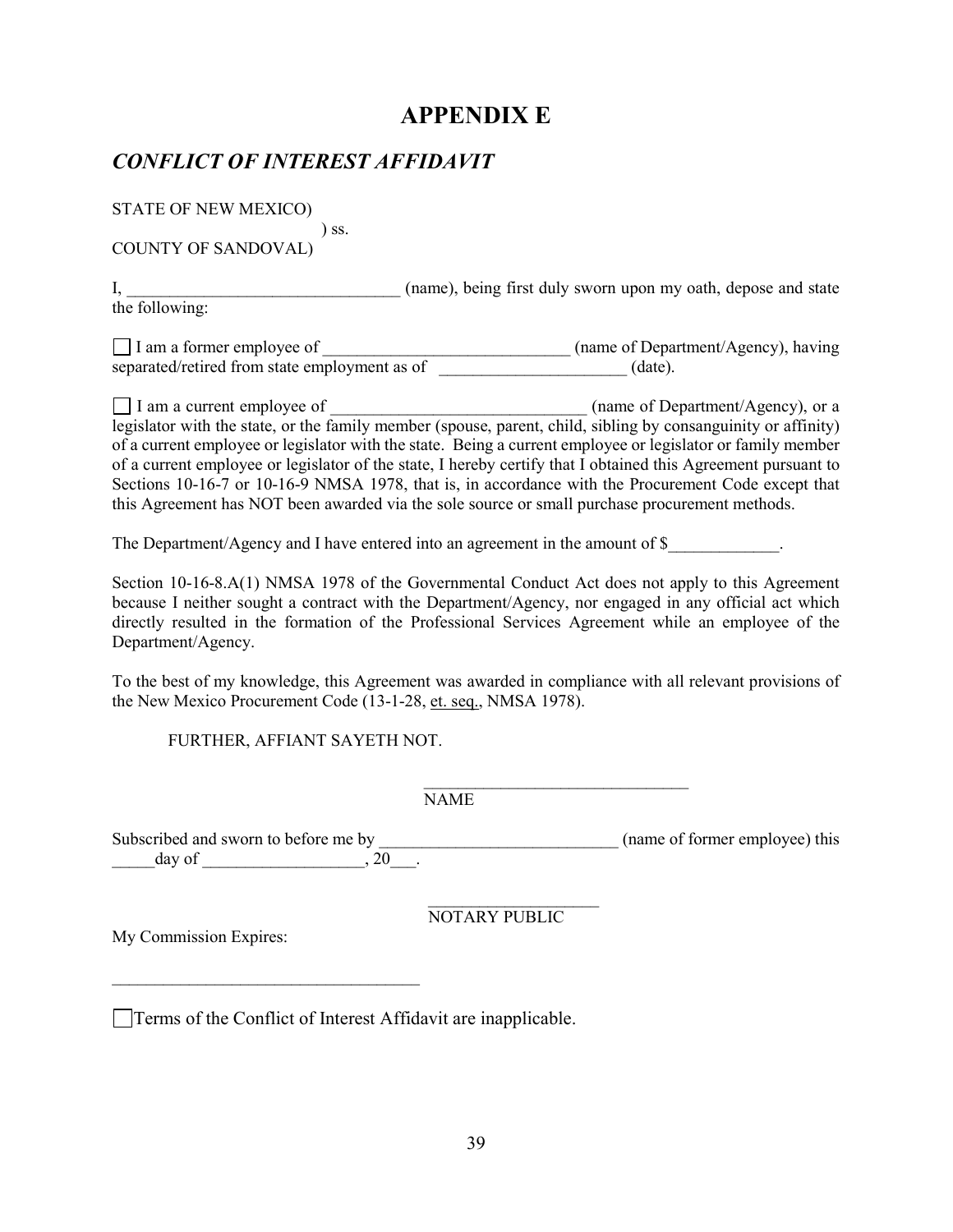# APPENDIX E

## *CONFLICT OF INTEREST AFFIDAVIT*

STATE OF NEW MEXICO)
) ss.
COUNTY OF SANDOVAL)

I, _______________________________ (name), being first duly sworn upon my oath, depose and state the following:

☐ I am a former employee of _____________________________ (name of Department/Agency), having separated/retired from state employment as of ______________________ (date).

☐ I am a current employee of ______________________________ (name of Department/Agency), or a legislator with the state, or the family member (spouse, parent, child, sibling by consanguinity or affinity) of a current employee or legislator with the state. Being a current employee or legislator or family member of a current employee or legislator of the state, I hereby certify that I obtained this Agreement pursuant to Sections 10-16-7 or 10-16-9 NMSA 1978, that is, in accordance with the Procurement Code except that this Agreement has NOT been awarded via the sole source or small purchase procurement methods.

The Department/Agency and I have entered into an agreement in the amount of $_____________.

Section 10-16-8.A(1) NMSA 1978 of the Governmental Conduct Act does not apply to this Agreement because I neither sought a contract with the Department/Agency, nor engaged in any official act which directly resulted in the formation of the Professional Services Agreement while an employee of the Department/Agency.

To the best of my knowledge, this Agreement was awarded in compliance with all relevant provisions of the New Mexico Procurement Code (13-1-28, et. seq., NMSA 1978).

FURTHER, AFFIANT SAYETH NOT.

_______________________________
NAME

Subscribed and sworn to before me by ___________________________ (name of former employee) this _____day of ___________________, 20___.

____________________
NOTARY PUBLIC

My Commission Expires:

____________________________________

☐ Terms of the Conflict of Interest Affidavit are inapplicable.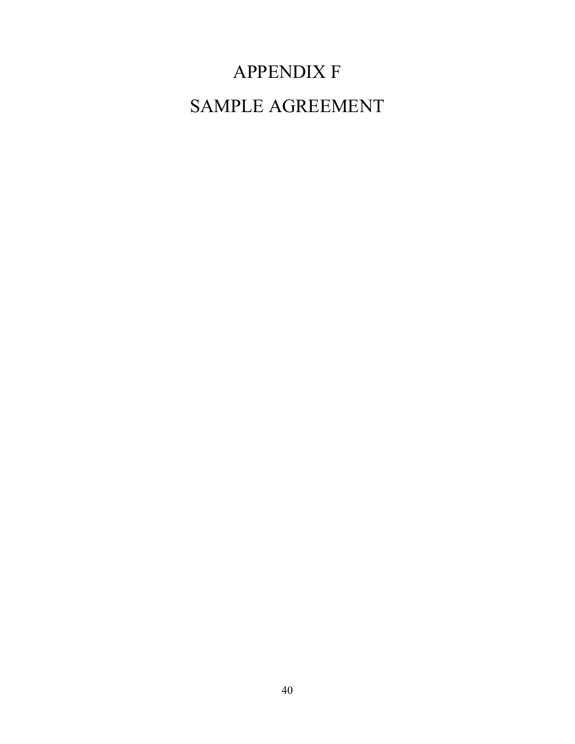# APPENDIX F

# SAMPLE AGREEMENT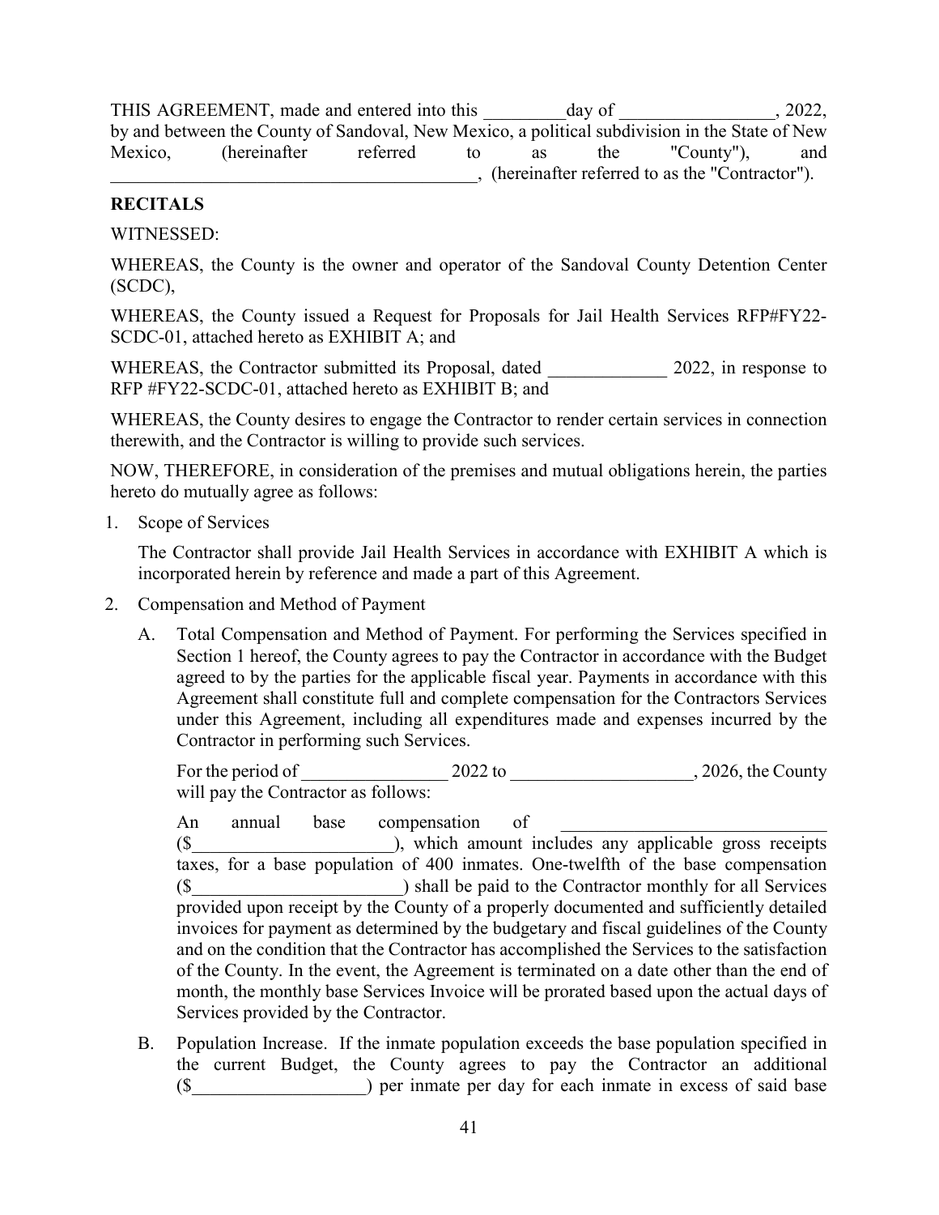THIS AGREEMENT, made and entered into this _________day of _________________, 2022, by and between the County of Sandoval, New Mexico, a political subdivision in the State of New Mexico, (hereinafter referred to as the "County"), and ________________________________________, (hereinafter referred to as the "Contractor").

**RECITALS**

WITNESSED:

WHEREAS, the County is the owner and operator of the Sandoval County Detention Center (SCDC),

WHEREAS, the County issued a Request for Proposals for Jail Health Services RFP#FY22-SCDC-01, attached hereto as EXHIBIT A; and

WHEREAS, the Contractor submitted its Proposal, dated _____________ 2022, in response to RFP #FY22-SCDC-01, attached hereto as EXHIBIT B; and

WHEREAS, the County desires to engage the Contractor to render certain services in connection therewith, and the Contractor is willing to provide such services.

NOW, THEREFORE, in consideration of the premises and mutual obligations herein, the parties hereto do mutually agree as follows:

1. Scope of Services

   The Contractor shall provide Jail Health Services in accordance with EXHIBIT A which is incorporated herein by reference and made a part of this Agreement.

2. Compensation and Method of Payment

   A. Total Compensation and Method of Payment. For performing the Services specified in Section 1 hereof, the County agrees to pay the Contractor in accordance with the Budget agreed to by the parties for the applicable fiscal year. Payments in accordance with this Agreement shall constitute full and complete compensation for the Contractors Services under this Agreement, including all expenditures made and expenses incurred by the Contractor in performing such Services.

      For the period of ________________ 2022 to ____________________, 2026, the County will pay the Contractor as follows:

      An annual base compensation of _____________________________ ($______________________), which amount includes any applicable gross receipts taxes, for a base population of 400 inmates. One-twelfth of the base compensation ($_______________________) shall be paid to the Contractor monthly for all Services provided upon receipt by the County of a properly documented and sufficiently detailed invoices for payment as determined by the budgetary and fiscal guidelines of the County and on the condition that the Contractor has accomplished the Services to the satisfaction of the County. In the event, the Agreement is terminated on a date other than the end of month, the monthly base Services Invoice will be prorated based upon the actual days of Services provided by the Contractor.

   B. Population Increase. If the inmate population exceeds the base population specified in the current Budget, the County agrees to pay the Contractor an additional ($___________________) per inmate per day for each inmate in excess of said base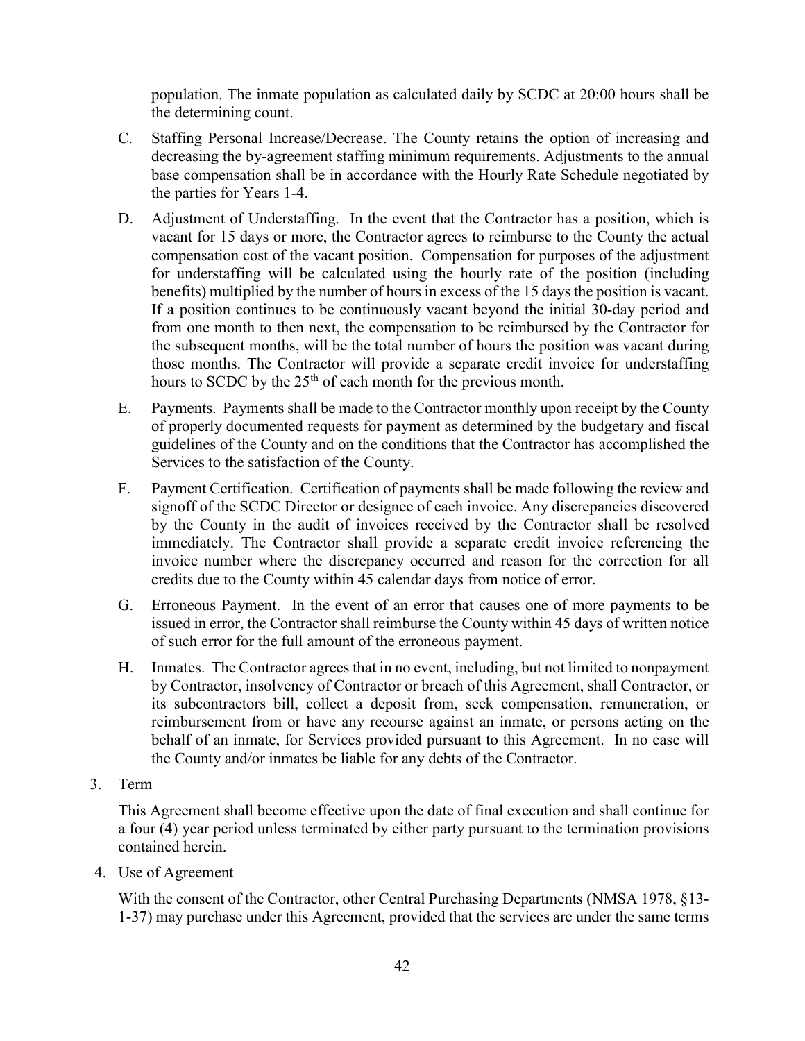population. The inmate population as calculated daily by SCDC at 20:00 hours shall be the determining count.

C. Staffing Personal Increase/Decrease. The County retains the option of increasing and decreasing the by-agreement staffing minimum requirements. Adjustments to the annual base compensation shall be in accordance with the Hourly Rate Schedule negotiated by the parties for Years 1-4.

D. Adjustment of Understaffing. In the event that the Contractor has a position, which is vacant for 15 days or more, the Contractor agrees to reimburse to the County the actual compensation cost of the vacant position. Compensation for purposes of the adjustment for understaffing will be calculated using the hourly rate of the position (including benefits) multiplied by the number of hours in excess of the 15 days the position is vacant. If a position continues to be continuously vacant beyond the initial 30-day period and from one month to then next, the compensation to be reimbursed by the Contractor for the subsequent months, will be the total number of hours the position was vacant during those months. The Contractor will provide a separate credit invoice for understaffing hours to SCDC by the 25th of each month for the previous month.

E. Payments. Payments shall be made to the Contractor monthly upon receipt by the County of properly documented requests for payment as determined by the budgetary and fiscal guidelines of the County and on the conditions that the Contractor has accomplished the Services to the satisfaction of the County.

F. Payment Certification. Certification of payments shall be made following the review and signoff of the SCDC Director or designee of each invoice. Any discrepancies discovered by the County in the audit of invoices received by the Contractor shall be resolved immediately. The Contractor shall provide a separate credit invoice referencing the invoice number where the discrepancy occurred and reason for the correction for all credits due to the County within 45 calendar days from notice of error.

G. Erroneous Payment. In the event of an error that causes one of more payments to be issued in error, the Contractor shall reimburse the County within 45 days of written notice of such error for the full amount of the erroneous payment.

H. Inmates. The Contractor agrees that in no event, including, but not limited to nonpayment by Contractor, insolvency of Contractor or breach of this Agreement, shall Contractor, or its subcontractors bill, collect a deposit from, seek compensation, remuneration, or reimbursement from or have any recourse against an inmate, or persons acting on the behalf of an inmate, for Services provided pursuant to this Agreement. In no case will the County and/or inmates be liable for any debts of the Contractor.

3. Term

This Agreement shall become effective upon the date of final execution and shall continue for a four (4) year period unless terminated by either party pursuant to the termination provisions contained herein.

4. Use of Agreement

With the consent of the Contractor, other Central Purchasing Departments (NMSA 1978, §13-1-37) may purchase under this Agreement, provided that the services are under the same terms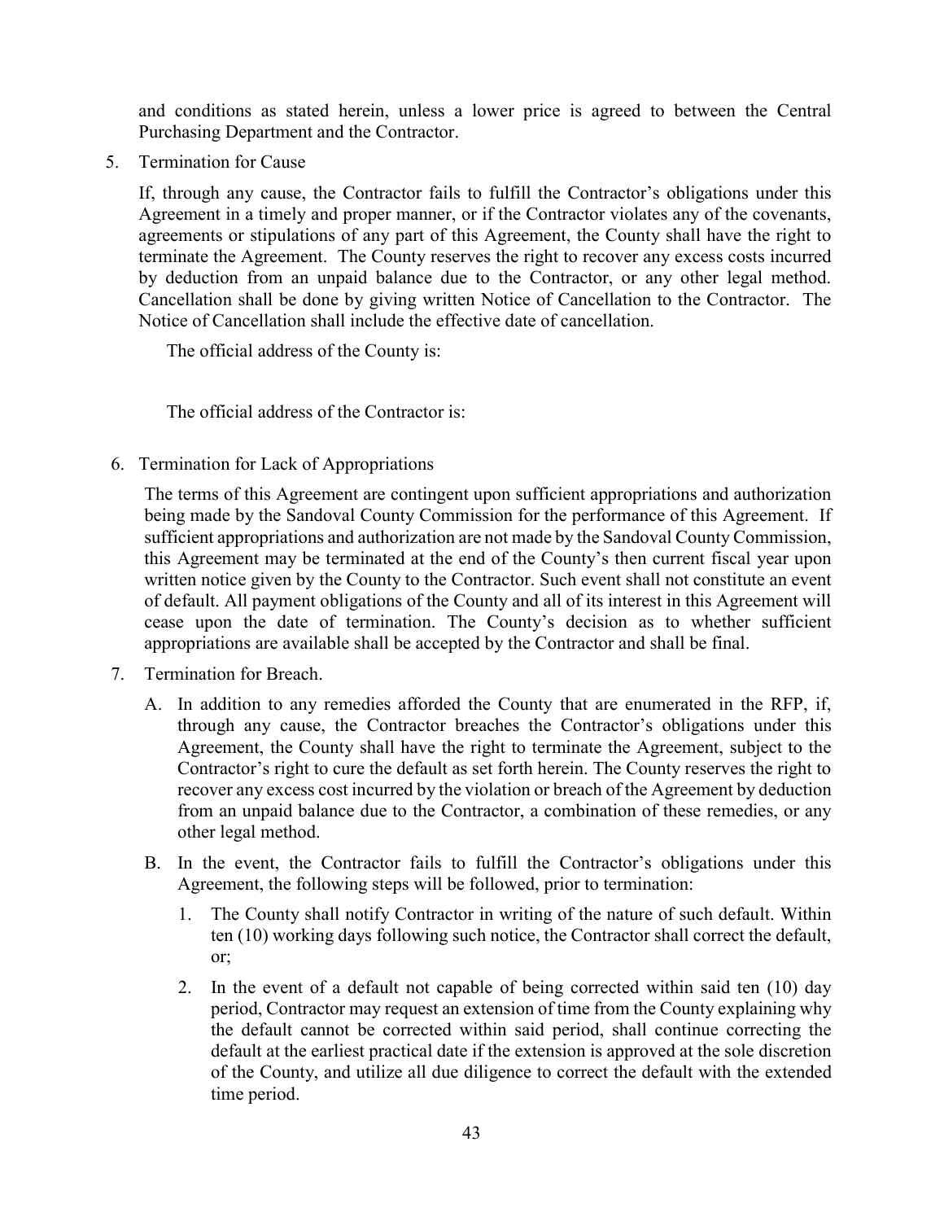and conditions as stated herein, unless a lower price is agreed to between the Central Purchasing Department and the Contractor.

5. Termination for Cause

   If, through any cause, the Contractor fails to fulfill the Contractor's obligations under this Agreement in a timely and proper manner, or if the Contractor violates any of the covenants, agreements or stipulations of any part of this Agreement, the County shall have the right to terminate the Agreement. The County reserves the right to recover any excess costs incurred by deduction from an unpaid balance due to the Contractor, or any other legal method. Cancellation shall be done by giving written Notice of Cancellation to the Contractor. The Notice of Cancellation shall include the effective date of cancellation.

   The official address of the County is:

   The official address of the Contractor is:

6. Termination for Lack of Appropriations

   The terms of this Agreement are contingent upon sufficient appropriations and authorization being made by the Sandoval County Commission for the performance of this Agreement. If sufficient appropriations and authorization are not made by the Sandoval County Commission, this Agreement may be terminated at the end of the County's then current fiscal year upon written notice given by the County to the Contractor. Such event shall not constitute an event of default. All payment obligations of the County and all of its interest in this Agreement will cease upon the date of termination. The County's decision as to whether sufficient appropriations are available shall be accepted by the Contractor and shall be final.

7. Termination for Breach.

   A. In addition to any remedies afforded the County that are enumerated in the RFP, if, through any cause, the Contractor breaches the Contractor's obligations under this Agreement, the County shall have the right to terminate the Agreement, subject to the Contractor's right to cure the default as set forth herein. The County reserves the right to recover any excess cost incurred by the violation or breach of the Agreement by deduction from an unpaid balance due to the Contractor, a combination of these remedies, or any other legal method.

   B. In the event, the Contractor fails to fulfill the Contractor's obligations under this Agreement, the following steps will be followed, prior to termination:

      1. The County shall notify Contractor in writing of the nature of such default. Within ten (10) working days following such notice, the Contractor shall correct the default, or;

      2. In the event of a default not capable of being corrected within said ten (10) day period, Contractor may request an extension of time from the County explaining why the default cannot be corrected within said period, shall continue correcting the default at the earliest practical date if the extension is approved at the sole discretion of the County, and utilize all due diligence to correct the default with the extended time period.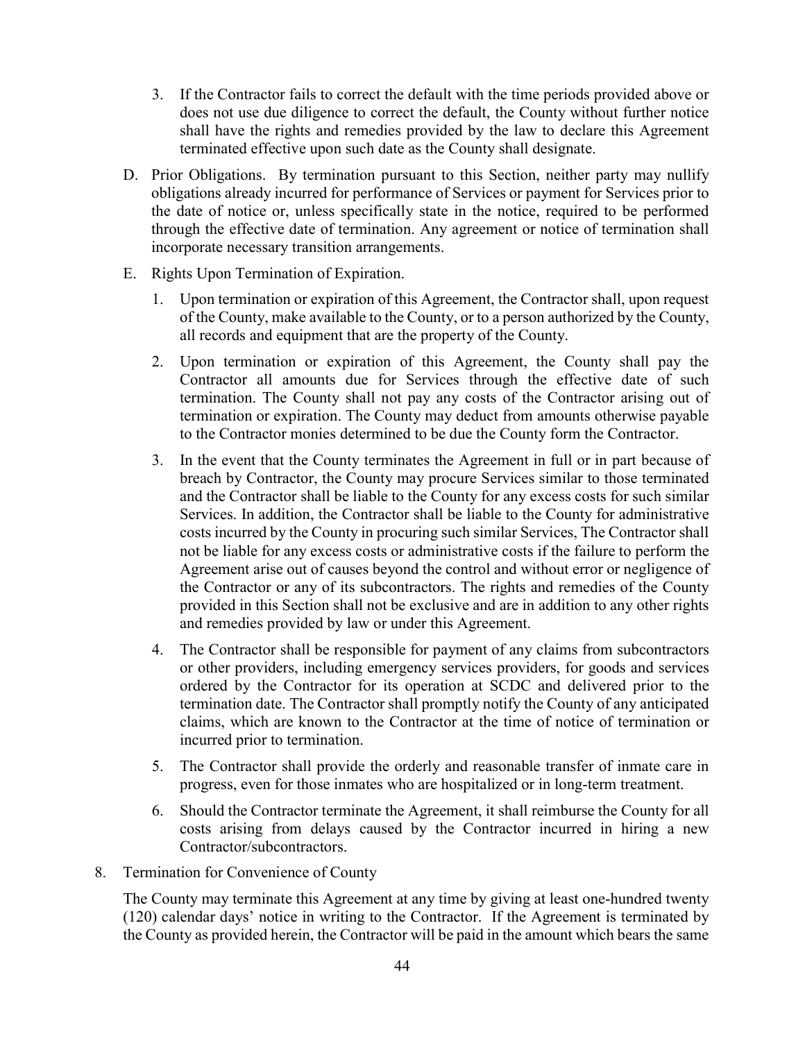3. If the Contractor fails to correct the default with the time periods provided above or does not use due diligence to correct the default, the County without further notice shall have the rights and remedies provided by the law to declare this Agreement terminated effective upon such date as the County shall designate.

D. Prior Obligations. By termination pursuant to this Section, neither party may nullify obligations already incurred for performance of Services or payment for Services prior to the date of notice or, unless specifically state in the notice, required to be performed through the effective date of termination. Any agreement or notice of termination shall incorporate necessary transition arrangements.

E. Rights Upon Termination of Expiration.

1. Upon termination or expiration of this Agreement, the Contractor shall, upon request of the County, make available to the County, or to a person authorized by the County, all records and equipment that are the property of the County.

2. Upon termination or expiration of this Agreement, the County shall pay the Contractor all amounts due for Services through the effective date of such termination. The County shall not pay any costs of the Contractor arising out of termination or expiration. The County may deduct from amounts otherwise payable to the Contractor monies determined to be due the County form the Contractor.

3. In the event that the County terminates the Agreement in full or in part because of breach by Contractor, the County may procure Services similar to those terminated and the Contractor shall be liable to the County for any excess costs for such similar Services. In addition, the Contractor shall be liable to the County for administrative costs incurred by the County in procuring such similar Services, The Contractor shall not be liable for any excess costs or administrative costs if the failure to perform the Agreement arise out of causes beyond the control and without error or negligence of the Contractor or any of its subcontractors. The rights and remedies of the County provided in this Section shall not be exclusive and are in addition to any other rights and remedies provided by law or under this Agreement.

4. The Contractor shall be responsible for payment of any claims from subcontractors or other providers, including emergency services providers, for goods and services ordered by the Contractor for its operation at SCDC and delivered prior to the termination date. The Contractor shall promptly notify the County of any anticipated claims, which are known to the Contractor at the time of notice of termination or incurred prior to termination.

5. The Contractor shall provide the orderly and reasonable transfer of inmate care in progress, even for those inmates who are hospitalized or in long-term treatment.

6. Should the Contractor terminate the Agreement, it shall reimburse the County for all costs arising from delays caused by the Contractor incurred in hiring a new Contractor/subcontractors.

8. Termination for Convenience of County

The County may terminate this Agreement at any time by giving at least one-hundred twenty (120) calendar days' notice in writing to the Contractor. If the Agreement is terminated by the County as provided herein, the Contractor will be paid in the amount which bears the same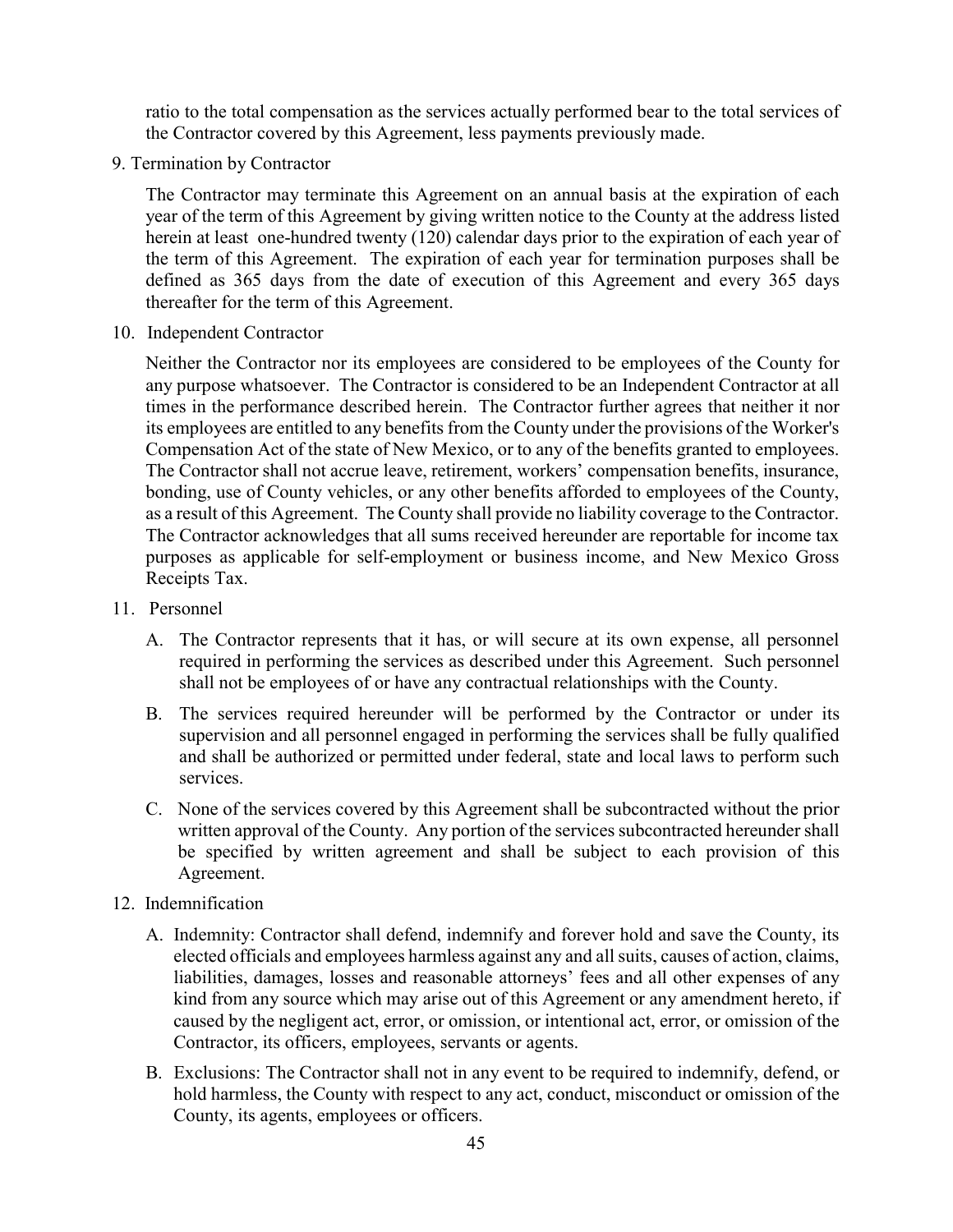ratio to the total compensation as the services actually performed bear to the total services of the Contractor covered by this Agreement, less payments previously made.

9. Termination by Contractor

The Contractor may terminate this Agreement on an annual basis at the expiration of each year of the term of this Agreement by giving written notice to the County at the address listed herein at least one-hundred twenty (120) calendar days prior to the expiration of each year of the term of this Agreement. The expiration of each year for termination purposes shall be defined as 365 days from the date of execution of this Agreement and every 365 days thereafter for the term of this Agreement.

10. Independent Contractor

Neither the Contractor nor its employees are considered to be employees of the County for any purpose whatsoever. The Contractor is considered to be an Independent Contractor at all times in the performance described herein. The Contractor further agrees that neither it nor its employees are entitled to any benefits from the County under the provisions of the Worker's Compensation Act of the state of New Mexico, or to any of the benefits granted to employees. The Contractor shall not accrue leave, retirement, workers' compensation benefits, insurance, bonding, use of County vehicles, or any other benefits afforded to employees of the County, as a result of this Agreement. The County shall provide no liability coverage to the Contractor. The Contractor acknowledges that all sums received hereunder are reportable for income tax purposes as applicable for self-employment or business income, and New Mexico Gross Receipts Tax.

11. Personnel

A. The Contractor represents that it has, or will secure at its own expense, all personnel required in performing the services as described under this Agreement. Such personnel shall not be employees of or have any contractual relationships with the County.

B. The services required hereunder will be performed by the Contractor or under its supervision and all personnel engaged in performing the services shall be fully qualified and shall be authorized or permitted under federal, state and local laws to perform such services.

C. None of the services covered by this Agreement shall be subcontracted without the prior written approval of the County. Any portion of the services subcontracted hereunder shall be specified by written agreement and shall be subject to each provision of this Agreement.

12. Indemnification

A. Indemnity: Contractor shall defend, indemnify and forever hold and save the County, its elected officials and employees harmless against any and all suits, causes of action, claims, liabilities, damages, losses and reasonable attorneys' fees and all other expenses of any kind from any source which may arise out of this Agreement or any amendment hereto, if caused by the negligent act, error, or omission, or intentional act, error, or omission of the Contractor, its officers, employees, servants or agents.

B. Exclusions: The Contractor shall not in any event to be required to indemnify, defend, or hold harmless, the County with respect to any act, conduct, misconduct or omission of the County, its agents, employees or officers.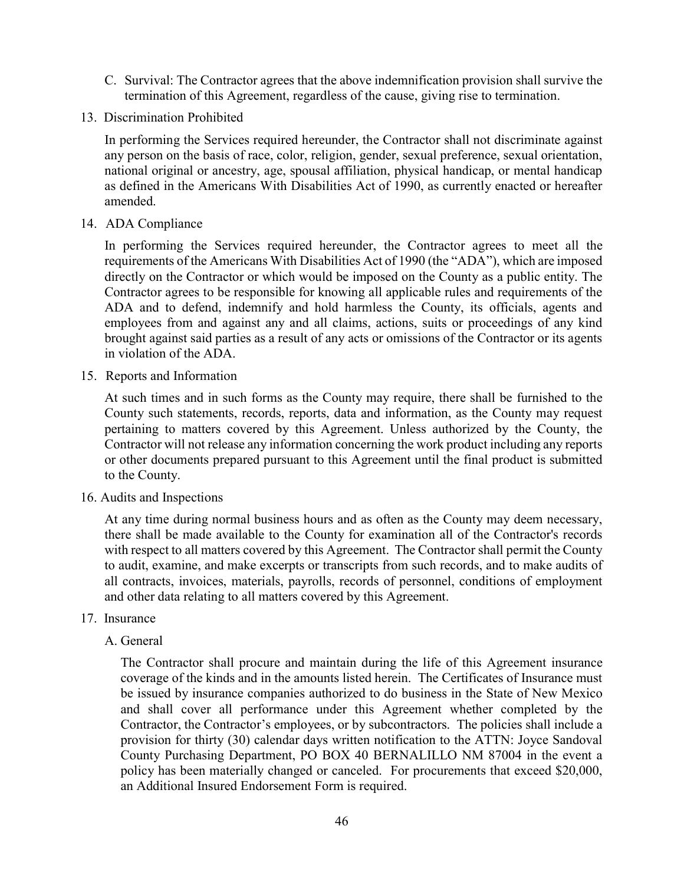C. Survival: The Contractor agrees that the above indemnification provision shall survive the termination of this Agreement, regardless of the cause, giving rise to termination.

13. Discrimination Prohibited

In performing the Services required hereunder, the Contractor shall not discriminate against any person on the basis of race, color, religion, gender, sexual preference, sexual orientation, national original or ancestry, age, spousal affiliation, physical handicap, or mental handicap as defined in the Americans With Disabilities Act of 1990, as currently enacted or hereafter amended.

14. ADA Compliance

In performing the Services required hereunder, the Contractor agrees to meet all the requirements of the Americans With Disabilities Act of 1990 (the "ADA"), which are imposed directly on the Contractor or which would be imposed on the County as a public entity. The Contractor agrees to be responsible for knowing all applicable rules and requirements of the ADA and to defend, indemnify and hold harmless the County, its officials, agents and employees from and against any and all claims, actions, suits or proceedings of any kind brought against said parties as a result of any acts or omissions of the Contractor or its agents in violation of the ADA.

15. Reports and Information

At such times and in such forms as the County may require, there shall be furnished to the County such statements, records, reports, data and information, as the County may request pertaining to matters covered by this Agreement. Unless authorized by the County, the Contractor will not release any information concerning the work product including any reports or other documents prepared pursuant to this Agreement until the final product is submitted to the County.

16. Audits and Inspections

At any time during normal business hours and as often as the County may deem necessary, there shall be made available to the County for examination all of the Contractor's records with respect to all matters covered by this Agreement. The Contractor shall permit the County to audit, examine, and make excerpts or transcripts from such records, and to make audits of all contracts, invoices, materials, payrolls, records of personnel, conditions of employment and other data relating to all matters covered by this Agreement.

17. Insurance

A. General

The Contractor shall procure and maintain during the life of this Agreement insurance coverage of the kinds and in the amounts listed herein. The Certificates of Insurance must be issued by insurance companies authorized to do business in the State of New Mexico and shall cover all performance under this Agreement whether completed by the Contractor, the Contractor's employees, or by subcontractors. The policies shall include a provision for thirty (30) calendar days written notification to the ATTN: Joyce Sandoval County Purchasing Department, PO BOX 40 BERNALILLO NM 87004 in the event a policy has been materially changed or canceled. For procurements that exceed $20,000, an Additional Insured Endorsement Form is required.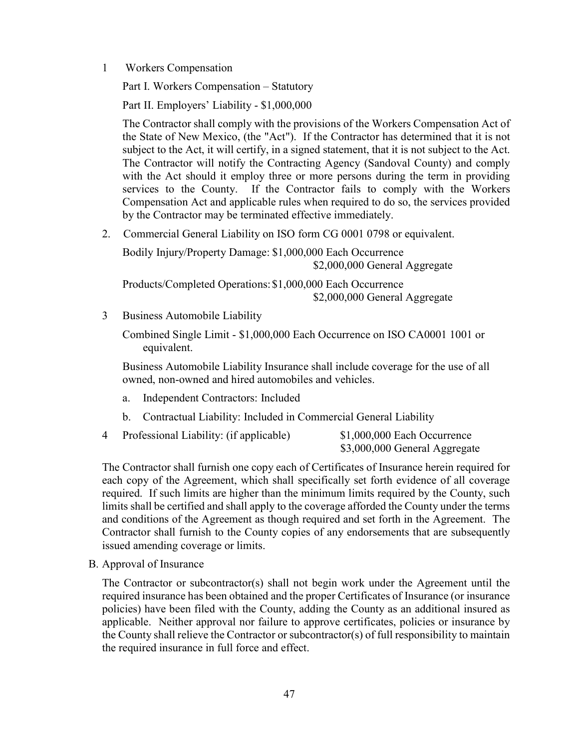1 Workers Compensation

Part I. Workers Compensation – Statutory

Part II. Employers' Liability - $1,000,000

The Contractor shall comply with the provisions of the Workers Compensation Act of the State of New Mexico, (the "Act"). If the Contractor has determined that it is not subject to the Act, it will certify, in a signed statement, that it is not subject to the Act. The Contractor will notify the Contracting Agency (Sandoval County) and comply with the Act should it employ three or more persons during the term in providing services to the County. If the Contractor fails to comply with the Workers Compensation Act and applicable rules when required to do so, the services provided by the Contractor may be terminated effective immediately.

2. Commercial General Liability on ISO form CG 0001 0798 or equivalent.

Bodily Injury/Property Damage: $1,000,000 Each Occurrence
$2,000,000 General Aggregate

Products/Completed Operations: $1,000,000 Each Occurrence
$2,000,000 General Aggregate

3 Business Automobile Liability

Combined Single Limit - $1,000,000 Each Occurrence on ISO CA0001 1001 or equivalent.

Business Automobile Liability Insurance shall include coverage for the use of all owned, non-owned and hired automobiles and vehicles.

a. Independent Contractors: Included

b. Contractual Liability: Included in Commercial General Liability

4 Professional Liability: (if applicable) $1,000,000 Each Occurrence
$3,000,000 General Aggregate

The Contractor shall furnish one copy each of Certificates of Insurance herein required for each copy of the Agreement, which shall specifically set forth evidence of all coverage required. If such limits are higher than the minimum limits required by the County, such limits shall be certified and shall apply to the coverage afforded the County under the terms and conditions of the Agreement as though required and set forth in the Agreement. The Contractor shall furnish to the County copies of any endorsements that are subsequently issued amending coverage or limits.

B. Approval of Insurance

The Contractor or subcontractor(s) shall not begin work under the Agreement until the required insurance has been obtained and the proper Certificates of Insurance (or insurance policies) have been filed with the County, adding the County as an additional insured as applicable. Neither approval nor failure to approve certificates, policies or insurance by the County shall relieve the Contractor or subcontractor(s) of full responsibility to maintain the required insurance in full force and effect.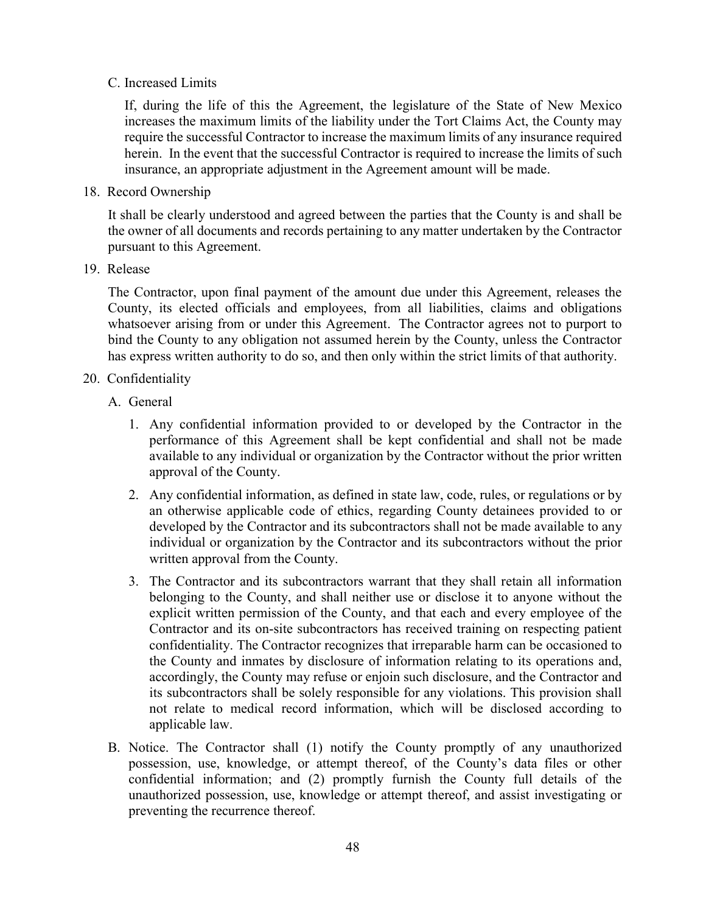C. Increased Limits

If, during the life of this the Agreement, the legislature of the State of New Mexico increases the maximum limits of the liability under the Tort Claims Act, the County may require the successful Contractor to increase the maximum limits of any insurance required herein. In the event that the successful Contractor is required to increase the limits of such insurance, an appropriate adjustment in the Agreement amount will be made.

18. Record Ownership

It shall be clearly understood and agreed between the parties that the County is and shall be the owner of all documents and records pertaining to any matter undertaken by the Contractor pursuant to this Agreement.

19. Release

The Contractor, upon final payment of the amount due under this Agreement, releases the County, its elected officials and employees, from all liabilities, claims and obligations whatsoever arising from or under this Agreement. The Contractor agrees not to purport to bind the County to any obligation not assumed herein by the County, unless the Contractor has express written authority to do so, and then only within the strict limits of that authority.

20. Confidentiality

A. General

1. Any confidential information provided to or developed by the Contractor in the performance of this Agreement shall be kept confidential and shall not be made available to any individual or organization by the Contractor without the prior written approval of the County.

2. Any confidential information, as defined in state law, code, rules, or regulations or by an otherwise applicable code of ethics, regarding County detainees provided to or developed by the Contractor and its subcontractors shall not be made available to any individual or organization by the Contractor and its subcontractors without the prior written approval from the County.

3. The Contractor and its subcontractors warrant that they shall retain all information belonging to the County, and shall neither use or disclose it to anyone without the explicit written permission of the County, and that each and every employee of the Contractor and its on-site subcontractors has received training on respecting patient confidentiality. The Contractor recognizes that irreparable harm can be occasioned to the County and inmates by disclosure of information relating to its operations and, accordingly, the County may refuse or enjoin such disclosure, and the Contractor and its subcontractors shall be solely responsible for any violations. This provision shall not relate to medical record information, which will be disclosed according to applicable law.

B. Notice. The Contractor shall (1) notify the County promptly of any unauthorized possession, use, knowledge, or attempt thereof, of the County's data files or other confidential information; and (2) promptly furnish the County full details of the unauthorized possession, use, knowledge or attempt thereof, and assist investigating or preventing the recurrence thereof.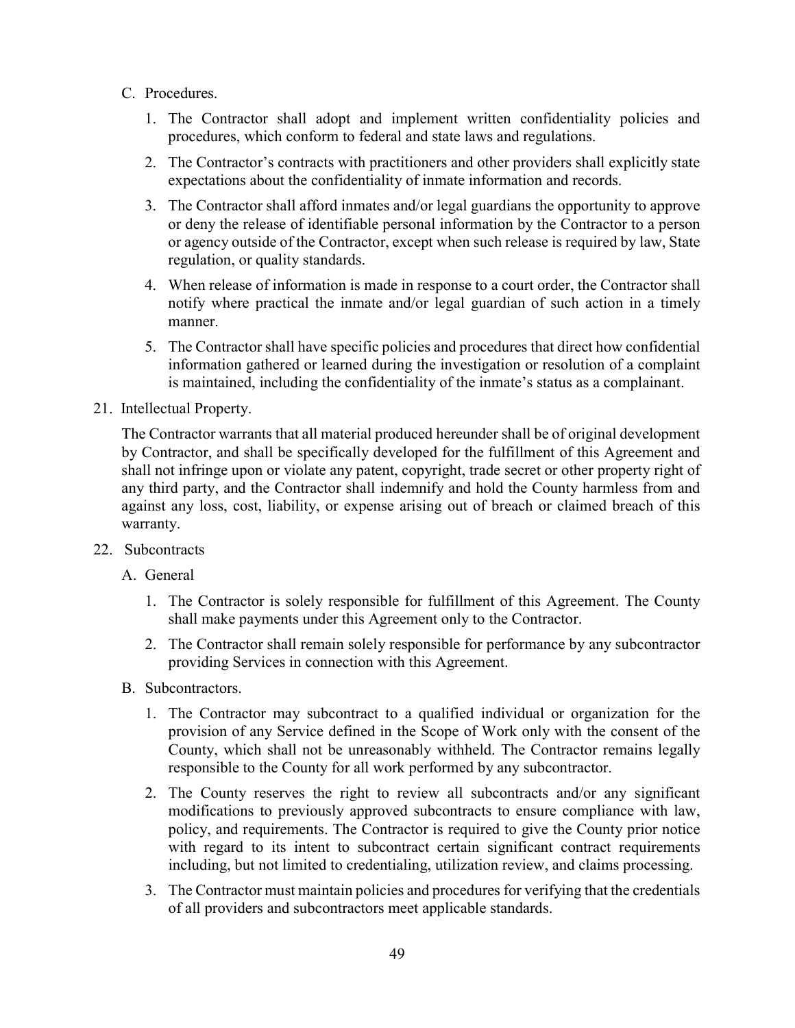C. Procedures.

1. The Contractor shall adopt and implement written confidentiality policies and procedures, which conform to federal and state laws and regulations.

2. The Contractor's contracts with practitioners and other providers shall explicitly state expectations about the confidentiality of inmate information and records.

3. The Contractor shall afford inmates and/or legal guardians the opportunity to approve or deny the release of identifiable personal information by the Contractor to a person or agency outside of the Contractor, except when such release is required by law, State regulation, or quality standards.

4. When release of information is made in response to a court order, the Contractor shall notify where practical the inmate and/or legal guardian of such action in a timely manner.

5. The Contractor shall have specific policies and procedures that direct how confidential information gathered or learned during the investigation or resolution of a complaint is maintained, including the confidentiality of the inmate's status as a complainant.

21. Intellectual Property.

The Contractor warrants that all material produced hereunder shall be of original development by Contractor, and shall be specifically developed for the fulfillment of this Agreement and shall not infringe upon or violate any patent, copyright, trade secret or other property right of any third party, and the Contractor shall indemnify and hold the County harmless from and against any loss, cost, liability, or expense arising out of breach or claimed breach of this warranty.

22. Subcontracts

A. General

1. The Contractor is solely responsible for fulfillment of this Agreement. The County shall make payments under this Agreement only to the Contractor.

2. The Contractor shall remain solely responsible for performance by any subcontractor providing Services in connection with this Agreement.

B. Subcontractors.

1. The Contractor may subcontract to a qualified individual or organization for the provision of any Service defined in the Scope of Work only with the consent of the County, which shall not be unreasonably withheld. The Contractor remains legally responsible to the County for all work performed by any subcontractor.

2. The County reserves the right to review all subcontracts and/or any significant modifications to previously approved subcontracts to ensure compliance with law, policy, and requirements. The Contractor is required to give the County prior notice with regard to its intent to subcontract certain significant contract requirements including, but not limited to credentialing, utilization review, and claims processing.

3. The Contractor must maintain policies and procedures for verifying that the credentials of all providers and subcontractors meet applicable standards.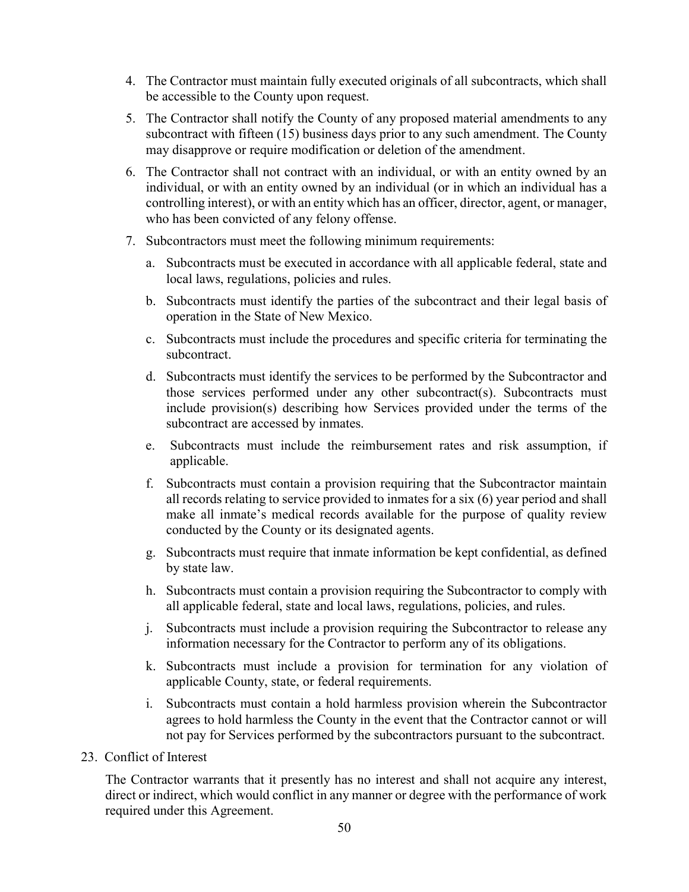4. The Contractor must maintain fully executed originals of all subcontracts, which shall be accessible to the County upon request.
5. The Contractor shall notify the County of any proposed material amendments to any subcontract with fifteen (15) business days prior to any such amendment. The County may disapprove or require modification or deletion of the amendment.
6. The Contractor shall not contract with an individual, or with an entity owned by an individual, or with an entity owned by an individual (or in which an individual has a controlling interest), or with an entity which has an officer, director, agent, or manager, who has been convicted of any felony offense.
7. Subcontractors must meet the following minimum requirements:
   a. Subcontracts must be executed in accordance with all applicable federal, state and local laws, regulations, policies and rules.
   b. Subcontracts must identify the parties of the subcontract and their legal basis of operation in the State of New Mexico.
   c. Subcontracts must include the procedures and specific criteria for terminating the subcontract.
   d. Subcontracts must identify the services to be performed by the Subcontractor and those services performed under any other subcontract(s). Subcontracts must include provision(s) describing how Services provided under the terms of the subcontract are accessed by inmates.
   e. Subcontracts must include the reimbursement rates and risk assumption, if applicable.
   f. Subcontracts must contain a provision requiring that the Subcontractor maintain all records relating to service provided to inmates for a six (6) year period and shall make all inmate's medical records available for the purpose of quality review conducted by the County or its designated agents.
   g. Subcontracts must require that inmate information be kept confidential, as defined by state law.
   h. Subcontracts must contain a provision requiring the Subcontractor to comply with all applicable federal, state and local laws, regulations, policies, and rules.
   j. Subcontracts must include a provision requiring the Subcontractor to release any information necessary for the Contractor to perform any of its obligations.
   k. Subcontracts must include a provision for termination for any violation of applicable County, state, or federal requirements.
   i. Subcontracts must contain a hold harmless provision wherein the Subcontractor agrees to hold harmless the County in the event that the Contractor cannot or will not pay for Services performed by the subcontractors pursuant to the subcontract.

23. Conflict of Interest

The Contractor warrants that it presently has no interest and shall not acquire any interest, direct or indirect, which would conflict in any manner or degree with the performance of work required under this Agreement.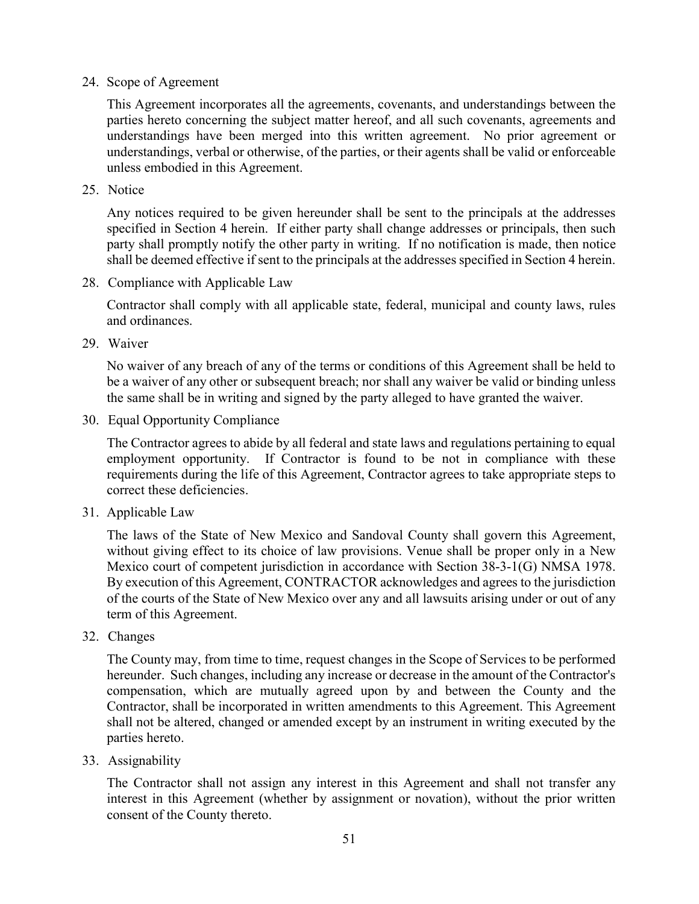24. Scope of Agreement

    This Agreement incorporates all the agreements, covenants, and understandings between the parties hereto concerning the subject matter hereof, and all such covenants, agreements and understandings have been merged into this written agreement. No prior agreement or understandings, verbal or otherwise, of the parties, or their agents shall be valid or enforceable unless embodied in this Agreement.

25. Notice

    Any notices required to be given hereunder shall be sent to the principals at the addresses specified in Section 4 herein. If either party shall change addresses or principals, then such party shall promptly notify the other party in writing. If no notification is made, then notice shall be deemed effective if sent to the principals at the addresses specified in Section 4 herein.

28. Compliance with Applicable Law

    Contractor shall comply with all applicable state, federal, municipal and county laws, rules and ordinances.

29. Waiver

    No waiver of any breach of any of the terms or conditions of this Agreement shall be held to be a waiver of any other or subsequent breach; nor shall any waiver be valid or binding unless the same shall be in writing and signed by the party alleged to have granted the waiver.

30. Equal Opportunity Compliance

    The Contractor agrees to abide by all federal and state laws and regulations pertaining to equal employment opportunity. If Contractor is found to be not in compliance with these requirements during the life of this Agreement, Contractor agrees to take appropriate steps to correct these deficiencies.

31. Applicable Law

    The laws of the State of New Mexico and Sandoval County shall govern this Agreement, without giving effect to its choice of law provisions. Venue shall be proper only in a New Mexico court of competent jurisdiction in accordance with Section 38-3-1(G) NMSA 1978. By execution of this Agreement, CONTRACTOR acknowledges and agrees to the jurisdiction of the courts of the State of New Mexico over any and all lawsuits arising under or out of any term of this Agreement.

32. Changes

    The County may, from time to time, request changes in the Scope of Services to be performed hereunder. Such changes, including any increase or decrease in the amount of the Contractor's compensation, which are mutually agreed upon by and between the County and the Contractor, shall be incorporated in written amendments to this Agreement. This Agreement shall not be altered, changed or amended except by an instrument in writing executed by the parties hereto.

33. Assignability

    The Contractor shall not assign any interest in this Agreement and shall not transfer any interest in this Agreement (whether by assignment or novation), without the prior written consent of the County thereto.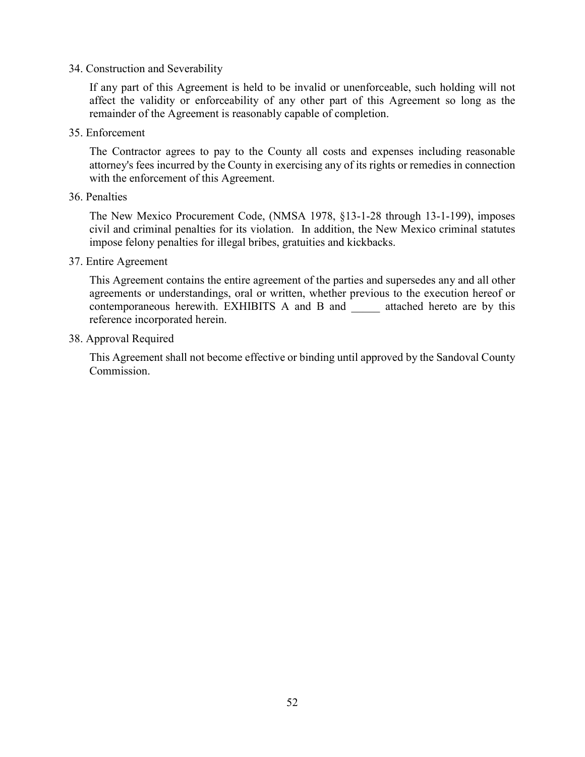34. Construction and Severability

    If any part of this Agreement is held to be invalid or unenforceable, such holding will not affect the validity or enforceability of any other part of this Agreement so long as the remainder of the Agreement is reasonably capable of completion.

35. Enforcement

    The Contractor agrees to pay to the County all costs and expenses including reasonable attorney's fees incurred by the County in exercising any of its rights or remedies in connection with the enforcement of this Agreement.

36. Penalties

    The New Mexico Procurement Code, (NMSA 1978, §13-1-28 through 13-1-199), imposes civil and criminal penalties for its violation. In addition, the New Mexico criminal statutes impose felony penalties for illegal bribes, gratuities and kickbacks.

37. Entire Agreement

    This Agreement contains the entire agreement of the parties and supersedes any and all other agreements or understandings, oral or written, whether previous to the execution hereof or contemporaneous herewith. EXHIBITS A and B and _____ attached hereto are by this reference incorporated herein.

38. Approval Required

    This Agreement shall not become effective or binding until approved by the Sandoval County Commission.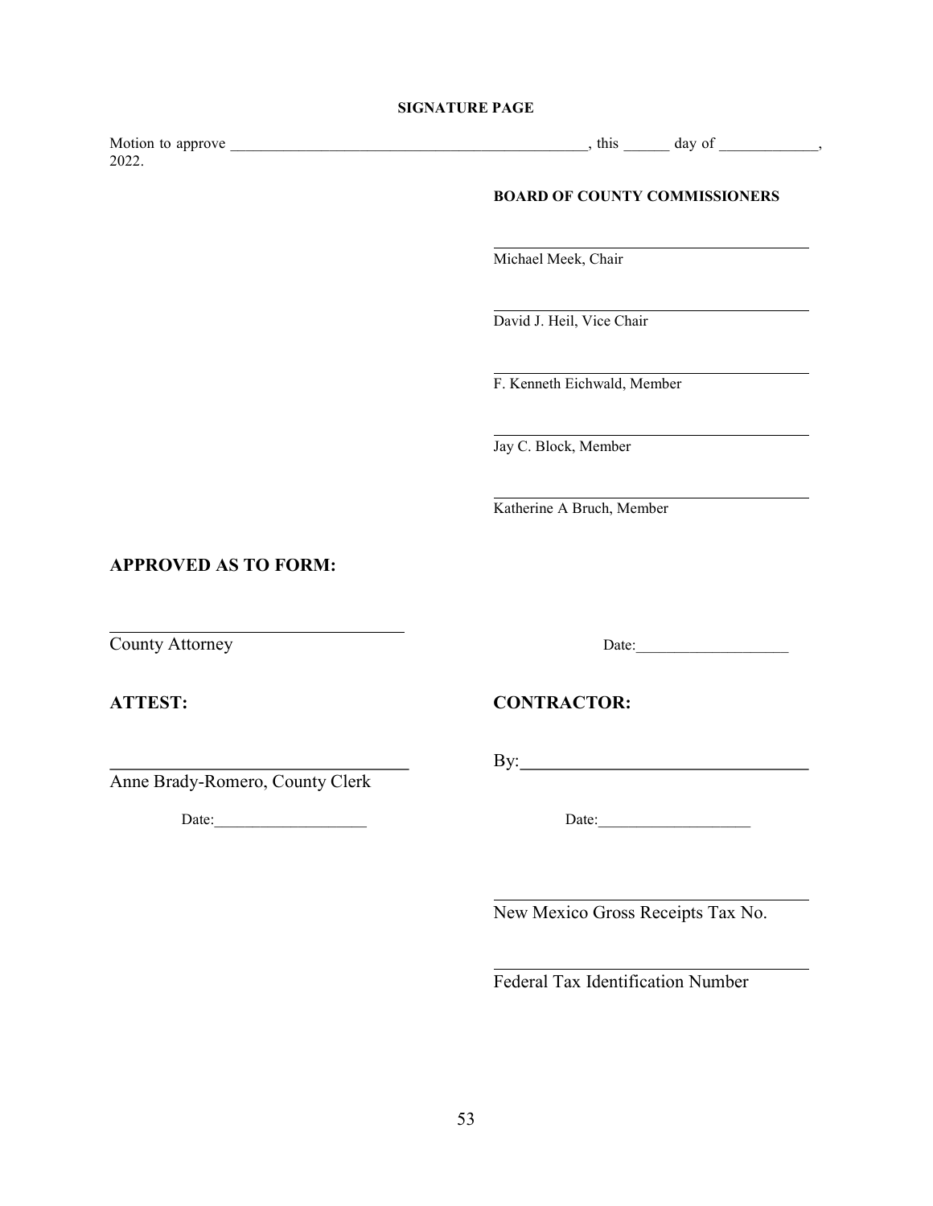**SIGNATURE PAGE**

Motion to approve _______________________________________________, this ______ day of _____________, 2022.

**BOARD OF COUNTY COMMISSIONERS**

______________________________________
Michael Meek, Chair

______________________________________
David J. Heil, Vice Chair

______________________________________
F. Kenneth Eichwald, Member

______________________________________
Jay C. Block, Member

______________________________________
Katherine A Bruch, Member

## APPROVED AS TO FORM:

__________________________________
County Attorney

Date:____________________

## ATTEST:

__________________________________
Anne Brady-Romero, County Clerk

Date:____________________

## CONTRACTOR:

By:________________________________

Date:____________________

______________________________________
New Mexico Gross Receipts Tax No.

______________________________________
Federal Tax Identification Number